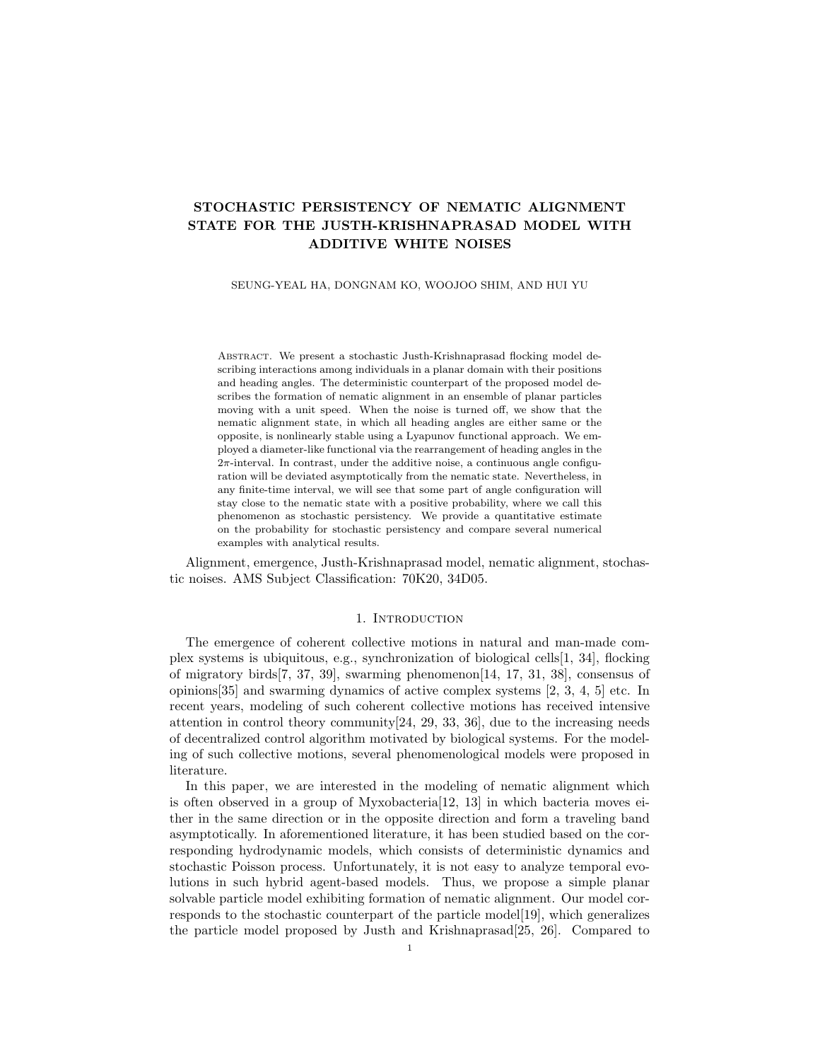# STOCHASTIC PERSISTENCY OF NEMATIC ALIGNMENT STATE FOR THE JUSTH-KRISHNAPRASAD MODEL WITH ADDITIVE WHITE NOISES

SEUNG-YEAL HA, DONGNAM KO, WOOJOO SHIM, AND HUI YU

Abstract. We present a stochastic Justh-Krishnaprasad flocking model describing interactions among individuals in a planar domain with their positions and heading angles. The deterministic counterpart of the proposed model describes the formation of nematic alignment in an ensemble of planar particles moving with a unit speed. When the noise is turned off, we show that the nematic alignment state, in which all heading angles are either same or the opposite, is nonlinearly stable using a Lyapunov functional approach. We employed a diameter-like functional via the rearrangement of heading angles in the $2\pi$-interval. In contrast, under the additive noise, a continuous angle configuration will be deviated asymptotically from the nematic state. Nevertheless, in any finite-time interval, we will see that some part of angle configuration will stay close to the nematic state with a positive probability, where we call this phenomenon as stochastic persistency. We provide a quantitative estimate on the probability for stochastic persistency and compare several numerical examples with analytical results.

Alignment, emergence, Justh-Krishnaprasad model, nematic alignment, stochastic noises. AMS Subject Classification: 70K20, 34D05.

## 1. Introduction

The emergence of coherent collective motions in natural and man-made complex systems is ubiquitous, e.g., synchronization of biological cells[1, 34], flocking of migratory birds[7, 37, 39], swarming phenomenon[14, 17, 31, 38], consensus of opinions[35] and swarming dynamics of active complex systems [2, 3, 4, 5] etc. In recent years, modeling of such coherent collective motions has received intensive attention in control theory community[24, 29, 33, 36], due to the increasing needs of decentralized control algorithm motivated by biological systems. For the modeling of such collective motions, several phenomenological models were proposed in literature.

In this paper, we are interested in the modeling of nematic alignment which is often observed in a group of Myxobacteria[12, 13] in which bacteria moves either in the same direction or in the opposite direction and form a traveling band asymptotically. In aforementioned literature, it has been studied based on the corresponding hydrodynamic models, which consists of deterministic dynamics and stochastic Poisson process. Unfortunately, it is not easy to analyze temporal evolutions in such hybrid agent-based models. Thus, we propose a simple planar solvable particle model exhibiting formation of nematic alignment. Our model corresponds to the stochastic counterpart of the particle model[19], which generalizes the particle model proposed by Justh and Krishnaprasad[25, 26]. Compared to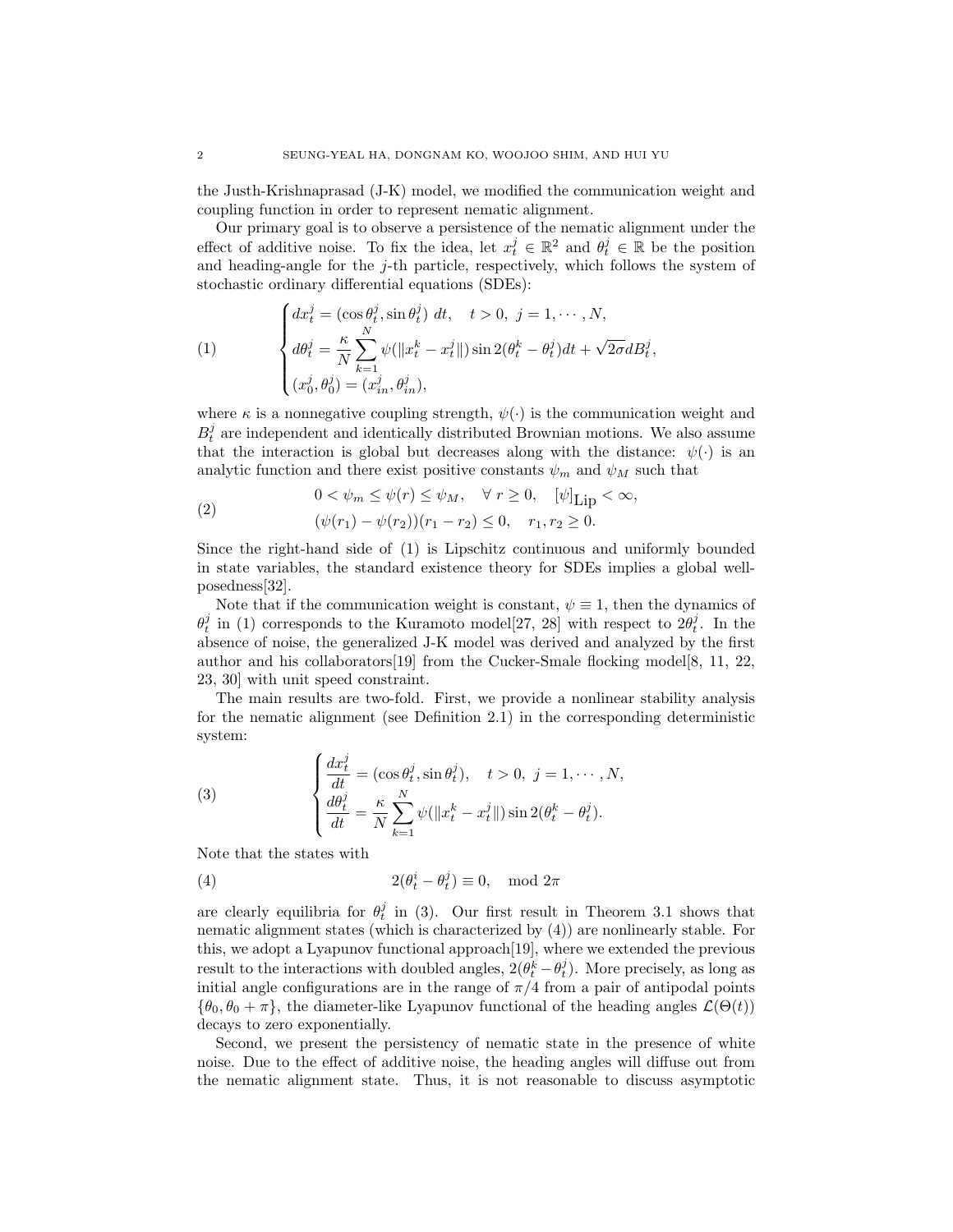the Justh-Krishnaprasad (J-K) model, we modified the communication weight and coupling function in order to represent nematic alignment.

Our primary goal is to observe a persistence of the nematic alignment under the effect of additive noise. To fix the idea, let $x_t^j \in \mathbb{R}^2$ and $\theta_t^j \in \mathbb{R}$ be the position and heading-angle for the $j$-th particle, respectively, which follows the system of stochastic ordinary differential equations (SDEs):

$$
\begin{cases}
dx_t^j = (\cos\theta_t^j, \sin\theta_t^j)\ dt, \quad t>0,\ j=1,\cdots,N, \\
d\theta_t^j = \dfrac{\kappa}{N}\displaystyle\sum_{k=1}^N \psi(\|x_t^k - x_t^j\|)\sin 2(\theta_t^k-\theta_t^j)dt + \sqrt{2\sigma}dB_t^j, \\
(x_0^j,\theta_0^j) = (x_{in}^j, \theta_{in}^j),
\end{cases} \tag{1}
$$

where $\kappa$ is a nonnegative coupling strength, $\psi(\cdot)$ is the communication weight and $B_t^j$ are independent and identically distributed Brownian motions. We also assume that the interaction is global but decreases along with the distance: $\psi(\cdot)$ is an analytic function and there exist positive constants $\psi_m$ and $\psi_M$ such that

$$
\begin{aligned}
&0 < \psi_m \le \psi(r) \le \psi_M, \quad \forall\ r \ge 0, \quad [\psi]_{\text{Lip}} < \infty, \\
&(\psi(r_1)-\psi(r_2))(r_1-r_2) \le 0, \quad r_1, r_2 \ge 0.
\end{aligned} \tag{2}
$$

Since the right-hand side of (1) is Lipschitz continuous and uniformly bounded in state variables, the standard existence theory for SDEs implies a global well-posedness[32].

Note that if the communication weight is constant, $\psi \equiv 1$, then the dynamics of $\theta_t^j$ in (1) corresponds to the Kuramoto model[27, 28] with respect to $2\theta_t^j$. In the absence of noise, the generalized J-K model was derived and analyzed by the first author and his collaborators[19] from the Cucker-Smale flocking model[8, 11, 22, 23, 30] with unit speed constraint.

The main results are two-fold. First, we provide a nonlinear stability analysis for the nematic alignment (see Definition 2.1) in the corresponding deterministic system:

$$
\begin{cases}
\dfrac{dx_t^j}{dt} = (\cos\theta_t^j, \sin\theta_t^j), \quad t>0,\ j=1,\cdots,N, \\
\dfrac{d\theta_t^j}{dt} = \dfrac{\kappa}{N}\displaystyle\sum_{k=1}^N \psi(\|x_t^k - x_t^j\|)\sin 2(\theta_t^k-\theta_t^j).
\end{cases} \tag{3}
$$

Note that the states with

$$
2(\theta_t^i - \theta_t^j) \equiv 0, \quad \mod 2\pi \tag{4}
$$

are clearly equilibria for $\theta_t^j$ in (3). Our first result in Theorem 3.1 shows that nematic alignment states (which is characterized by (4)) are nonlinearly stable. For this, we adopt a Lyapunov functional approach[19], where we extended the previous result to the interactions with doubled angles, $2(\theta_t^k - \theta_t^j)$. More precisely, as long as initial angle configurations are in the range of $\pi/4$ from a pair of antipodal points $\{\theta_0, \theta_0+\pi\}$, the diameter-like Lyapunov functional of the heading angles $\mathcal{L}(\Theta(t))$ decays to zero exponentially.

Second, we present the persistency of nematic state in the presence of white noise. Due to the effect of additive noise, the heading angles will diffuse out from the nematic alignment state. Thus, it is not reasonable to discuss asymptotic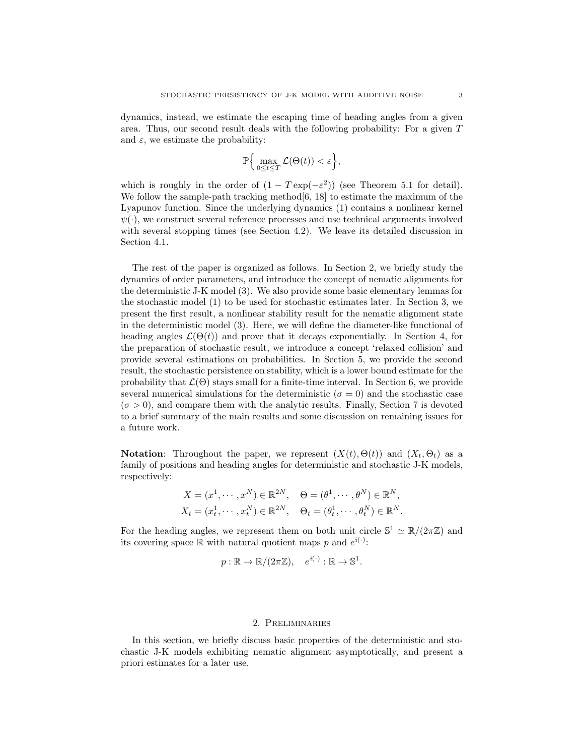dynamics, instead, we estimate the escaping time of heading angles from a given area. Thus, our second result deals with the following probability: For a given $T$ and $\varepsilon$, we estimate the probability:

$$\mathbb{P}\Big\{ \max_{0 \le t \le T} \mathcal{L}(\Theta(t)) < \varepsilon \Big\},$$

which is roughly in the order of $(1 - T\exp(-\varepsilon^2))$ (see Theorem 5.1 for detail). We follow the sample-path tracking method[6, 18] to estimate the maximum of the Lyapunov function. Since the underlying dynamics (1) contains a nonlinear kernel $\psi(\cdot)$, we construct several reference processes and use technical arguments involved with several stopping times (see Section 4.2). We leave its detailed discussion in Section 4.1.

The rest of the paper is organized as follows. In Section 2, we briefly study the dynamics of order parameters, and introduce the concept of nematic alignments for the deterministic J-K model (3). We also provide some basic elementary lemmas for the stochastic model (1) to be used for stochastic estimates later. In Section 3, we present the first result, a nonlinear stability result for the nematic alignment state in the deterministic model (3). Here, we will define the diameter-like functional of heading angles $\mathcal{L}(\Theta(t))$ and prove that it decays exponentially. In Section 4, for the preparation of stochastic result, we introduce a concept 'relaxed collision' and provide several estimations on probabilities. In Section 5, we provide the second result, the stochastic persistence on stability, which is a lower bound estimate for the probability that $\mathcal{L}(\Theta)$ stays small for a finite-time interval. In Section 6, we provide several numerical simulations for the deterministic ($\sigma = 0$) and the stochastic case ($\sigma > 0$), and compare them with the analytic results. Finally, Section 7 is devoted to a brief summary of the main results and some discussion on remaining issues for a future work.

**Notation**: Throughout the paper, we represent $(X(t), \Theta(t))$ and $(X_t, \Theta_t)$ as a family of positions and heading angles for deterministic and stochastic J-K models, respectively:

$$X = (x^1, \cdots, x^N) \in \mathbb{R}^{2N}, \quad \Theta = (\theta^1, \cdots, \theta^N) \in \mathbb{R}^N,$$
$$X_t = (x_t^1, \cdots, x_t^N) \in \mathbb{R}^{2N}, \quad \Theta_t = (\theta_t^1, \cdots, \theta_t^N) \in \mathbb{R}^N.$$

For the heading angles, we represent them on both unit circle $\mathbb{S}^1 \simeq \mathbb{R}/(2\pi\mathbb{Z})$ and its covering space $\mathbb{R}$ with natural quotient maps $p$ and $e^{i(\cdot)}$:

$$p : \mathbb{R} \to \mathbb{R}/(2\pi\mathbb{Z}), \quad e^{i(\cdot)} : \mathbb{R} \to \mathbb{S}^1.$$

## 2. Preliminaries

In this section, we briefly discuss basic properties of the deterministic and stochastic J-K models exhibiting nematic alignment asymptotically, and present a priori estimates for a later use.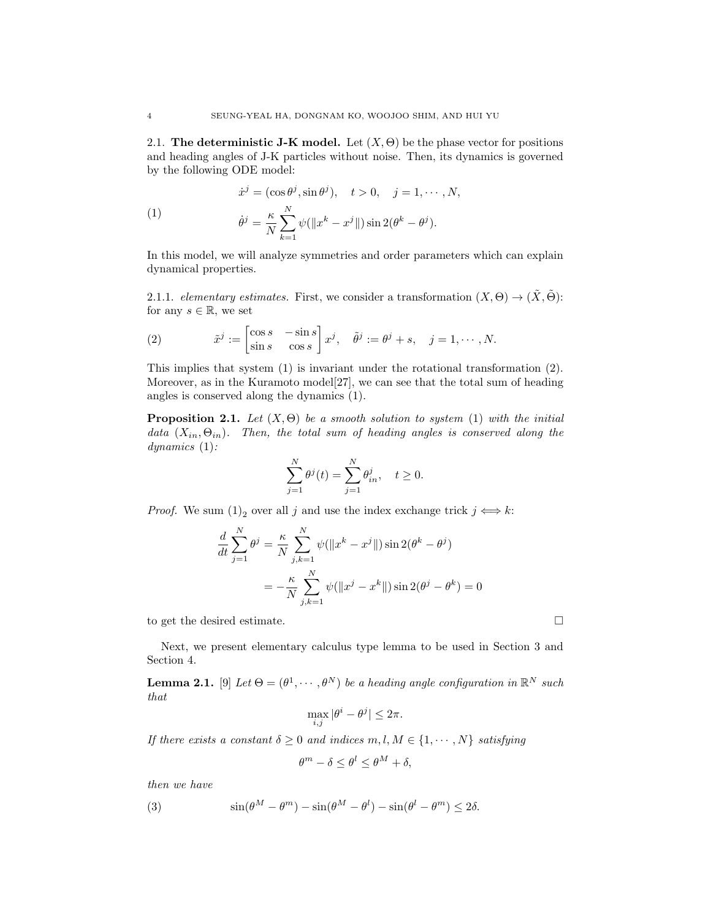### 2.1. **The deterministic J-K model.**

Let $(X, \Theta)$ be the phase vector for positions and heading angles of J-K particles without noise. Then, its dynamics is governed by the following ODE model:

$$
\begin{aligned}
&\dot{x}^j = (\cos\theta^j, \sin\theta^j), \quad t > 0, \quad j = 1, \cdots, N, \\
&\dot{\theta}^j = \frac{\kappa}{N}\sum_{k=1}^{N} \psi(\|x^k - x^j\|)\sin 2(\theta^k - \theta^j).
\end{aligned} \tag{1}
$$

In this model, we will analyze symmetries and order parameters which can explain dynamical properties.

2.1.1. *elementary estimates.* First, we consider a transformation $(X, \Theta) \to (\tilde{X}, \tilde{\Theta})$: for any $s \in \mathbb{R}$, we set

$$
\tilde{x}^j := \begin{bmatrix} \cos s & -\sin s \\ \sin s & \cos s \end{bmatrix} x^j, \quad \tilde{\theta}^j := \theta^j + s, \quad j = 1, \cdots, N. \tag{2}
$$

This implies that system (1) is invariant under the rotational transformation (2). Moreover, as in the Kuramoto model[27], we can see that the total sum of heading angles is conserved along the dynamics (1).

**Proposition 2.1.** *Let $(X, \Theta)$ be a smooth solution to system (1) with the initial data $(X_{in}, \Theta_{in})$. Then, the total sum of heading angles is conserved along the dynamics (1):*

$$
\sum_{j=1}^{N} \theta^j(t) = \sum_{j=1}^{N} \theta^j_{in}, \quad t \geq 0.
$$

*Proof.* We sum $(1)_2$ over all $j$ and use the index exchange trick $j \Longleftrightarrow k$:

$$
\begin{aligned}
\frac{d}{dt}\sum_{j=1}^{N} \theta^j &= \frac{\kappa}{N}\sum_{j,k=1}^{N} \psi(\|x^k - x^j\|)\sin 2(\theta^k - \theta^j) \\
&= -\frac{\kappa}{N}\sum_{j,k=1}^{N} \psi(\|x^j - x^k\|)\sin 2(\theta^j - \theta^k) = 0
\end{aligned}
$$

to get the desired estimate. $\square$

Next, we present elementary calculus type lemma to be used in Section 3 and Section 4.

**Lemma 2.1.** [9] *Let $\Theta = (\theta^1, \cdots, \theta^N)$ be a heading angle configuration in $\mathbb{R}^N$ such that*

$$
\max_{i,j} |\theta^i - \theta^j| \leq 2\pi.
$$

*If there exists a constant $\delta \geq 0$ and indices $m, l, M \in \{1, \cdots, N\}$ satisfying*

$$
\theta^m - \delta \leq \theta^l \leq \theta^M + \delta,
$$

*then we have*

$$
\sin(\theta^M - \theta^m) - \sin(\theta^M - \theta^l) - \sin(\theta^l - \theta^m) \leq 2\delta. \tag{3}
$$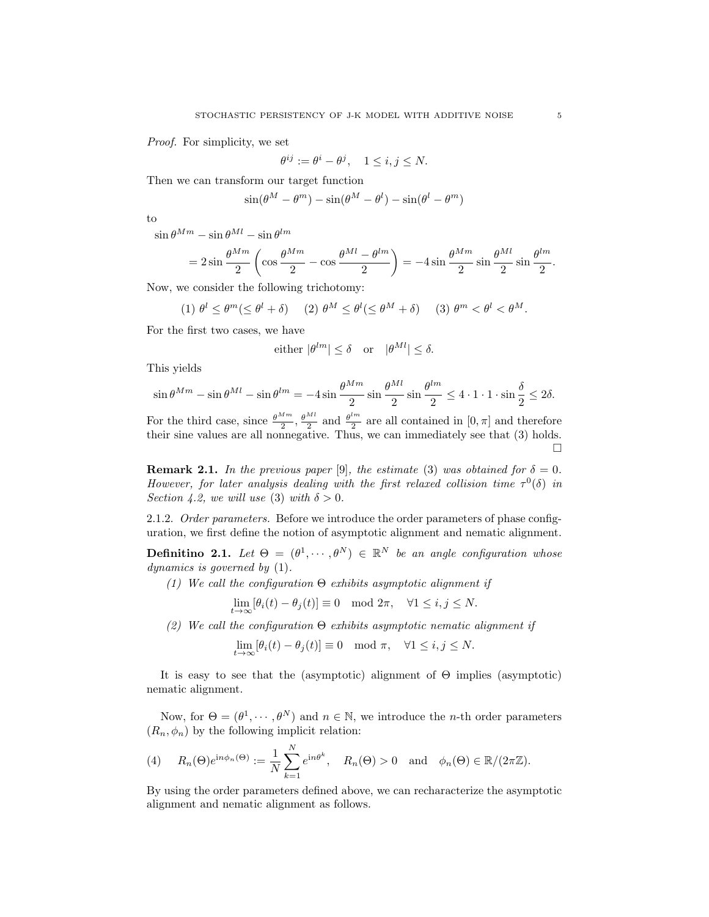*Proof.* For simplicity, we set

$$\theta^{ij} := \theta^i - \theta^j, \quad 1 \le i, j \le N.$$

Then we can transform our target function

$$\sin(\theta^M - \theta^m) - \sin(\theta^M - \theta^l) - \sin(\theta^l - \theta^m)$$

to

$$\begin{aligned}
&\sin\theta^{Mm} - \sin\theta^{Ml} - \sin\theta^{lm} \\
&\quad = 2\sin\frac{\theta^{Mm}}{2}\left(\cos\frac{\theta^{Mm}}{2} - \cos\frac{\theta^{Ml} - \theta^{lm}}{2}\right) = -4\sin\frac{\theta^{Mm}}{2}\sin\frac{\theta^{Ml}}{2}\sin\frac{\theta^{lm}}{2}.
\end{aligned}$$

Now, we consider the following trichotomy:

$$(1)\ \theta^l \le \theta^m (\le \theta^l + \delta) \quad (2)\ \theta^M \le \theta^l (\le \theta^M + \delta) \quad (3)\ \theta^m < \theta^l < \theta^M.$$

For the first two cases, we have

$$\text{either } |\theta^{lm}| \le \delta \quad \text{or} \quad |\theta^{Ml}| \le \delta.$$

This yields

$$\sin\theta^{Mm} - \sin\theta^{Ml} - \sin\theta^{lm} = -4\sin\frac{\theta^{Mm}}{2}\sin\frac{\theta^{Ml}}{2}\sin\frac{\theta^{lm}}{2} \le 4\cdot 1\cdot 1\cdot \sin\frac{\delta}{2} \le 2\delta.$$

For the third case, since $\frac{\theta^{Mm}}{2}$, $\frac{\theta^{Ml}}{2}$ and $\frac{\theta^{lm}}{2}$ are all contained in $[0,\pi]$ and therefore their sine values are all nonnegative. Thus, we can immediately see that (3) holds. □

**Remark 2.1.** *In the previous paper* [9]*, the estimate* (3) *was obtained for* $\delta = 0$*. However, for later analysis dealing with the first relaxed collision time* $\tau^0(\delta)$ *in Section 4.2, we will use* (3) *with* $\delta > 0$*.*

2.1.2. *Order parameters.* Before we introduce the order parameters of phase configuration, we first define the notion of asymptotic alignment and nematic alignment.

**Definitino 2.1.** *Let* $\Theta = (\theta^1, \cdots, \theta^N) \in \mathbb{R}^N$ *be an angle configuration whose dynamics is governed by* (1)*.*

*(1) We call the configuration* $\Theta$ *exhibits asymptotic alignment if*

$$\lim_{t\to\infty}[\theta_i(t) - \theta_j(t)] \equiv 0 \mod 2\pi, \quad \forall 1 \le i, j \le N.$$

*(2) We call the configuration* $\Theta$ *exhibits asymptotic nematic alignment if*

$$\lim_{t\to\infty}[\theta_i(t) - \theta_j(t)] \equiv 0 \mod \pi, \quad \forall 1 \le i, j \le N.$$

It is easy to see that the (asymptotic) alignment of $\Theta$ implies (asymptotic) nematic alignment.

Now, for $\Theta = (\theta^1, \cdots, \theta^N)$ and $n \in \mathbb{N}$, we introduce the $n$-th order parameters $(R_n, \phi_n)$ by the following implicit relation:

$$(4) \qquad R_n(\Theta)e^{\mathrm{i}n\phi_n(\Theta)} := \frac{1}{N}\sum_{k=1}^N e^{\mathrm{i}n\theta^k}, \quad R_n(\Theta) > 0 \quad \text{and} \quad \phi_n(\Theta) \in \mathbb{R}/(2\pi\mathbb{Z}).$$

By using the order parameters defined above, we can recharacterize the asymptotic alignment and nematic alignment as follows.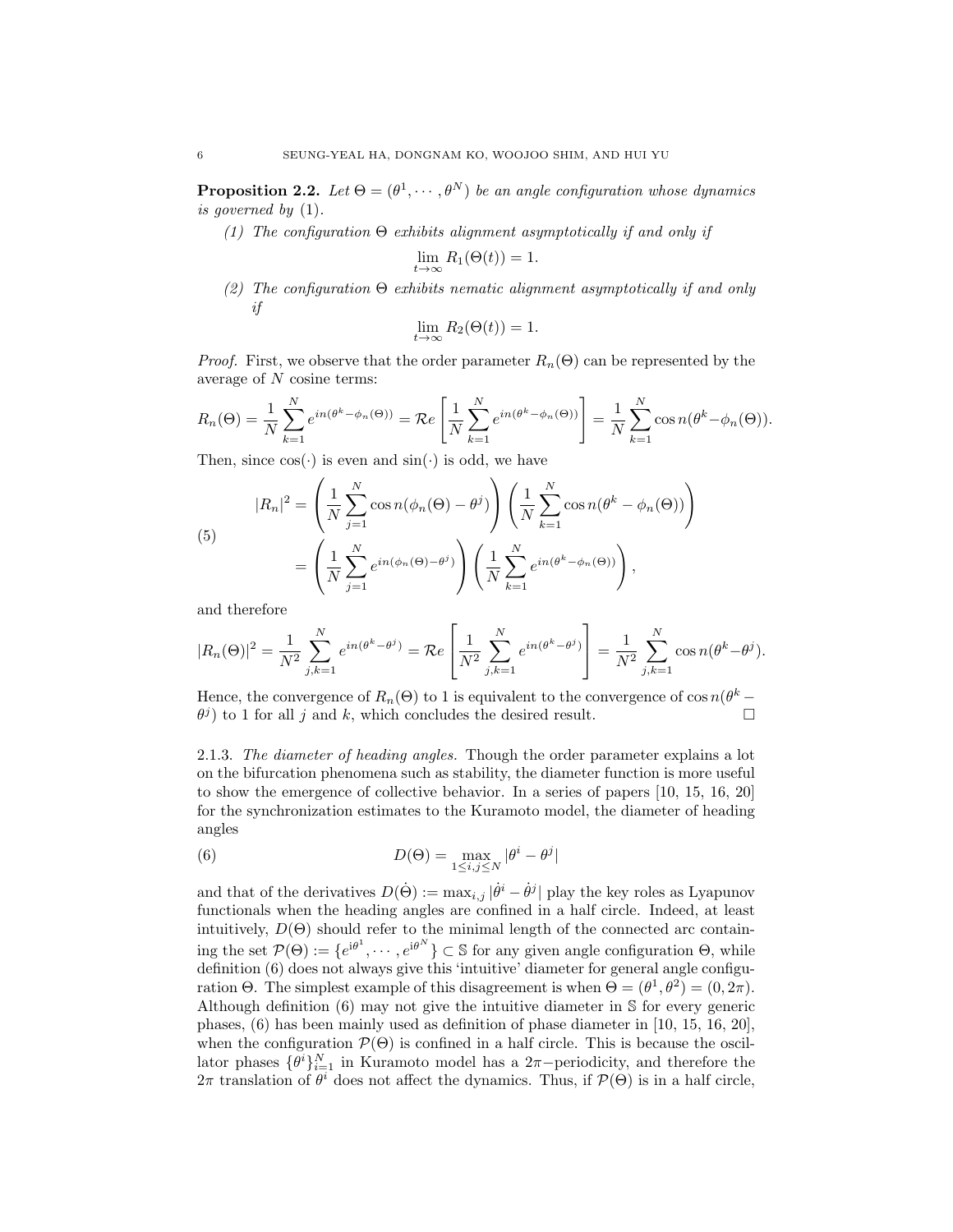**Proposition 2.2.** *Let $\Theta = (\theta^1, \cdots, \theta^N)$ be an angle configuration whose dynamics is governed by* (1)*.*

*(1) The configuration $\Theta$ exhibits alignment asymptotically if and only if*

$$\lim_{t\to\infty} R_1(\Theta(t)) = 1.$$

*(2) The configuration $\Theta$ exhibits nematic alignment asymptotically if and only if*

$$\lim_{t\to\infty} R_2(\Theta(t)) = 1.$$

*Proof.* First, we observe that the order parameter $R_n(\Theta)$ can be represented by the average of $N$ cosine terms:

$$R_n(\Theta) = \frac{1}{N}\sum_{k=1}^N e^{in(\theta^k - \phi_n(\Theta))} = \mathcal{R}e\left[\frac{1}{N}\sum_{k=1}^N e^{in(\theta^k - \phi_n(\Theta))}\right] = \frac{1}{N}\sum_{k=1}^N \cos n(\theta^k - \phi_n(\Theta)).$$

Then, since $\cos(\cdot)$ is even and $\sin(\cdot)$ is odd, we have

$$\begin{aligned} |R_n|^2 &= \left(\frac{1}{N}\sum_{j=1}^N \cos n(\phi_n(\Theta) - \theta^j)\right)\left(\frac{1}{N}\sum_{k=1}^N \cos n(\theta^k - \phi_n(\Theta))\right) \\ &= \left(\frac{1}{N}\sum_{j=1}^N e^{in(\phi_n(\Theta) - \theta^j)}\right)\left(\frac{1}{N}\sum_{k=1}^N e^{in(\theta^k - \phi_n(\Theta))}\right), \end{aligned} \tag{5}$$

and therefore

$$|R_n(\Theta)|^2 = \frac{1}{N^2}\sum_{j,k=1}^N e^{in(\theta^k - \theta^j)} = \mathcal{R}e\left[\frac{1}{N^2}\sum_{j,k=1}^N e^{in(\theta^k - \theta^j)}\right] = \frac{1}{N^2}\sum_{j,k=1}^N \cos n(\theta^k - \theta^j).$$

Hence, the convergence of $R_n(\Theta)$ to 1 is equivalent to the convergence of $\cos n(\theta^k - \theta^j)$ to 1 for all $j$ and $k$, which concludes the desired result. □

2.1.3. *The diameter of heading angles.* Though the order parameter explains a lot on the bifurcation phenomena such as stability, the diameter function is more useful to show the emergence of collective behavior. In a series of papers [10, 15, 16, 20] for the synchronization estimates to the Kuramoto model, the diameter of heading angles

$$D(\Theta) = \max_{1\le i,j\le N} |\theta^i - \theta^j| \tag{6}$$

and that of the derivatives $D(\dot\Theta) := \max_{i,j} |\dot\theta^i - \dot\theta^j|$ play the key roles as Lyapunov functionals when the heading angles are confined in a half circle. Indeed, at least intuitively, $D(\Theta)$ should refer to the minimal length of the connected arc containing the set $\mathcal{P}(\Theta) := \{e^{\mathrm{i}\theta^1}, \cdots, e^{\mathrm{i}\theta^N}\} \subset \mathbb{S}$ for any given angle configuration $\Theta$, while definition (6) does not always give this 'intuitive' diameter for general angle configuration $\Theta$. The simplest example of this disagreement is when $\Theta = (\theta^1, \theta^2) = (0, 2\pi)$. Although definition (6) may not give the intuitive diameter in $\mathbb{S}$ for every generic phases, (6) has been mainly used as definition of phase diameter in [10, 15, 16, 20], when the configuration $\mathcal{P}(\Theta)$ is confined in a half circle. This is because the oscillator phases $\{\theta^i\}_{i=1}^N$ in Kuramoto model has a $2\pi-$periodicity, and therefore the $2\pi$ translation of $\theta^i$ does not affect the dynamics. Thus, if $\mathcal{P}(\Theta)$ is in a half circle,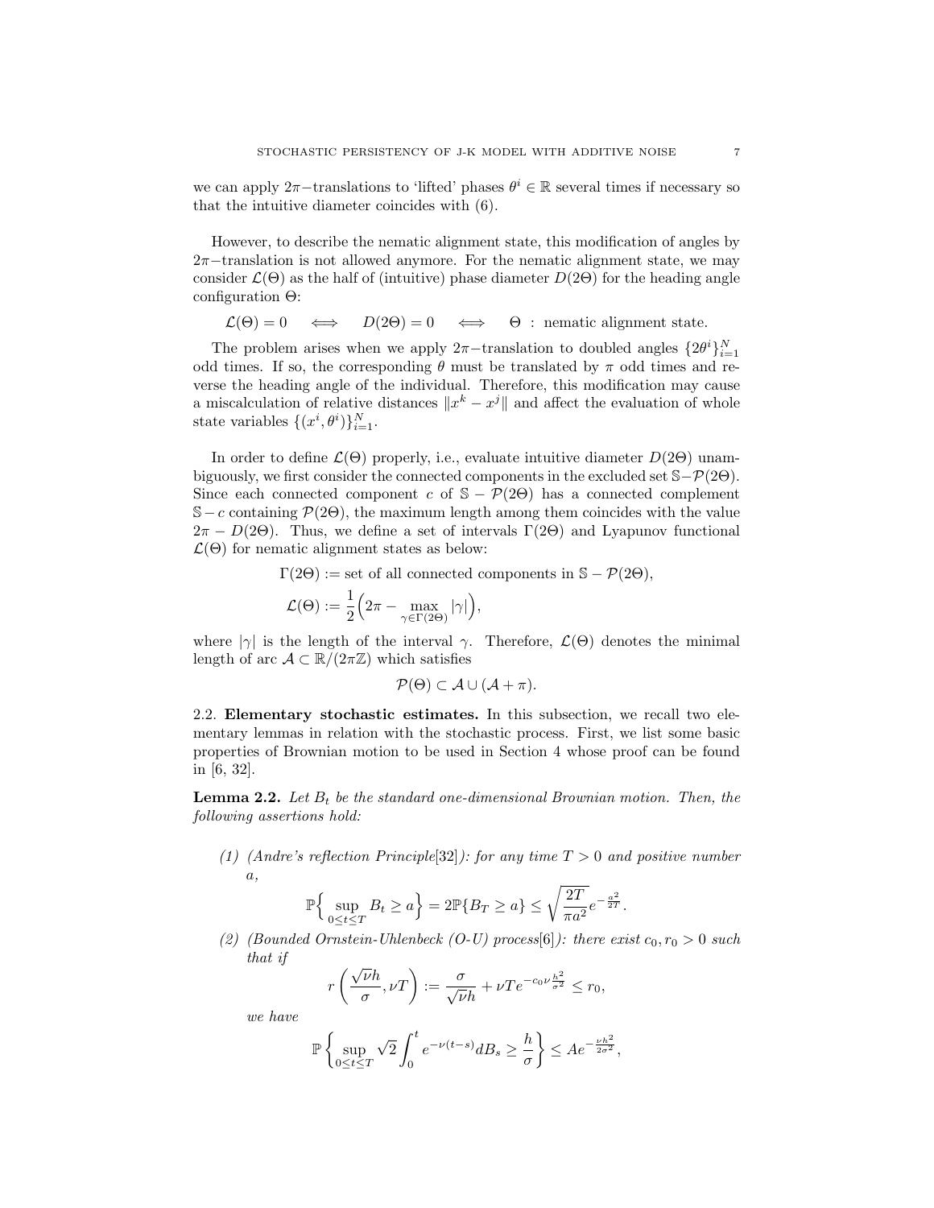we can apply $2\pi-$translations to 'lifted' phases $\theta^i \in \mathbb{R}$ several times if necessary so that the intuitive diameter coincides with (6).

However, to describe the nematic alignment state, this modification of angles by $2\pi-$translation is not allowed anymore. For the nematic alignment state, we may consider $\mathcal{L}(\Theta)$ as the half of (intuitive) phase diameter $D(2\Theta)$ for the heading angle configuration $\Theta$:

$$\mathcal{L}(\Theta) = 0 \quad \Longleftrightarrow \quad D(2\Theta) = 0 \quad \Longleftrightarrow \quad \Theta \ : \ \text{nematic alignment state.}$$

The problem arises when we apply $2\pi-$translation to doubled angles $\{2\theta^i\}_{i=1}^N$ odd times. If so, the corresponding $\theta$ must be translated by $\pi$ odd times and reverse the heading angle of the individual. Therefore, this modification may cause a miscalculation of relative distances $\|x^k - x^j\|$ and affect the evaluation of whole state variables $\{(x^i, \theta^i)\}_{i=1}^N$.

In order to define $\mathcal{L}(\Theta)$ properly, i.e., evaluate intuitive diameter $D(2\Theta)$ unambiguously, we first consider the connected components in the excluded set $\mathbb{S} - \mathcal{P}(2\Theta)$. Since each connected component $c$ of $\mathbb{S} - \mathcal{P}(2\Theta)$ has a connected complement $\mathbb{S} - c$ containing $\mathcal{P}(2\Theta)$, the maximum length among them coincides with the value $2\pi - D(2\Theta)$. Thus, we define a set of intervals $\Gamma(2\Theta)$ and Lyapunov functional $\mathcal{L}(\Theta)$ for nematic alignment states as below:

$$\Gamma(2\Theta) := \text{set of all connected components in } \mathbb{S} - \mathcal{P}(2\Theta),$$

$$\mathcal{L}(\Theta) := \frac{1}{2}\Big(2\pi - \max_{\gamma \in \Gamma(2\Theta)} |\gamma|\Big),$$

where $|\gamma|$ is the length of the interval $\gamma$. Therefore, $\mathcal{L}(\Theta)$ denotes the minimal length of arc $\mathcal{A} \subset \mathbb{R}/(2\pi\mathbb{Z})$ which satisfies

$$\mathcal{P}(\Theta) \subset \mathcal{A} \cup (\mathcal{A} + \pi).$$

## 2.2. Elementary stochastic estimates.

In this subsection, we recall two elementary lemmas in relation with the stochastic process. First, we list some basic properties of Brownian motion to be used in Section 4 whose proof can be found in [6, 32].

**Lemma 2.2.** *Let $B_t$ be the standard one-dimensional Brownian motion. Then, the following assertions hold:*

1. *(Andre's reflection Principle[32]): for any time $T > 0$ and positive number $a$,*
$$\mathbb{P}\Big\{\sup_{0 \le t \le T} B_t \ge a\Big\} = 2\mathbb{P}\{B_T \ge a\} \le \sqrt{\frac{2T}{\pi a^2}} e^{-\frac{a^2}{2T}}.$$
2. *(Bounded Ornstein-Uhlenbeck (O-U) process[6]): there exist $c_0, r_0 > 0$ such that if*
$$r\left(\frac{\sqrt{\nu}h}{\sigma}, \nu T\right) := \frac{\sigma}{\sqrt{\nu}h} + \nu T e^{-c_0 \nu \frac{h^2}{\sigma^2}} \le r_0,$$
*we have*
$$\mathbb{P}\left\{\sup_{0 \le t \le T} \sqrt{2}\int_0^t e^{-\nu(t-s)} dB_s \ge \frac{h}{\sigma}\right\} \le A e^{-\frac{\nu h^2}{2\sigma^2}},$$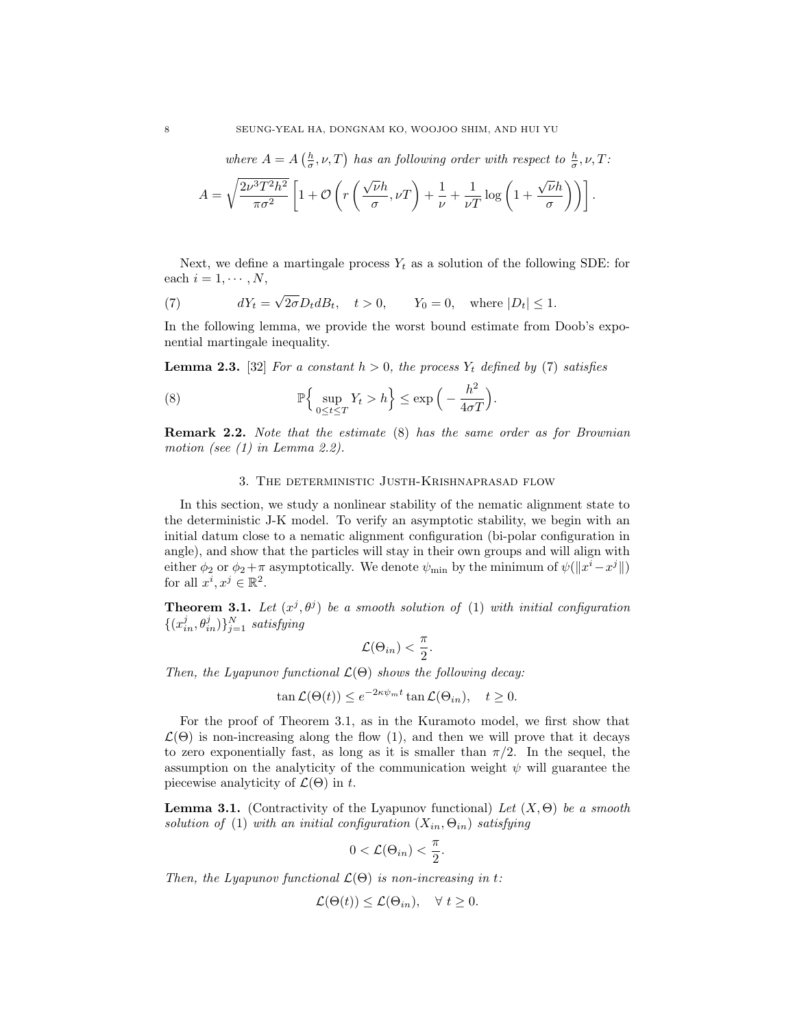*where* $A = A\left(\frac{h}{\sigma}, \nu, T\right)$ *has an following order with respect to* $\frac{h}{\sigma}, \nu, T$*:*

$$A = \sqrt{\frac{2\nu^3 T^2 h^2}{\pi \sigma^2}} \left[ 1 + \mathcal{O}\left( r\left( \frac{\sqrt{\nu} h}{\sigma}, \nu T \right) + \frac{1}{\nu} + \frac{1}{\nu T} \log\left( 1 + \frac{\sqrt{\nu} h}{\sigma} \right) \right) \right].$$

Next, we define a martingale process $Y_t$ as a solution of the following SDE: for each $i = 1, \cdots, N$,

$$dY_t = \sqrt{2\sigma} D_t dB_t, \quad t > 0, \qquad Y_0 = 0, \quad \text{where } |D_t| \le 1. \tag{7}$$

In the following lemma, we provide the worst bound estimate from Doob's exponential martingale inequality.

**Lemma 2.3.** [32] *For a constant* $h > 0$*, the process* $Y_t$ *defined by* (7) *satisfies*

$$\mathbb{P}\Big\{ \sup_{0 \le t \le T} Y_t > h \Big\} \le \exp\Big( -\frac{h^2}{4\sigma T} \Big). \tag{8}$$

**Remark 2.2.** *Note that the estimate* (8) *has the same order as for Brownian motion (see (1) in Lemma 2.2).*

## 3. The deterministic Justh-Krishnaprasad flow

In this section, we study a nonlinear stability of the nematic alignment state to the deterministic J-K model. To verify an asymptotic stability, we begin with an initial datum close to a nematic alignment configuration (bi-polar configuration in angle), and show that the particles will stay in their own groups and will align with either $\phi_2$ or $\phi_2 + \pi$ asymptotically. We denote $\psi_{\min}$ by the minimum of $\psi(\|x^i - x^j\|)$ for all $x^i, x^j \in \mathbb{R}^2$.

**Theorem 3.1.** *Let* $(x^j, \theta^j)$ *be a smooth solution of* (1) *with initial configuration* $\{(x^j_{in}, \theta^j_{in})\}_{j=1}^N$ *satisfying*

$$\mathcal{L}(\Theta_{in}) < \frac{\pi}{2}.$$

*Then, the Lyapunov functional* $\mathcal{L}(\Theta)$ *shows the following decay:*

$$\tan \mathcal{L}(\Theta(t)) \le e^{-2\kappa \psi_m t} \tan \mathcal{L}(\Theta_{in}), \quad t \ge 0.$$

For the proof of Theorem 3.1, as in the Kuramoto model, we first show that $\mathcal{L}(\Theta)$ is non-increasing along the flow (1), and then we will prove that it decays to zero exponentially fast, as long as it is smaller than $\pi/2$. In the sequel, the assumption on the analyticity of the communication weight $\psi$ will guarantee the piecewise analyticity of $\mathcal{L}(\Theta)$ in $t$.

**Lemma 3.1.** (Contractivity of the Lyapunov functional) *Let* $(X, \Theta)$ *be a smooth solution of* (1) *with an initial configuration* $(X_{in}, \Theta_{in})$ *satisfying*

$$0 < \mathcal{L}(\Theta_{in}) < \frac{\pi}{2}.$$

*Then, the Lyapunov functional* $\mathcal{L}(\Theta)$ *is non-increasing in* $t$*:*

$$\mathcal{L}(\Theta(t)) \le \mathcal{L}(\Theta_{in}), \quad \forall\ t \ge 0.$$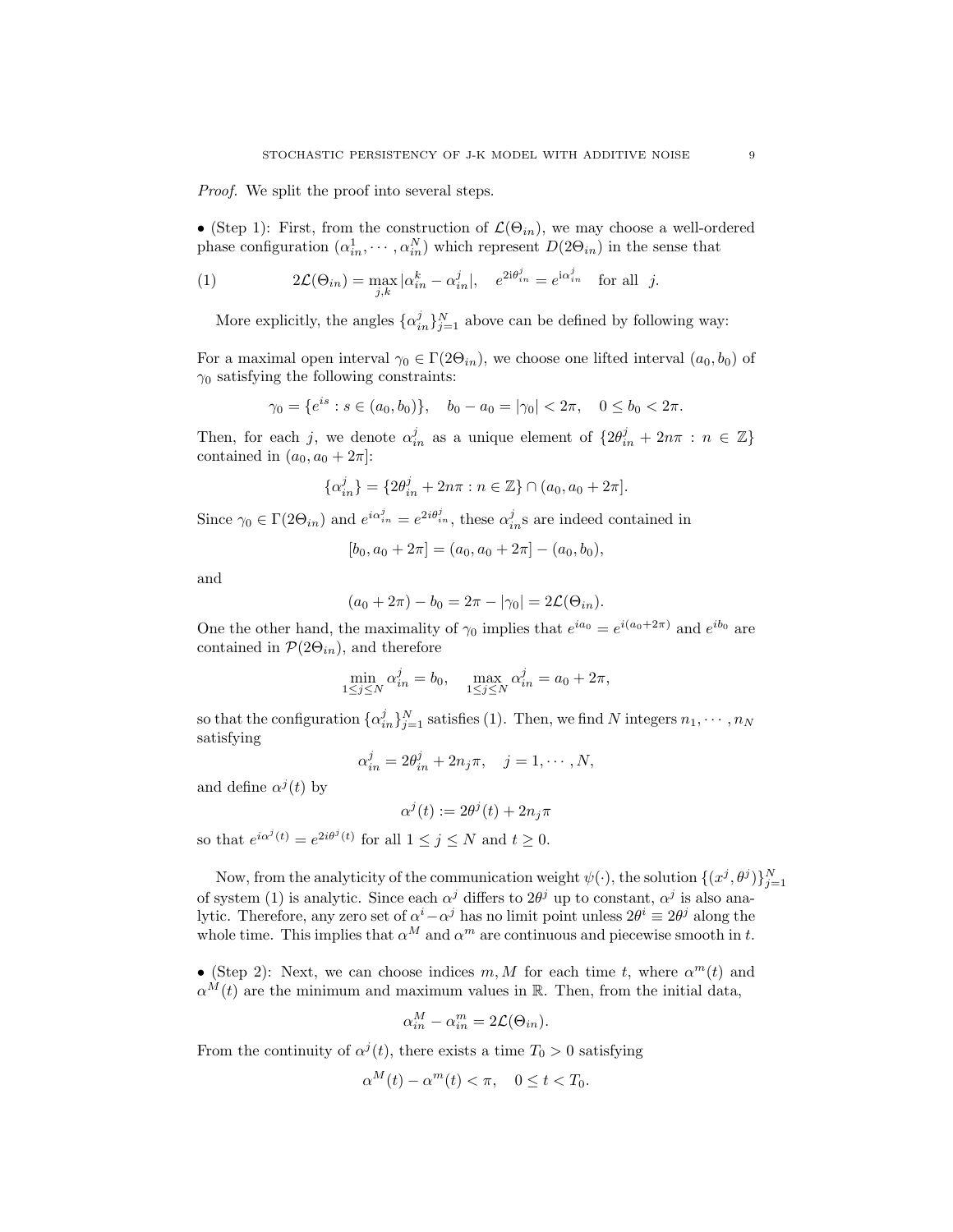*Proof.* We split the proof into several steps.

• (Step 1): First, from the construction of $\mathcal{L}(\Theta_{in})$, we may choose a well-ordered phase configuration $(\alpha_{in}^1, \cdots, \alpha_{in}^N)$ which represent $D(2\Theta_{in})$ in the sense that

$$2\mathcal{L}(\Theta_{in}) = \max_{j,k} |\alpha_{in}^k - \alpha_{in}^j|, \quad e^{2\mathrm{i}\theta_{in}^j} = e^{\mathrm{i}\alpha_{in}^j} \quad \text{for all} \quad j. \tag{1}$$

More explicitly, the angles $\{\alpha_{in}^j\}_{j=1}^N$ above can be defined by following way:

For a maximal open interval $\gamma_0 \in \Gamma(2\Theta_{in})$, we choose one lifted interval $(a_0, b_0)$ of $\gamma_0$ satisfying the following constraints:

$$\gamma_0 = \{e^{is} : s \in (a_0, b_0)\}, \quad b_0 - a_0 = |\gamma_0| < 2\pi, \quad 0 \le b_0 < 2\pi.$$

Then, for each $j$, we denote $\alpha_{in}^j$ as a unique element of $\{2\theta_{in}^j + 2n\pi : n \in \mathbb{Z}\}$ contained in $(a_0, a_0 + 2\pi]$:

$$\{\alpha_{in}^j\} = \{2\theta_{in}^j + 2n\pi : n \in \mathbb{Z}\} \cap (a_0, a_0 + 2\pi].$$

Since $\gamma_0 \in \Gamma(2\Theta_{in})$ and $e^{i\alpha_{in}^j} = e^{2i\theta_{in}^j}$, these $\alpha_{in}^j$s are indeed contained in

$$[b_0, a_0 + 2\pi] = (a_0, a_0 + 2\pi] - (a_0, b_0),$$

and

$$(a_0 + 2\pi) - b_0 = 2\pi - |\gamma_0| = 2\mathcal{L}(\Theta_{in}).$$

One the other hand, the maximality of $\gamma_0$ implies that $e^{ia_0} = e^{i(a_0+2\pi)}$ and $e^{ib_0}$ are contained in $\mathcal{P}(2\Theta_{in})$, and therefore

$$\min_{1\le j\le N} \alpha_{in}^j = b_0, \quad \max_{1\le j\le N} \alpha_{in}^j = a_0 + 2\pi,$$

so that the configuration $\{\alpha_{in}^j\}_{j=1}^N$ satisfies (1). Then, we find $N$ integers $n_1, \cdots, n_N$ satisfying

$$\alpha_{in}^j = 2\theta_{in}^j + 2n_j\pi, \quad j = 1, \cdots, N,$$

and define $\alpha^j(t)$ by

$$\alpha^j(t) := 2\theta^j(t) + 2n_j\pi$$

so that $e^{i\alpha^j(t)} = e^{2i\theta^j(t)}$ for all $1 \le j \le N$ and $t \ge 0$.

Now, from the analyticity of the communication weight $\psi(\cdot)$, the solution $\{(x^j, \theta^j)\}_{j=1}^N$ of system (1) is analytic. Since each $\alpha^j$ differs to $2\theta^j$ up to constant, $\alpha^j$ is also analytic. Therefore, any zero set of $\alpha^i - \alpha^j$ has no limit point unless $2\theta^i \equiv 2\theta^j$ along the whole time. This implies that $\alpha^M$ and $\alpha^m$ are continuous and piecewise smooth in $t$.

• (Step 2): Next, we can choose indices $m, M$ for each time $t$, where $\alpha^m(t)$ and $\alpha^M(t)$ are the minimum and maximum values in $\mathbb{R}$. Then, from the initial data,

$$\alpha_{in}^M - \alpha_{in}^m = 2\mathcal{L}(\Theta_{in}).$$

From the continuity of $\alpha^j(t)$, there exists a time $T_0 > 0$ satisfying

$$\alpha^M(t) - \alpha^m(t) < \pi, \quad 0 \le t < T_0.$$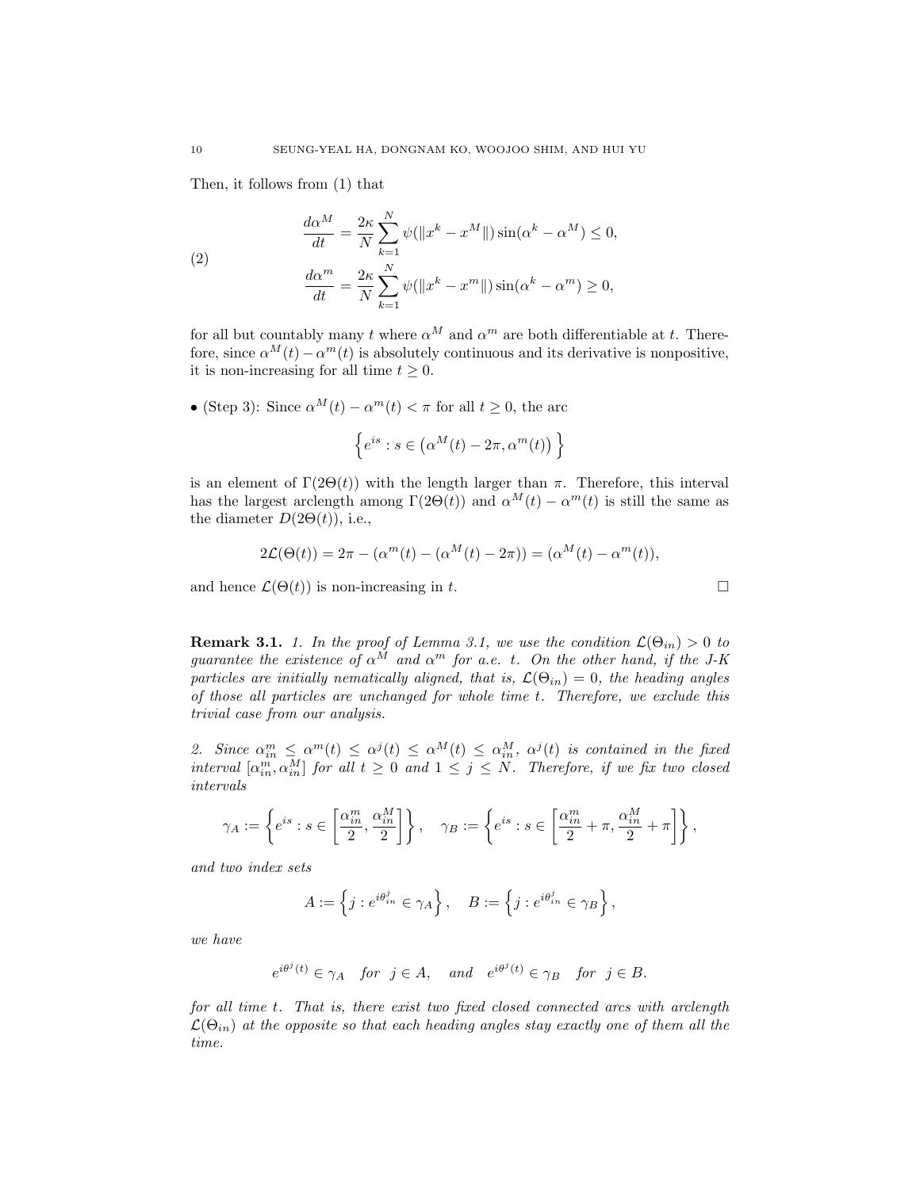Then, it follows from (1) that

$$
\begin{aligned}
\frac{d\alpha^M}{dt} &= \frac{2\kappa}{N}\sum_{k=1}^{N}\psi(\|x^k - x^M\|)\sin(\alpha^k - \alpha^M) \le 0, \\
\frac{d\alpha^m}{dt} &= \frac{2\kappa}{N}\sum_{k=1}^{N}\psi(\|x^k - x^m\|)\sin(\alpha^k - \alpha^m) \ge 0,
\end{aligned} \tag{2}
$$

for all but countably many $t$ where $\alpha^M$ and $\alpha^m$ are both differentiable at $t$. Therefore, since $\alpha^M(t) - \alpha^m(t)$ is absolutely continuous and its derivative is nonpositive, it is non-increasing for all time $t \ge 0$.

- (Step 3): Since $\alpha^M(t) - \alpha^m(t) < \pi$ for all $t \ge 0$, the arc

$$
\left\{ e^{is} : s \in \left(\alpha^M(t) - 2\pi, \alpha^m(t)\right) \right\}
$$

is an element of $\Gamma(2\Theta(t))$ with the length larger than $\pi$. Therefore, this interval has the largest arclength among $\Gamma(2\Theta(t))$ and $\alpha^M(t) - \alpha^m(t)$ is still the same as the diameter $D(2\Theta(t))$, i.e.,

$$
2\mathcal{L}(\Theta(t)) = 2\pi - (\alpha^m(t) - (\alpha^M(t) - 2\pi)) = (\alpha^M(t) - \alpha^m(t)),
$$

and hence $\mathcal{L}(\Theta(t))$ is non-increasing in $t$. □

**Remark 3.1.** *1. In the proof of Lemma 3.1, we use the condition $\mathcal{L}(\Theta_{in}) > 0$ to guarantee the existence of $\alpha^M$ and $\alpha^m$ for a.e. $t$. On the other hand, if the J-K particles are initially nematically aligned, that is, $\mathcal{L}(\Theta_{in}) = 0$, the heading angles of those all particles are unchanged for whole time $t$. Therefore, we exclude this trivial case from our analysis.*

*2. Since $\alpha^m_{in} \le \alpha^m(t) \le \alpha^j(t) \le \alpha^M(t) \le \alpha^M_{in}$, $\alpha^j(t)$ is contained in the fixed interval $[\alpha^m_{in}, \alpha^M_{in}]$ for all $t \ge 0$ and $1 \le j \le N$. Therefore, if we fix two closed intervals*

$$
\gamma_A := \left\{ e^{is} : s \in \left[\frac{\alpha^m_{in}}{2}, \frac{\alpha^M_{in}}{2}\right] \right\}, \quad \gamma_B := \left\{ e^{is} : s \in \left[\frac{\alpha^m_{in}}{2} + \pi, \frac{\alpha^M_{in}}{2} + \pi\right] \right\},
$$

*and two index sets*

$$
A := \left\{ j : e^{i\theta^j_{in}} \in \gamma_A \right\}, \quad B := \left\{ j : e^{i\theta^j_{in}} \in \gamma_B \right\},
$$

*we have*

$$
e^{i\theta^j(t)} \in \gamma_A \quad \text{for} \ \ j \in A, \quad \text{and} \quad e^{i\theta^j(t)} \in \gamma_B \quad \text{for} \ \ j \in B.
$$

*for all time $t$. That is, there exist two fixed closed connected arcs with arclength $\mathcal{L}(\Theta_{in})$ at the opposite so that each heading angles stay exactly one of them all the time.*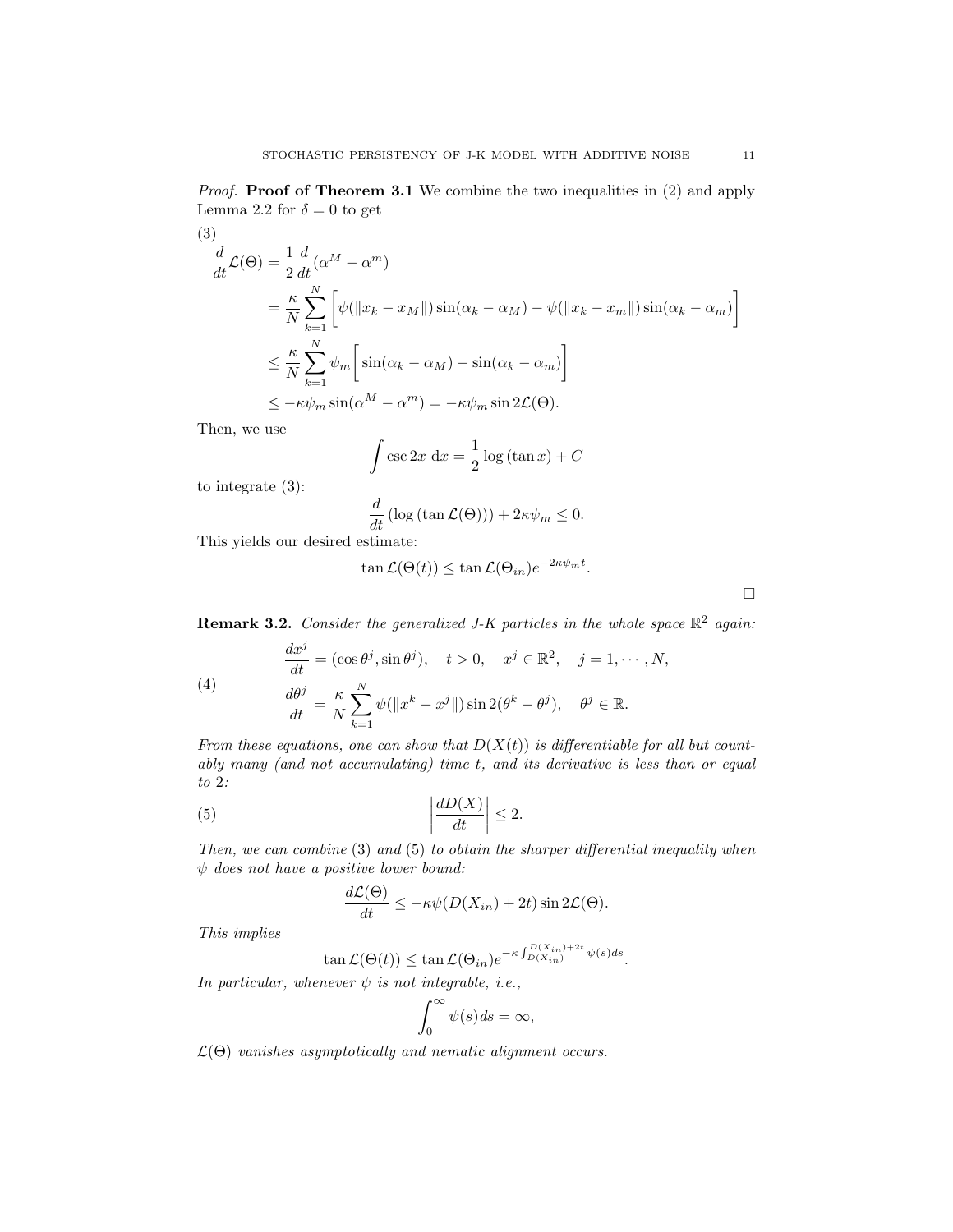*Proof.* **Proof of Theorem 3.1** We combine the two inequalities in (2) and apply Lemma 2.2 for $\delta = 0$ to get

(3)

$$
\begin{aligned}
\frac{d}{dt}\mathcal{L}(\Theta) &= \frac{1}{2}\frac{d}{dt}(\alpha^M - \alpha^m) \\
&= \frac{\kappa}{N}\sum_{k=1}^{N}\bigg[\psi(\|x_k - x_M\|)\sin(\alpha_k - \alpha_M) - \psi(\|x_k - x_m\|)\sin(\alpha_k - \alpha_m)\bigg] \\
&\le \frac{\kappa}{N}\sum_{k=1}^{N}\psi_m\bigg[\sin(\alpha_k - \alpha_M) - \sin(\alpha_k - \alpha_m)\bigg] \\
&\le -\kappa\psi_m \sin(\alpha^M - \alpha^m) = -\kappa\psi_m \sin 2\mathcal{L}(\Theta).
\end{aligned}
$$

Then, we use

$$
\int \csc 2x \, \mathrm{d}x = \frac{1}{2}\log(\tan x) + C
$$

to integrate (3):

$$
\frac{d}{dt}\left(\log(\tan \mathcal{L}(\Theta))\right) + 2\kappa\psi_m \le 0.
$$

This yields our desired estimate:

$$
\tan \mathcal{L}(\Theta(t)) \le \tan \mathcal{L}(\Theta_{in})e^{-2\kappa\psi_m t}.
$$

□

**Remark 3.2.** *Consider the generalized J-K particles in the whole space $\mathbb{R}^2$ again:*

$$
\begin{aligned}
&\frac{dx^j}{dt} = (\cos\theta^j, \sin\theta^j), \quad t > 0, \quad x^j \in \mathbb{R}^2, \quad j = 1, \cdots, N, \\
&\frac{d\theta^j}{dt} = \frac{\kappa}{N}\sum_{k=1}^{N}\psi(\|x^k - x^j\|)\sin 2(\theta^k - \theta^j), \quad \theta^j \in \mathbb{R}.
\end{aligned} \tag{4}
$$

*From these equations, one can show that $D(X(t))$ is differentiable for all but countably many (and not accumulating) time $t$, and its derivative is less than or equal to $2$:*

$$
\left|\frac{dD(X)}{dt}\right| \le 2. \tag{5}
$$

*Then, we can combine* (3) *and* (5) *to obtain the sharper differential inequality when $\psi$ does not have a positive lower bound:*

$$
\frac{d\mathcal{L}(\Theta)}{dt} \le -\kappa\psi(D(X_{in}) + 2t)\sin 2\mathcal{L}(\Theta).
$$

*This implies*

$$
\tan \mathcal{L}(\Theta(t)) \le \tan \mathcal{L}(\Theta_{in})e^{-\kappa\int_{D(X_{in})}^{D(X_{in})+2t}\psi(s)ds}.
$$

*In particular, whenever $\psi$ is not integrable, i.e.,*

$$
\int_0^\infty \psi(s)ds = \infty,
$$

*$\mathcal{L}(\Theta)$ vanishes asymptotically and nematic alignment occurs.*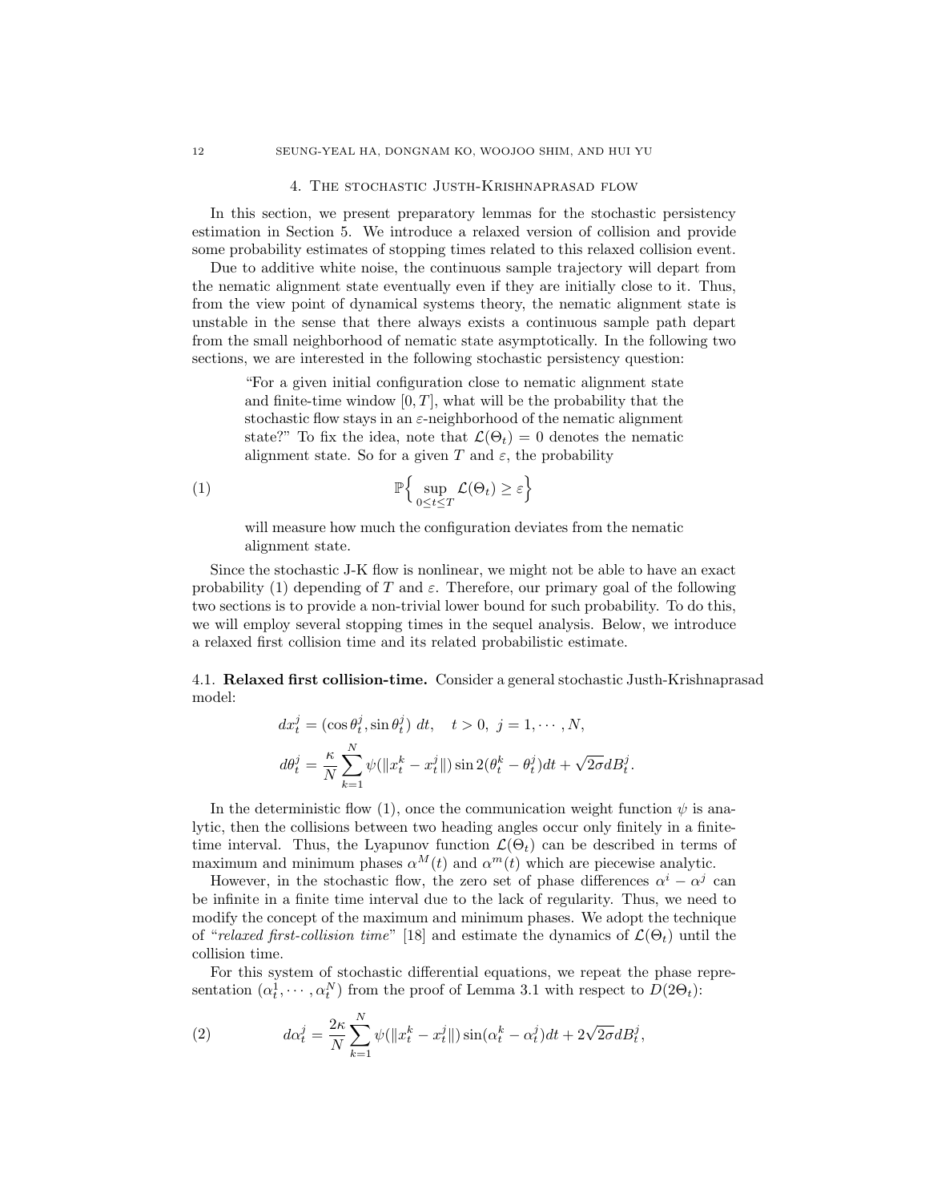## 4. The stochastic Justh-Krishnaprasad flow

In this section, we present preparatory lemmas for the stochastic persistency estimation in Section 5. We introduce a relaxed version of collision and provide some probability estimates of stopping times related to this relaxed collision event.

Due to additive white noise, the continuous sample trajectory will depart from the nematic alignment state eventually even if they are initially close to it. Thus, from the view point of dynamical systems theory, the nematic alignment state is unstable in the sense that there always exists a continuous sample path depart from the small neighborhood of nematic state asymptotically. In the following two sections, we are interested in the following stochastic persistency question:

> "For a given initial configuration close to nematic alignment state and finite-time window $[0, T]$, what will be the probability that the stochastic flow stays in an $\varepsilon$-neighborhood of the nematic alignment state?" To fix the idea, note that $\mathcal{L}(\Theta_t) = 0$ denotes the nematic alignment state. So for a given $T$ and $\varepsilon$, the probability
>
> $$\mathbb{P}\Big\{ \sup_{0 \le t \le T} \mathcal{L}(\Theta_t) \ge \varepsilon \Big\} \tag{1}$$
>
> will measure how much the configuration deviates from the nematic alignment state.

Since the stochastic J-K flow is nonlinear, we might not be able to have an exact probability (1) depending of $T$ and $\varepsilon$. Therefore, our primary goal of the following two sections is to provide a non-trivial lower bound for such probability. To do this, we will employ several stopping times in the sequel analysis. Below, we introduce a relaxed first collision time and its related probabilistic estimate.

### 4.1. Relaxed first collision-time.

Consider a general stochastic Justh-Krishnaprasad model:

$$
\begin{aligned}
&dx_t^j = (\cos\theta_t^j, \sin\theta_t^j)\ dt, \quad t > 0,\ j = 1, \cdots, N, \\
&d\theta_t^j = \frac{\kappa}{N} \sum_{k=1}^{N} \psi(\|x_t^k - x_t^j\|) \sin 2(\theta_t^k - \theta_t^j) dt + \sqrt{2\sigma} dB_t^j.
\end{aligned}
$$

In the deterministic flow (1), once the communication weight function $\psi$ is analytic, then the collisions between two heading angles occur only finitely in a finite-time interval. Thus, the Lyapunov function $\mathcal{L}(\Theta_t)$ can be described in terms of maximum and minimum phases $\alpha^M(t)$ and $\alpha^m(t)$ which are piecewise analytic.

However, in the stochastic flow, the zero set of phase differences $\alpha^i - \alpha^j$ can be infinite in a finite time interval due to the lack of regularity. Thus, we need to modify the concept of the maximum and minimum phases. We adopt the technique of "*relaxed first-collision time*" [18] and estimate the dynamics of $\mathcal{L}(\Theta_t)$ until the collision time.

For this system of stochastic differential equations, we repeat the phase representation $(\alpha_t^1, \cdots, \alpha_t^N)$ from the proof of Lemma 3.1 with respect to $D(2\Theta_t)$:

$$
d\alpha_t^j = \frac{2\kappa}{N} \sum_{k=1}^{N} \psi(\|x_t^k - x_t^j\|) \sin(\alpha_t^k - \alpha_t^j) dt + 2\sqrt{2\sigma} dB_t^j, \tag{2}
$$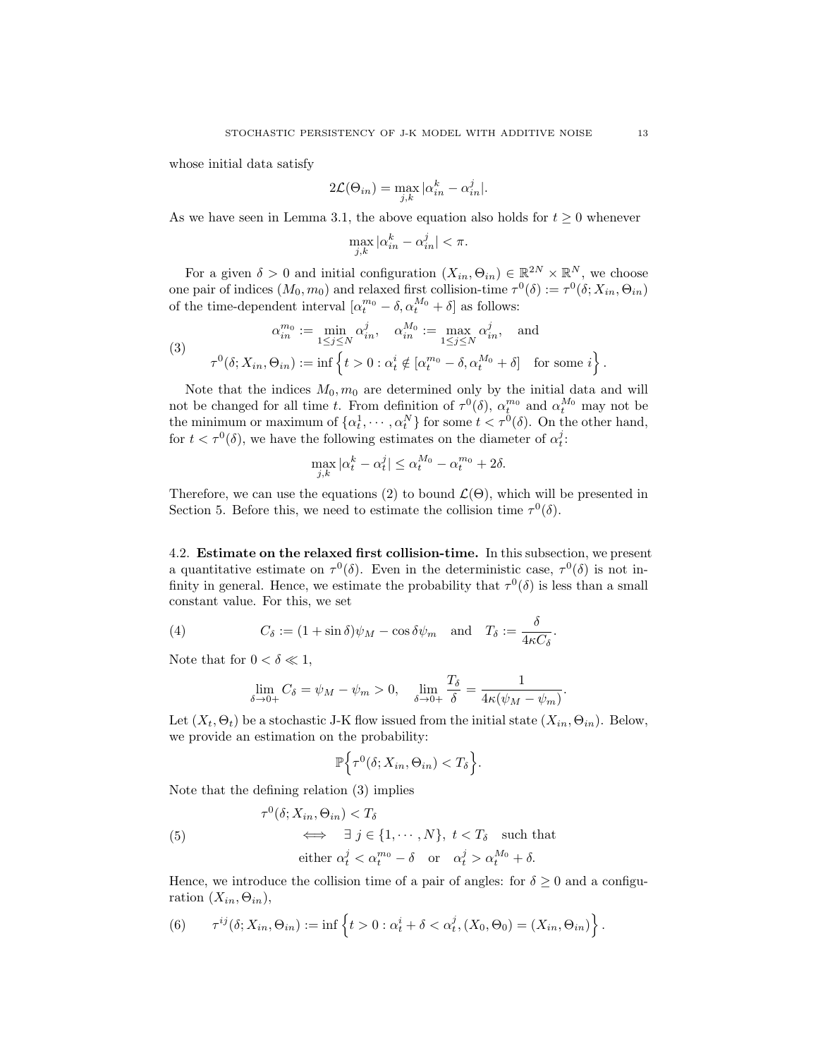whose initial data satisfy

$$2\mathcal{L}(\Theta_{in}) = \max_{j,k} |\alpha_{in}^k - \alpha_{in}^j|.$$

As we have seen in Lemma 3.1, the above equation also holds for $t \geq 0$ whenever

$$\max_{j,k} |\alpha_{in}^k - \alpha_{in}^j| < \pi.$$

For a given $\delta > 0$ and initial configuration $(X_{in}, \Theta_{in}) \in \mathbb{R}^{2N} \times \mathbb{R}^N$, we choose one pair of indices $(M_0, m_0)$ and relaxed first collision-time $\tau^0(\delta) := \tau^0(\delta; X_{in}, \Theta_{in})$ of the time-dependent interval $[\alpha_t^{m_0} - \delta, \alpha_t^{M_0} + \delta]$ as follows:

$$\tag{3} \begin{aligned} &\alpha_{in}^{m_0} := \min_{1 \leq j \leq N} \alpha_{in}^j, \quad \alpha_{in}^{M_0} := \max_{1 \leq j \leq N} \alpha_{in}^j, \quad \text{and} \\ &\tau^0(\delta; X_{in}, \Theta_{in}) := \inf \left\{ t > 0 : \alpha_t^i \notin [\alpha_t^{m_0} - \delta, \alpha_t^{M_0} + \delta] \quad \text{for some } i \right\}. \end{aligned}$$

Note that the indices $M_0, m_0$ are determined only by the initial data and will not be changed for all time $t$. From definition of $\tau^0(\delta)$, $\alpha_t^{m_0}$ and $\alpha_t^{M_0}$ may not be the minimum or maximum of $\{\alpha_t^1, \cdots, \alpha_t^N\}$ for some $t < \tau^0(\delta)$. On the other hand, for $t < \tau^0(\delta)$, we have the following estimates on the diameter of $\alpha_t^j$:

$$\max_{j,k} |\alpha_t^k - \alpha_t^j| \leq \alpha_t^{M_0} - \alpha_t^{m_0} + 2\delta.$$

Therefore, we can use the equations (2) to bound $\mathcal{L}(\Theta)$, which will be presented in Section 5. Before this, we need to estimate the collision time $\tau^0(\delta)$.

### 4.2. Estimate on the relaxed first collision-time.

In this subsection, we present a quantitative estimate on $\tau^0(\delta)$. Even in the deterministic case, $\tau^0(\delta)$ is not infinity in general. Hence, we estimate the probability that $\tau^0(\delta)$ is less than a small constant value. For this, we set

$$\tag{4} C_\delta := (1 + \sin\delta)\psi_M - \cos\delta\,\psi_m \quad \text{and} \quad T_\delta := \frac{\delta}{4\kappa C_\delta}.$$

Note that for $0 < \delta \ll 1$,

$$\lim_{\delta \to 0+} C_\delta = \psi_M - \psi_m > 0, \quad \lim_{\delta \to 0+} \frac{T_\delta}{\delta} = \frac{1}{4\kappa(\psi_M - \psi_m)}.$$

Let $(X_t, \Theta_t)$ be a stochastic J-K flow issued from the initial state $(X_{in}, \Theta_{in})$. Below, we provide an estimation on the probability:

$$\mathbb{P}\Big\{\tau^0(\delta; X_{in}, \Theta_{in}) < T_\delta\Big\}.$$

Note that the defining relation (3) implies

$$\tag{5} \begin{aligned} &\tau^0(\delta; X_{in}, \Theta_{in}) < T_\delta \\ &\quad\iff \quad \exists\, j \in \{1, \cdots, N\},\ t < T_\delta \quad \text{such that} \\ &\quad\quad\quad \text{either } \alpha_t^j < \alpha_t^{m_0} - \delta \quad \text{or} \quad \alpha_t^j > \alpha_t^{M_0} + \delta. \end{aligned}$$

Hence, we introduce the collision time of a pair of angles: for $\delta \geq 0$ and a configuration $(X_{in}, \Theta_{in})$,

$$\tag{6} \tau^{ij}(\delta; X_{in}, \Theta_{in}) := \inf \left\{ t > 0 : \alpha_t^i + \delta < \alpha_t^j, (X_0, \Theta_0) = (X_{in}, \Theta_{in}) \right\}.$$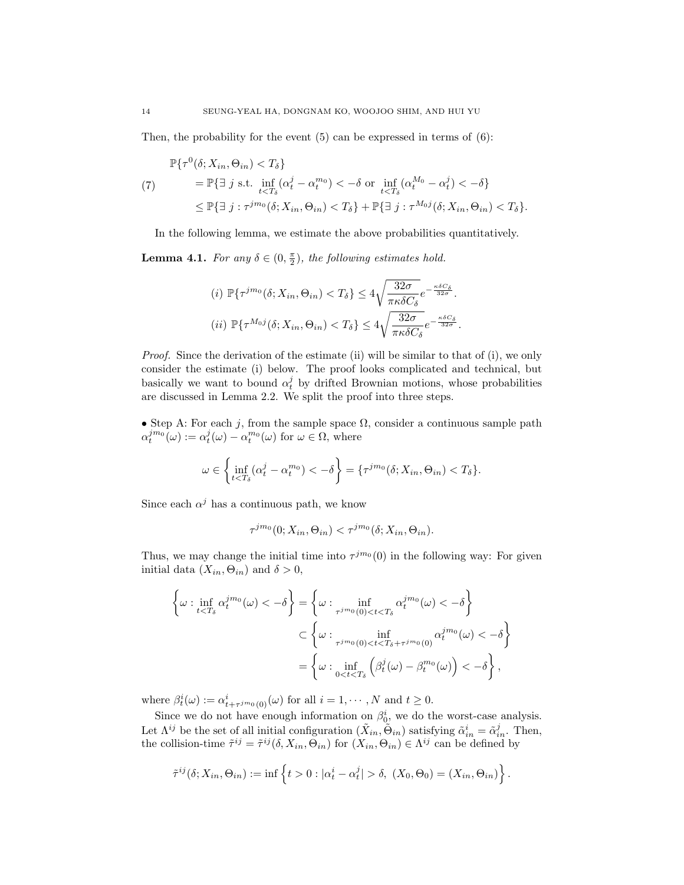Then, the probability for the event (5) can be expressed in terms of (6):

$$
\begin{aligned}
&\mathbb{P}\{\tau^0(\delta; X_{in}, \Theta_{in}) < T_\delta\} \\
&= \mathbb{P}\{\exists\ j \text{ s.t. } \inf_{t<T_\delta}(\alpha_t^j - \alpha_t^{m_0}) < -\delta \text{ or } \inf_{t<T_\delta}(\alpha_t^{M_0} - \alpha_t^j) < -\delta\} \\
&\le \mathbb{P}\{\exists\ j : \tau^{jm_0}(\delta; X_{in}, \Theta_{in}) < T_\delta\} + \mathbb{P}\{\exists\ j : \tau^{M_0 j}(\delta; X_{in}, \Theta_{in}) < T_\delta\}.
\end{aligned} \tag{7}
$$

In the following lemma, we estimate the above probabilities quantitatively.

**Lemma 4.1.** *For any $\delta \in (0, \frac{\pi}{2})$, the following estimates hold.*

$$
(i)\ \mathbb{P}\{\tau^{jm_0}(\delta; X_{in}, \Theta_{in}) < T_\delta\} \le 4\sqrt{\frac{32\sigma}{\pi\kappa\delta C_\delta}}e^{-\frac{\kappa\delta C_\delta}{32\sigma}}.
$$

$$
(ii)\ \mathbb{P}\{\tau^{M_0 j}(\delta; X_{in}, \Theta_{in}) < T_\delta\} \le 4\sqrt{\frac{32\sigma}{\pi\kappa\delta C_\delta}}e^{-\frac{\kappa\delta C_\delta}{32\sigma}}.
$$

*Proof.* Since the derivation of the estimate (ii) will be similar to that of (i), we only consider the estimate (i) below. The proof looks complicated and technical, but basically we want to bound $\alpha_t^j$ by drifted Brownian motions, whose probabilities are discussed in Lemma 2.2. We split the proof into three steps.

• Step A: For each $j$, from the sample space $\Omega$, consider a continuous sample path $\alpha_t^{jm_0}(\omega) := \alpha_t^j(\omega) - \alpha_t^{m_0}(\omega)$ for $\omega \in \Omega$, where

$$
\omega \in \left\{ \inf_{t<T_\delta}(\alpha_t^j - \alpha_t^{m_0}) < -\delta \right\} = \{\tau^{jm_0}(\delta; X_{in}, \Theta_{in}) < T_\delta\}.
$$

Since each $\alpha^j$ has a continuous path, we know

$$
\tau^{jm_0}(0; X_{in}, \Theta_{in}) < \tau^{jm_0}(\delta; X_{in}, \Theta_{in}).
$$

Thus, we may change the initial time into $\tau^{jm_0}(0)$ in the following way: For given initial data $(X_{in}, \Theta_{in})$ and $\delta > 0$,

$$
\begin{aligned}
\left\{\omega : \inf_{t<T_\delta} \alpha_t^{jm_0}(\omega) < -\delta \right\} &= \left\{\omega : \inf_{\tau^{jm_0}(0)<t<T_\delta} \alpha_t^{jm_0}(\omega) < -\delta \right\} \\
&\subset \left\{\omega : \inf_{\tau^{jm_0}(0)<t<T_\delta+\tau^{jm_0}(0)} \alpha_t^{jm_0}(\omega) < -\delta \right\} \\
&= \left\{\omega : \inf_{0<t<T_\delta} \left(\beta_t^j(\omega) - \beta_t^{m_0}(\omega)\right) < -\delta \right\},
\end{aligned}
$$

where $\beta_t^i(\omega) := \alpha_{t+\tau^{jm_0}(0)}^i(\omega)$ for all $i = 1, \cdots, N$ and $t \ge 0$.

Since we do not have enough information on $\beta_0^i$, we do the worst-case analysis. Let $\Lambda^{ij}$ be the set of all initial configuration $(\tilde{X}_{in}, \tilde{\Theta}_{in})$ satisfying $\tilde{\alpha}_{in}^i = \tilde{\alpha}_{in}^j$. Then, the collision-time $\tilde{\tau}^{ij} = \tilde{\tau}^{ij}(\delta, X_{in}, \Theta_{in})$ for $(X_{in}, \Theta_{in}) \in \Lambda^{ij}$ can be defined by

$$
\tilde{\tau}^{ij}(\delta; X_{in}, \Theta_{in}) := \inf\left\{ t > 0 : |\alpha_t^i - \alpha_t^j| > \delta,\ (X_0, \Theta_0) = (X_{in}, \Theta_{in}) \right\}.
$$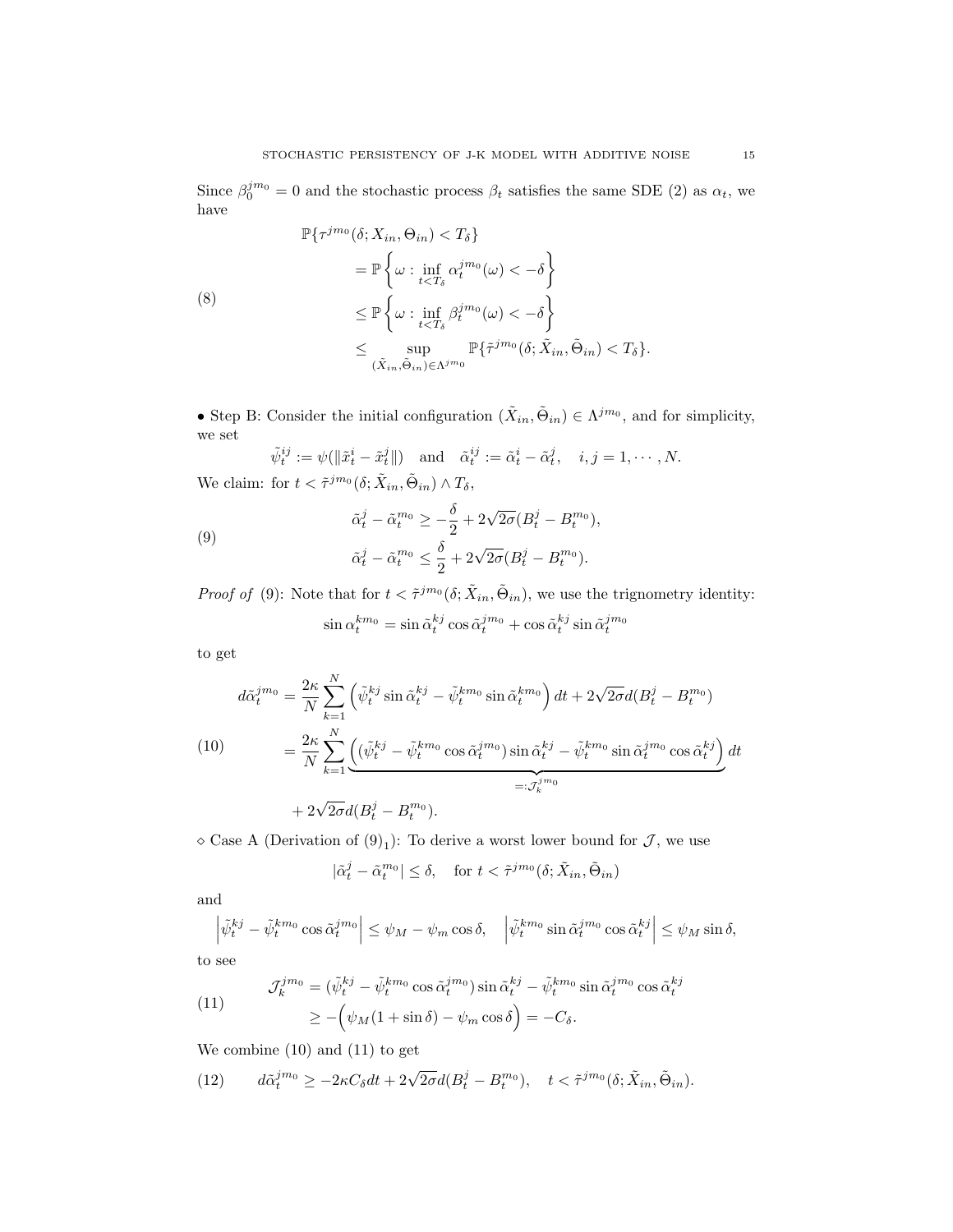Since $\beta_0^{jm_0} = 0$ and the stochastic process $\beta_t$ satisfies the same SDE (2) as $\alpha_t$, we have

$$
\begin{aligned}
&\mathbb{P}\{\tau^{jm_0}(\delta; X_{in}, \Theta_{in}) < T_\delta\} \\
&\quad = \mathbb{P}\left\{\omega : \inf_{t<T_\delta} \alpha_t^{jm_0}(\omega) < -\delta\right\} \\
&\quad \le \mathbb{P}\left\{\omega : \inf_{t<T_\delta} \beta_t^{jm_0}(\omega) < -\delta\right\} \\
&\quad \le \sup_{(\tilde{X}_{in}, \tilde{\Theta}_{in}) \in \Lambda^{jm_0}} \mathbb{P}\{\tilde{\tau}^{jm_0}(\delta; \tilde{X}_{in}, \tilde{\Theta}_{in}) < T_\delta\}.
\end{aligned} \tag{8}
$$

• Step B: Consider the initial configuration $(\tilde{X}_{in}, \tilde{\Theta}_{in}) \in \Lambda^{jm_0}$, and for simplicity, we set

$$
\tilde{\psi}_t^{ij} := \psi(\|\tilde{x}_t^i - \tilde{x}_t^j\|) \quad \text{and} \quad \tilde{\alpha}_t^{ij} := \tilde{\alpha}_t^i - \tilde{\alpha}_t^j, \quad i, j = 1, \cdots, N.
$$

We claim: for $t < \tilde{\tau}^{jm_0}(\delta; \tilde{X}_{in}, \tilde{\Theta}_{in}) \wedge T_\delta$,

$$
\begin{aligned}
&\tilde{\alpha}_t^j - \tilde{\alpha}_t^{m_0} \ge -\frac{\delta}{2} + 2\sqrt{2\sigma}(B_t^j - B_t^{m_0}), \\
&\tilde{\alpha}_t^j - \tilde{\alpha}_t^{m_0} \le \frac{\delta}{2} + 2\sqrt{2\sigma}(B_t^j - B_t^{m_0}).
\end{aligned} \tag{9}
$$

*Proof of* (9): Note that for $t < \tilde{\tau}^{jm_0}(\delta; \tilde{X}_{in}, \tilde{\Theta}_{in})$, we use the trignometry identity:

$$
\sin \alpha_t^{km_0} = \sin \tilde{\alpha}_t^{kj} \cos \tilde{\alpha}_t^{jm_0} + \cos \tilde{\alpha}_t^{kj} \sin \tilde{\alpha}_t^{jm_0}
$$

to get

$$
\begin{aligned}
d\tilde{\alpha}_t^{jm_0} &= \frac{2\kappa}{N} \sum_{k=1}^N \left( \tilde{\psi}_t^{kj} \sin \tilde{\alpha}_t^{kj} - \tilde{\psi}_t^{km_0} \sin \tilde{\alpha}_t^{km_0} \right) dt + 2\sqrt{2\sigma} d(B_t^j - B_t^{m_0}) \\
&= \frac{2\kappa}{N} \sum_{k=1}^N \underbrace{\left( (\tilde{\psi}_t^{kj} - \tilde{\psi}_t^{km_0} \cos \tilde{\alpha}_t^{jm_0}) \sin \tilde{\alpha}_t^{kj} - \tilde{\psi}_t^{km_0} \sin \tilde{\alpha}_t^{jm_0} \cos \tilde{\alpha}_t^{kj} \right)}_{=: \mathcal{J}_k^{jm_0}} dt \\
&\quad + 2\sqrt{2\sigma} d(B_t^j - B_t^{m_0}).
\end{aligned} \tag{10}
$$

$\diamond$ Case A (Derivation of $(9)_1$): To derive a worst lower bound for $\mathcal{J}$, we use

$$
|\tilde{\alpha}_t^j - \tilde{\alpha}_t^{m_0}| \le \delta, \quad \text{for } t < \tilde{\tau}^{jm_0}(\delta; \tilde{X}_{in}, \tilde{\Theta}_{in})
$$

and

$$
\left| \tilde{\psi}_t^{kj} - \tilde{\psi}_t^{km_0} \cos \tilde{\alpha}_t^{jm_0} \right| \le \psi_M - \psi_m \cos \delta, \quad \left| \tilde{\psi}_t^{km_0} \sin \tilde{\alpha}_t^{jm_0} \cos \tilde{\alpha}_t^{kj} \right| \le \psi_M \sin \delta,
$$

to see

$$
\begin{aligned}
\mathcal{J}_k^{jm_0} &= (\tilde{\psi}_t^{kj} - \tilde{\psi}_t^{km_0} \cos \tilde{\alpha}_t^{jm_0}) \sin \tilde{\alpha}_t^{kj} - \tilde{\psi}_t^{km_0} \sin \tilde{\alpha}_t^{jm_0} \cos \tilde{\alpha}_t^{kj} \\
&\ge -\Big( \psi_M (1 + \sin \delta) - \psi_m \cos \delta \Big) = -C_\delta.
\end{aligned} \tag{11}
$$

We combine (10) and (11) to get

$$
d\tilde{\alpha}_t^{jm_0} \ge -2\kappa C_\delta dt + 2\sqrt{2\sigma} d(B_t^j - B_t^{m_0}), \quad t < \tilde{\tau}^{jm_0}(\delta; \tilde{X}_{in}, \tilde{\Theta}_{in}). \tag{12}
$$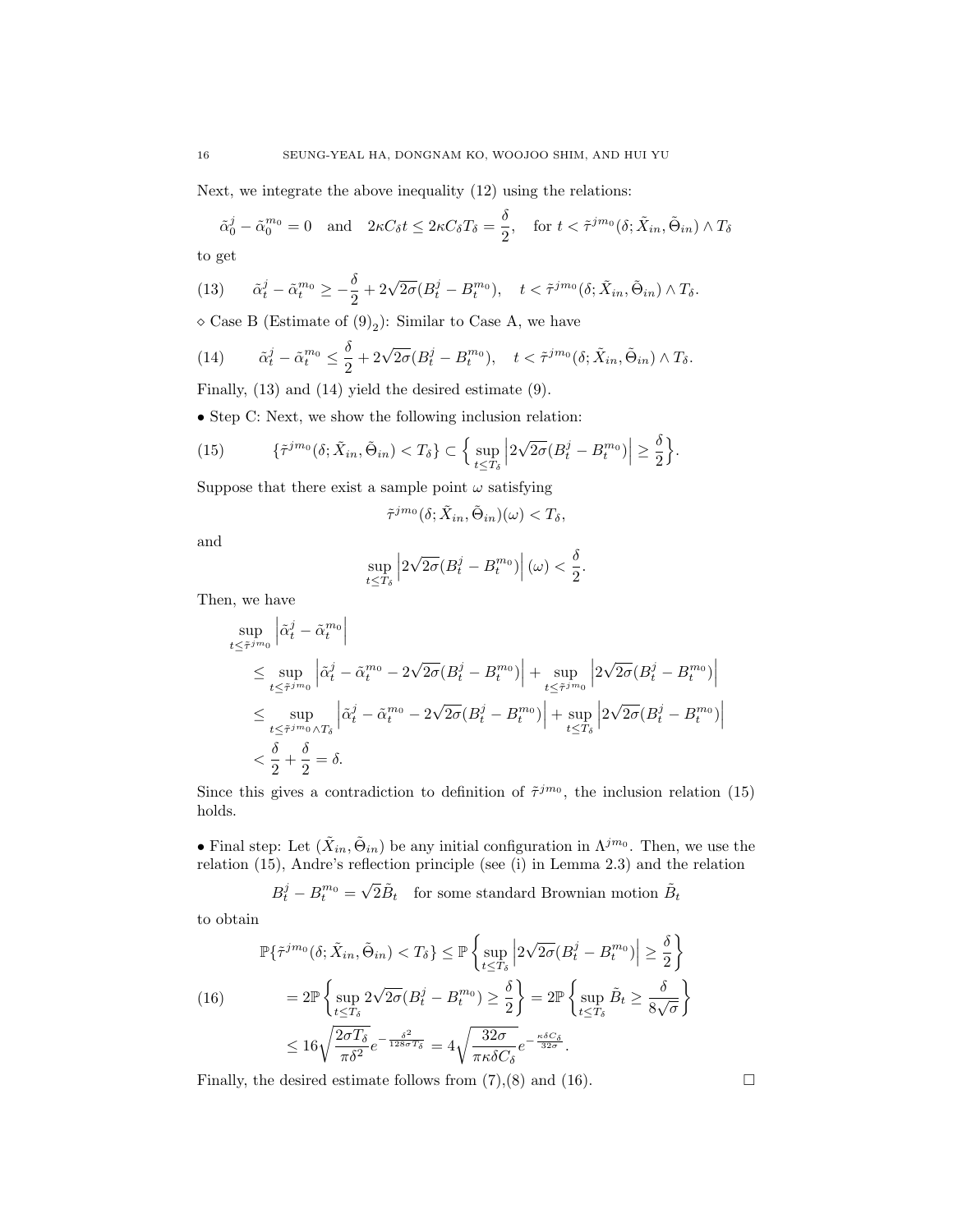Next, we integrate the above inequality (12) using the relations:

$$\tilde{\alpha}_0^j - \tilde{\alpha}_0^{m_0} = 0 \quad \text{and} \quad 2\kappa C_\delta t \le 2\kappa C_\delta T_\delta = \frac{\delta}{2}, \quad \text{for } t < \tilde{\tau}^{jm_0}(\delta; \tilde{X}_{in}, \tilde{\Theta}_{in}) \wedge T_\delta$$

to get

$$\tilde{\alpha}_t^j - \tilde{\alpha}_t^{m_0} \ge -\frac{\delta}{2} + 2\sqrt{2\sigma}(B_t^j - B_t^{m_0}), \quad t < \tilde{\tau}^{jm_0}(\delta; \tilde{X}_{in}, \tilde{\Theta}_{in}) \wedge T_\delta. \tag{13}$$

$\diamond$ Case B (Estimate of $(9)_2$): Similar to Case A, we have

$$\tilde{\alpha}_t^j - \tilde{\alpha}_t^{m_0} \le \frac{\delta}{2} + 2\sqrt{2\sigma}(B_t^j - B_t^{m_0}), \quad t < \tilde{\tau}^{jm_0}(\delta; \tilde{X}_{in}, \tilde{\Theta}_{in}) \wedge T_\delta. \tag{14}$$

Finally, (13) and (14) yield the desired estimate (9).

• Step C: Next, we show the following inclusion relation:

$$\{\tilde{\tau}^{jm_0}(\delta; \tilde{X}_{in}, \tilde{\Theta}_{in}) < T_\delta\} \subset \Big\{ \sup_{t \le T_\delta} \Big| 2\sqrt{2\sigma}(B_t^j - B_t^{m_0}) \Big| \ge \frac{\delta}{2} \Big\}. \tag{15}$$

Suppose that there exist a sample point $\omega$ satisfying

$$\tilde{\tau}^{jm_0}(\delta; \tilde{X}_{in}, \tilde{\Theta}_{in})(\omega) < T_\delta,$$

and

$$\sup_{t \le T_\delta} \Big| 2\sqrt{2\sigma}(B_t^j - B_t^{m_0}) \Big| (\omega) < \frac{\delta}{2}.$$

Then, we have

$$\begin{aligned}
&\sup_{t \le \tilde{\tau}^{jm_0}} \Big| \tilde{\alpha}_t^j - \tilde{\alpha}_t^{m_0} \Big| \\
&\quad \le \sup_{t \le \tilde{\tau}^{jm_0}} \Big| \tilde{\alpha}_t^j - \tilde{\alpha}_t^{m_0} - 2\sqrt{2\sigma}(B_t^j - B_t^{m_0}) \Big| + \sup_{t \le \tilde{\tau}^{jm_0}} \Big| 2\sqrt{2\sigma}(B_t^j - B_t^{m_0}) \Big| \\
&\quad \le \sup_{t \le \tilde{\tau}^{jm_0} \wedge T_\delta} \Big| \tilde{\alpha}_t^j - \tilde{\alpha}_t^{m_0} - 2\sqrt{2\sigma}(B_t^j - B_t^{m_0}) \Big| + \sup_{t \le T_\delta} \Big| 2\sqrt{2\sigma}(B_t^j - B_t^{m_0}) \Big| \\
&\quad < \frac{\delta}{2} + \frac{\delta}{2} = \delta.
\end{aligned}$$

Since this gives a contradiction to definition of $\tilde{\tau}^{jm_0}$, the inclusion relation (15) holds.

• Final step: Let $(\tilde{X}_{in}, \tilde{\Theta}_{in})$ be any initial configuration in $\Lambda^{jm_0}$. Then, we use the relation (15), Andre's reflection principle (see (i) in Lemma 2.3) and the relation

$$B_t^j - B_t^{m_0} = \sqrt{2}\tilde{B}_t \quad \text{for some standard Brownian motion } \tilde{B}_t$$

to obtain

$$\begin{aligned}
\mathbb{P}\{\tilde{\tau}^{jm_0}(\delta; \tilde{X}_{in}, \tilde{\Theta}_{in}) < T_\delta\} &\le \mathbb{P}\left\{ \sup_{t \le T_\delta} \Big| 2\sqrt{2\sigma}(B_t^j - B_t^{m_0}) \Big| \ge \frac{\delta}{2} \right\} \\
&= 2\mathbb{P}\left\{ \sup_{t \le T_\delta} 2\sqrt{2\sigma}(B_t^j - B_t^{m_0}) \ge \frac{\delta}{2} \right\} = 2\mathbb{P}\left\{ \sup_{t \le T_\delta} \tilde{B}_t \ge \frac{\delta}{8\sqrt{\sigma}} \right\} \\
&\le 16\sqrt{\frac{2\sigma T_\delta}{\pi \delta^2}} e^{-\frac{\delta^2}{128\sigma T_\delta}} = 4\sqrt{\frac{32\sigma}{\pi\kappa\delta C_\delta}} e^{-\frac{\kappa\delta C_\delta}{32\sigma}}.
\end{aligned} \tag{16}$$

Finally, the desired estimate follows from (7),(8) and (16). $\square$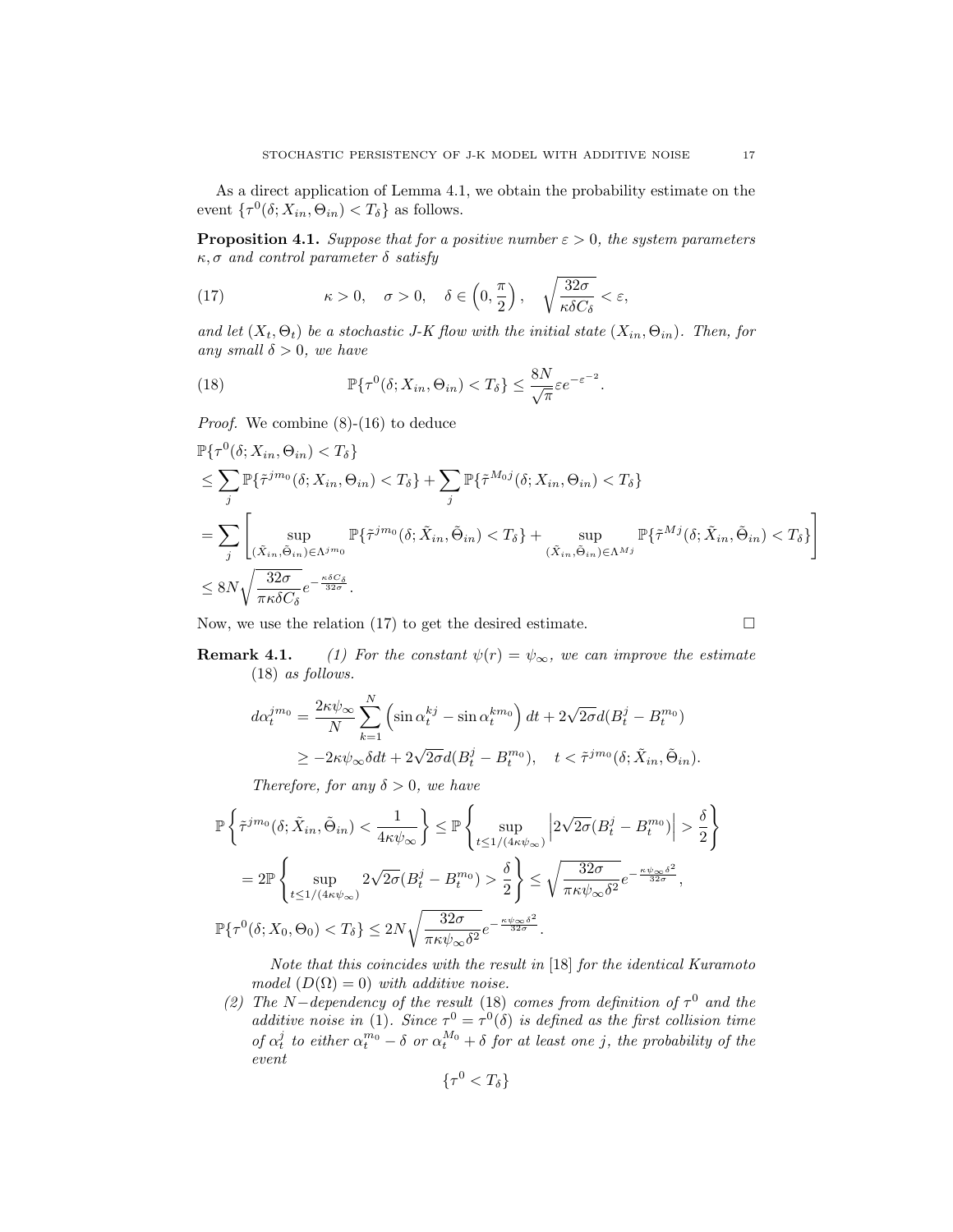As a direct application of Lemma 4.1, we obtain the probability estimate on the event $\{\tau^0(\delta; X_{in}, \Theta_{in}) < T_\delta\}$ as follows.

**Proposition 4.1.** *Suppose that for a positive number $\varepsilon > 0$, the system parameters $\kappa, \sigma$ and control parameter $\delta$ satisfy*

$$\kappa > 0, \quad \sigma > 0, \quad \delta \in \left(0, \frac{\pi}{2}\right), \quad \sqrt{\frac{32\sigma}{\kappa\delta C_\delta}} < \varepsilon, \tag{17}$$

*and let $(X_t, \Theta_t)$ be a stochastic J-K flow with the initial state $(X_{in}, \Theta_{in})$. Then, for any small $\delta > 0$, we have*

$$\mathbb{P}\{\tau^0(\delta; X_{in}, \Theta_{in}) < T_\delta\} \leq \frac{8N}{\sqrt{\pi}} \varepsilon e^{-\varepsilon^{-2}}. \tag{18}$$

*Proof.* We combine (8)-(16) to deduce

$$\begin{aligned}
&\mathbb{P}\{\tau^0(\delta; X_{in}, \Theta_{in}) < T_\delta\} \\
&\leq \sum_j \mathbb{P}\{\tilde{\tau}^{jm_0}(\delta; X_{in}, \Theta_{in}) < T_\delta\} + \sum_j \mathbb{P}\{\tilde{\tau}^{M_0 j}(\delta; X_{in}, \Theta_{in}) < T_\delta\} \\
&= \sum_j \left[ \sup_{(\tilde{X}_{in}, \tilde{\Theta}_{in}) \in \Lambda^{jm_0}} \mathbb{P}\{\tilde{\tau}^{jm_0}(\delta; \tilde{X}_{in}, \tilde{\Theta}_{in}) < T_\delta\} + \sup_{(\tilde{X}_{in}, \tilde{\Theta}_{in}) \in \Lambda^{Mj}} \mathbb{P}\{\tilde{\tau}^{Mj}(\delta; \tilde{X}_{in}, \tilde{\Theta}_{in}) < T_\delta\} \right] \\
&\leq 8N \sqrt{\frac{32\sigma}{\pi\kappa\delta C_\delta}} e^{-\frac{\kappa\delta C_\delta}{32\sigma}}.
\end{aligned}$$

Now, we use the relation (17) to get the desired estimate. $\square$

**Remark 4.1.** (1) *For the constant $\psi(r) = \psi_\infty$, we can improve the estimate (18) as follows.*

$$\begin{aligned}
d\alpha_t^{jm_0} &= \frac{2\kappa\psi_\infty}{N} \sum_{k=1}^N \left( \sin\alpha_t^{kj} - \sin\alpha_t^{km_0} \right) dt + 2\sqrt{2\sigma} d(B_t^j - B_t^{m_0}) \\
&\geq -2\kappa\psi_\infty \delta dt + 2\sqrt{2\sigma} d(B_t^j - B_t^{m_0}), \quad t < \tilde{\tau}^{jm_0}(\delta; \tilde{X}_{in}, \tilde{\Theta}_{in}).
\end{aligned}$$

*Therefore, for any $\delta > 0$, we have*

$$\begin{aligned}
&\mathbb{P}\left\{ \tilde{\tau}^{jm_0}(\delta; \tilde{X}_{in}, \tilde{\Theta}_{in}) < \frac{1}{4\kappa\psi_\infty} \right\} \leq \mathbb{P}\left\{ \sup_{t \leq 1/(4\kappa\psi_\infty)} \left| 2\sqrt{2\sigma}(B_t^j - B_t^{m_0}) \right| > \frac{\delta}{2} \right\} \\
&= 2\mathbb{P}\left\{ \sup_{t \leq 1/(4\kappa\psi_\infty)} 2\sqrt{2\sigma}(B_t^j - B_t^{m_0}) > \frac{\delta}{2} \right\} \leq \sqrt{\frac{32\sigma}{\pi\kappa\psi_\infty\delta^2}} e^{-\frac{\kappa\psi_\infty\delta^2}{32\sigma}}, \\
&\mathbb{P}\{\tau^0(\delta; X_0, \Theta_0) < T_\delta\} \leq 2N \sqrt{\frac{32\sigma}{\pi\kappa\psi_\infty\delta^2}} e^{-\frac{\kappa\psi_\infty\delta^2}{32\sigma}}.
\end{aligned}$$

*Note that this coincides with the result in [18] for the identical Kuramoto model ($D(\Omega) = 0$) with additive noise.*

(2) *The $N-$dependency of the result (18) comes from definition of $\tau^0$ and the additive noise in (1). Since $\tau^0 = \tau^0(\delta)$ is defined as the first collision time of $\alpha_t^j$ to either $\alpha_t^{m_0} - \delta$ or $\alpha_t^{M_0} + \delta$ for at least one $j$, the probability of the event*

$$\{\tau^0 < T_\delta\}$$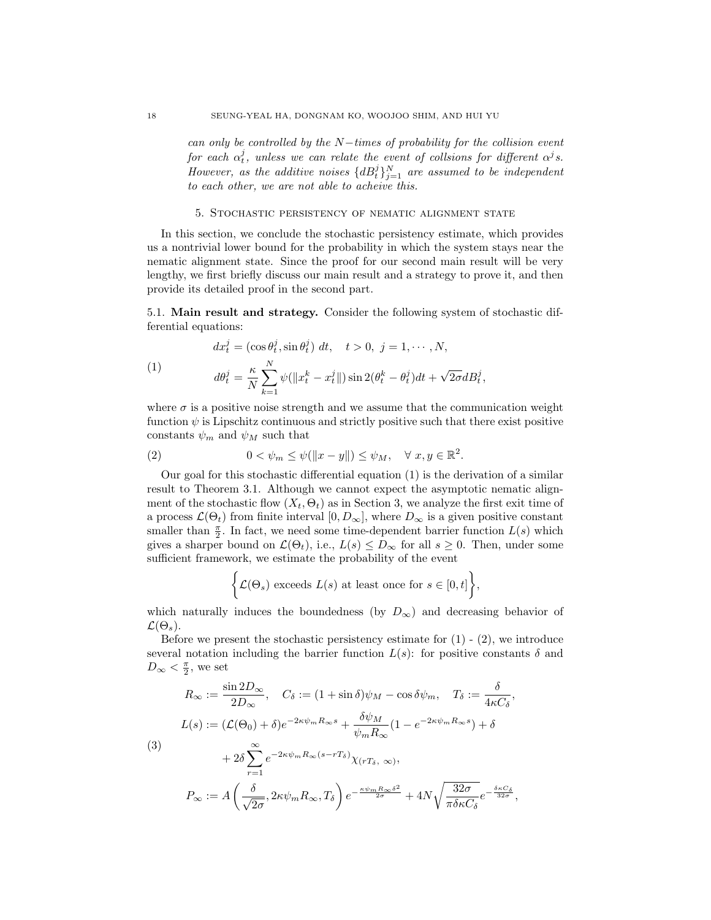*can only be controlled by the $N-$times of probability for the collision event for each $\alpha_t^j$, unless we can relate the event of collsions for different $\alpha^j$s. However, as the additive noises $\{dB_t^j\}_{j=1}^N$ are assumed to be independent to each other, we are not able to acheive this.*

## 5. Stochastic persistency of nematic alignment state

In this section, we conclude the stochastic persistency estimate, which provides us a nontrivial lower bound for the probability in which the system stays near the nematic alignment state. Since the proof for our second main result will be very lengthy, we first briefly discuss our main result and a strategy to prove it, and then provide its detailed proof in the second part.

### 5.1. Main result and strategy.

Consider the following system of stochastic differential equations:

$$
\begin{aligned}
&dx_t^j = (\cos\theta_t^j, \sin\theta_t^j)\ dt, \quad t>0,\ j=1,\cdots,N,\\
&d\theta_t^j = \frac{\kappa}{N}\sum_{k=1}^N \psi(\|x_t^k - x_t^j\|)\sin 2(\theta_t^k - \theta_t^j)dt + \sqrt{2\sigma}dB_t^j,
\end{aligned}
\tag{1}
$$

where $\sigma$ is a positive noise strength and we assume that the communication weight function $\psi$ is Lipschitz continuous and strictly positive such that there exist positive constants $\psi_m$ and $\psi_M$ such that

$$
0 < \psi_m \le \psi(\|x-y\|) \le \psi_M, \quad \forall\ x,y\in\mathbb{R}^2. \tag{2}
$$

Our goal for this stochastic differential equation (1) is the derivation of a similar result to Theorem 3.1. Although we cannot expect the asymptotic nematic alignment of the stochastic flow $(X_t, \Theta_t)$ as in Section 3, we analyze the first exit time of a process $\mathcal{L}(\Theta_t)$ from finite interval $[0, D_\infty]$, where $D_\infty$ is a given positive constant smaller than $\frac{\pi}{2}$. In fact, we need some time-dependent barrier function $L(s)$ which gives a sharper bound on $\mathcal{L}(\Theta_t)$, i.e., $L(s)\le D_\infty$ for all $s\ge 0$. Then, under some sufficient framework, we estimate the probability of the event

$$
\bigg\{\mathcal{L}(\Theta_s) \text{ exceeds } L(s) \text{ at least once for } s\in[0,t]\bigg\},
$$

which naturally induces the boundedness (by $D_\infty$) and decreasing behavior of $\mathcal{L}(\Theta_s)$.

Before we present the stochastic persistency estimate for (1) - (2), we introduce several notation including the barrier function $L(s)$: for positive constants $\delta$ and $D_\infty < \frac{\pi}{2}$, we set

$$
\begin{aligned}
&R_\infty := \frac{\sin 2D_\infty}{2D_\infty}, \quad C_\delta := (1+\sin\delta)\psi_M - \cos\delta\psi_m, \quad T_\delta := \frac{\delta}{4\kappa C_\delta},\\
&L(s) := (\mathcal{L}(\Theta_0)+\delta)e^{-2\kappa\psi_m R_\infty s} + \frac{\delta\psi_M}{\psi_m R_\infty}(1-e^{-2\kappa\psi_m R_\infty s}) + \delta\\
&\qquad\quad + 2\delta\sum_{r=1}^\infty e^{-2\kappa\psi_m R_\infty(s-rT_\delta)}\chi_{(rT_\delta,\ \infty)},\\
&P_\infty := A\left(\frac{\delta}{\sqrt{2\sigma}}, 2\kappa\psi_m R_\infty, T_\delta\right)e^{-\frac{\kappa\psi_m R_\infty\delta^2}{2\sigma}} + 4N\sqrt{\frac{32\sigma}{\pi\delta\kappa C_\delta}}e^{-\frac{\delta\kappa C_\delta}{32\sigma}},
\end{aligned}
\tag{3}
$$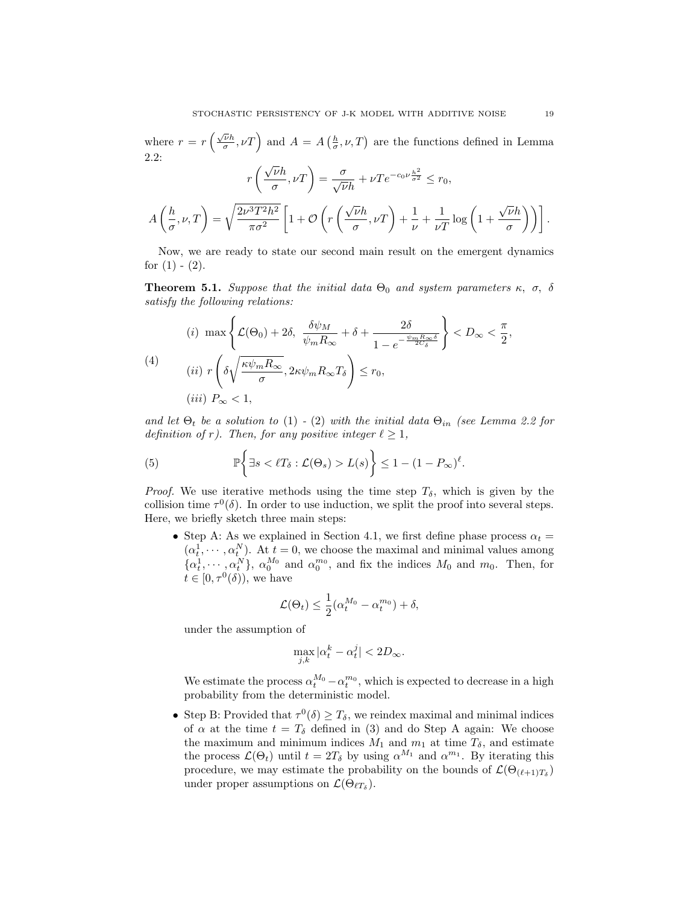where $r = r\left(\frac{\sqrt{\nu}h}{\sigma}, \nu T\right)$ and $A = A\left(\frac{h}{\sigma}, \nu, T\right)$ are the functions defined in Lemma 2.2:

$$r\left(\frac{\sqrt{\nu}h}{\sigma}, \nu T\right) = \frac{\sigma}{\sqrt{\nu}h} + \nu T e^{-c_0 \nu \frac{h^2}{\sigma^2}} \le r_0,$$

$$A\left(\frac{h}{\sigma}, \nu, T\right) = \sqrt{\frac{2\nu^3 T^2 h^2}{\pi \sigma^2}} \left[1 + \mathcal{O}\left(r\left(\frac{\sqrt{\nu}h}{\sigma}, \nu T\right) + \frac{1}{\nu} + \frac{1}{\nu T}\log\left(1 + \frac{\sqrt{\nu}h}{\sigma}\right)\right)\right].$$

Now, we are ready to state our second main result on the emergent dynamics for (1) - (2).

**Theorem 5.1.** *Suppose that the initial data $\Theta_0$ and system parameters $\kappa$, $\sigma$, $\delta$ satisfy the following relations:*

$$(4) \qquad \begin{aligned} &(i)\ \max\left\{\mathcal{L}(\Theta_0) + 2\delta,\ \frac{\delta \psi_M}{\psi_m R_\infty} + \delta + \frac{2\delta}{1 - e^{-\frac{\psi_m R_\infty \delta}{2C_\delta}}}\right\} < D_\infty < \frac{\pi}{2}, \\ &(ii)\ r\left(\delta\sqrt{\frac{\kappa \psi_m R_\infty}{\sigma}}, 2\kappa \psi_m R_\infty T_\delta\right) \le r_0, \\ &(iii)\ P_\infty < 1, \end{aligned}$$

*and let $\Theta_t$ be a solution to* (1) - (2) *with the initial data $\Theta_{in}$ (see Lemma 2.2 for definition of $r$). Then, for any positive integer $\ell \ge 1$,*

$$(5) \qquad \mathbb{P}\left\{\exists s < \ell T_\delta : \mathcal{L}(\Theta_s) > L(s)\right\} \le 1 - (1 - P_\infty)^\ell.$$

*Proof.* We use iterative methods using the time step $T_\delta$, which is given by the collision time $\tau^0(\delta)$. In order to use induction, we split the proof into several steps. Here, we briefly sketch three main steps:

- Step A: As we explained in Section 4.1, we first define phase process $\alpha_t = (\alpha_t^1, \cdots, \alpha_t^N)$. At $t = 0$, we choose the maximal and minimal values among $\{\alpha_t^1, \cdots, \alpha_t^N\}$, $\alpha_0^{M_0}$ and $\alpha_0^{m_0}$, and fix the indices $M_0$ and $m_0$. Then, for $t \in [0, \tau^0(\delta))$, we have

$$\mathcal{L}(\Theta_t) \le \frac{1}{2}(\alpha_t^{M_0} - \alpha_t^{m_0}) + \delta,$$

under the assumption of

$$\max_{j,k} |\alpha_t^k - \alpha_t^j| < 2D_\infty.$$

We estimate the process $\alpha_t^{M_0} - \alpha_t^{m_0}$, which is expected to decrease in a high probability from the deterministic model.

- Step B: Provided that $\tau^0(\delta) \ge T_\delta$, we reindex maximal and minimal indices of $\alpha$ at the time $t = T_\delta$ defined in (3) and do Step A again: We choose the maximum and minimum indices $M_1$ and $m_1$ at time $T_\delta$, and estimate the process $\mathcal{L}(\Theta_t)$ until $t = 2T_\delta$ by using $\alpha^{M_1}$ and $\alpha^{m_1}$. By iterating this procedure, we may estimate the probability on the bounds of $\mathcal{L}(\Theta_{(\ell+1)T_\delta})$ under proper assumptions on $\mathcal{L}(\Theta_{\ell T_\delta})$.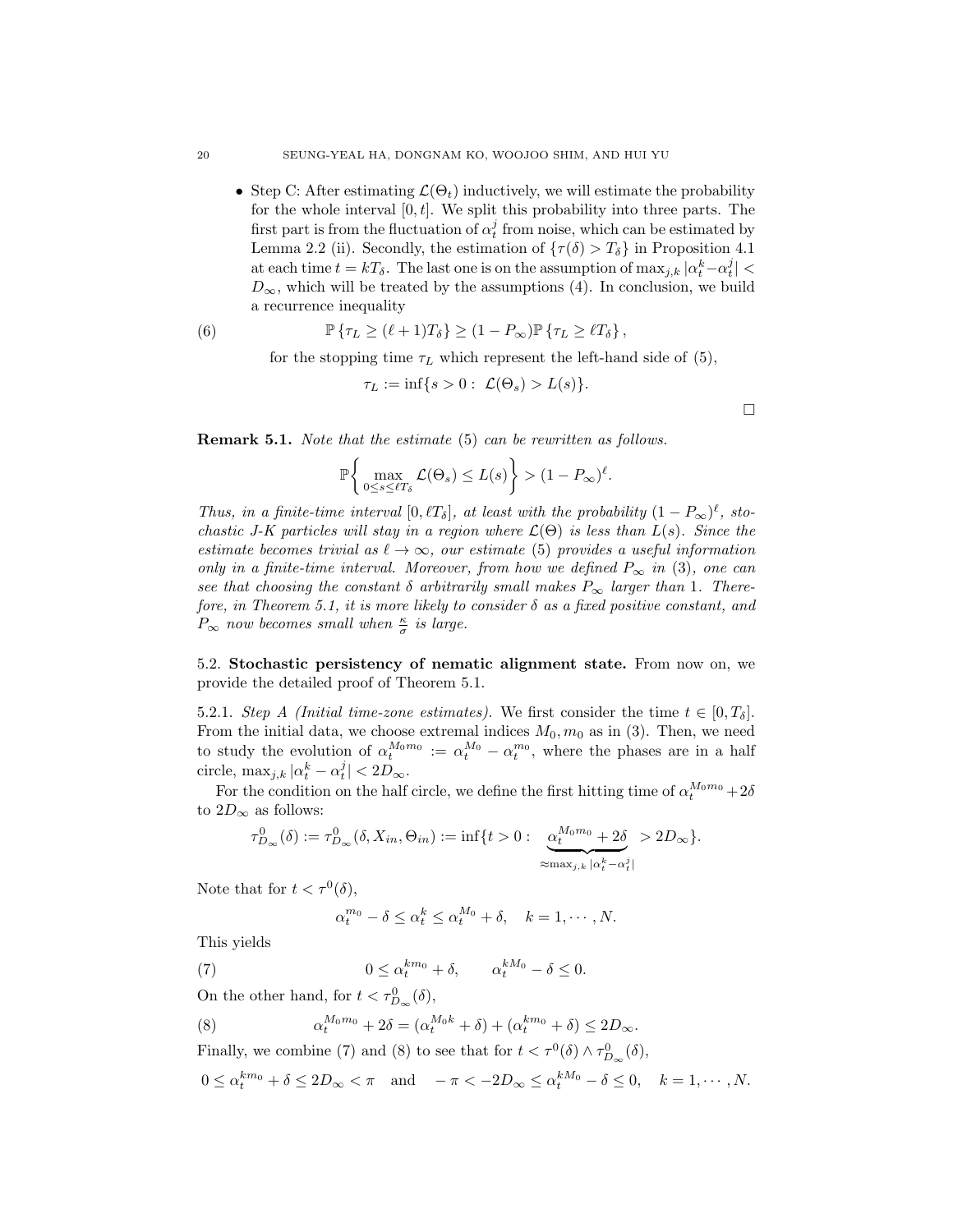- Step C: After estimating $\mathcal{L}(\Theta_t)$ inductively, we will estimate the probability for the whole interval $[0,t]$. We split this probability into three parts. The first part is from the fluctuation of $\alpha_t^j$ from noise, which can be estimated by Lemma 2.2 (ii). Secondly, the estimation of $\{\tau(\delta) > T_\delta\}$ in Proposition 4.1 at each time $t = kT_\delta$. The last one is on the assumption of $\max_{j,k} |\alpha_t^k - \alpha_t^j| < D_\infty$, which will be treated by the assumptions (4). In conclusion, we build a recurrence inequality

$$\mathbb{P}\left\{\tau_L \geq (\ell+1)T_\delta\right\} \geq (1-P_\infty)\mathbb{P}\left\{\tau_L \geq \ell T_\delta\right\}, \tag{6}$$

for the stopping time $\tau_L$ which represent the left-hand side of (5),

$$\tau_L := \inf\{s > 0 : \ \mathcal{L}(\Theta_s) > L(s)\}.$$

□

**Remark 5.1.** *Note that the estimate* (5) *can be rewritten as follows.*

$$\mathbb{P}\left\{ \max_{0\leq s\leq \ell T_\delta} \mathcal{L}(\Theta_s) \leq L(s) \right\} > (1-P_\infty)^\ell.$$

*Thus, in a finite-time interval $[0, \ell T_\delta]$, at least with the probability $(1-P_\infty)^\ell$, stochastic J-K particles will stay in a region where $\mathcal{L}(\Theta)$ is less than $L(s)$. Since the estimate becomes trivial as $\ell \to \infty$, our estimate* (5) *provides a useful information only in a finite-time interval. Moreover, from how we defined $P_\infty$ in* (3)*, one can see that choosing the constant $\delta$ arbitrarily small makes $P_\infty$ larger than* 1*. Therefore, in Theorem 5.1, it is more likely to consider $\delta$ as a fixed positive constant, and $P_\infty$ now becomes small when $\frac{\kappa}{\sigma}$ is large.*

5.2. **Stochastic persistency of nematic alignment state.** From now on, we provide the detailed proof of Theorem 5.1.

5.2.1. *Step A (Initial time-zone estimates).* We first consider the time $t \in [0, T_\delta]$. From the initial data, we choose extremal indices $M_0, m_0$ as in (3). Then, we need to study the evolution of $\alpha_t^{M_0 m_0} := \alpha_t^{M_0} - \alpha_t^{m_0}$, where the phases are in a half circle, $\max_{j,k} |\alpha_t^k - \alpha_t^j| < 2D_\infty$.

For the condition on the half circle, we define the first hitting time of $\alpha_t^{M_0 m_0} + 2\delta$ to $2D_\infty$ as follows:

$$\tau_{D_\infty}^0(\delta) := \tau_{D_\infty}^0(\delta, X_{in}, \Theta_{in}) := \inf\{t > 0 : \ \underbrace{\alpha_t^{M_0 m_0} + 2\delta}_{\approx \max_{j,k} |\alpha_t^k - \alpha_t^j|} > 2D_\infty\}.$$

Note that for $t < \tau^0(\delta)$,

$$\alpha_t^{m_0} - \delta \leq \alpha_t^k \leq \alpha_t^{M_0} + \delta, \quad k = 1, \cdots, N.$$

This yields

$$0 \leq \alpha_t^{k m_0} + \delta, \qquad \alpha_t^{k M_0} - \delta \leq 0. \tag{7}$$

On the other hand, for $t < \tau_{D_\infty}^0(\delta)$,

$$\alpha_t^{M_0 m_0} + 2\delta = (\alpha_t^{M_0 k} + \delta) + (\alpha_t^{k m_0} + \delta) \leq 2D_\infty. \tag{8}$$

Finally, we combine (7) and (8) to see that for $t < \tau^0(\delta) \wedge \tau_{D_\infty}^0(\delta)$,

$$0 \leq \alpha_t^{k m_0} + \delta \leq 2D_\infty < \pi \quad \text{and} \quad -\pi < -2D_\infty \leq \alpha_t^{k M_0} - \delta \leq 0, \quad k = 1, \cdots, N.$$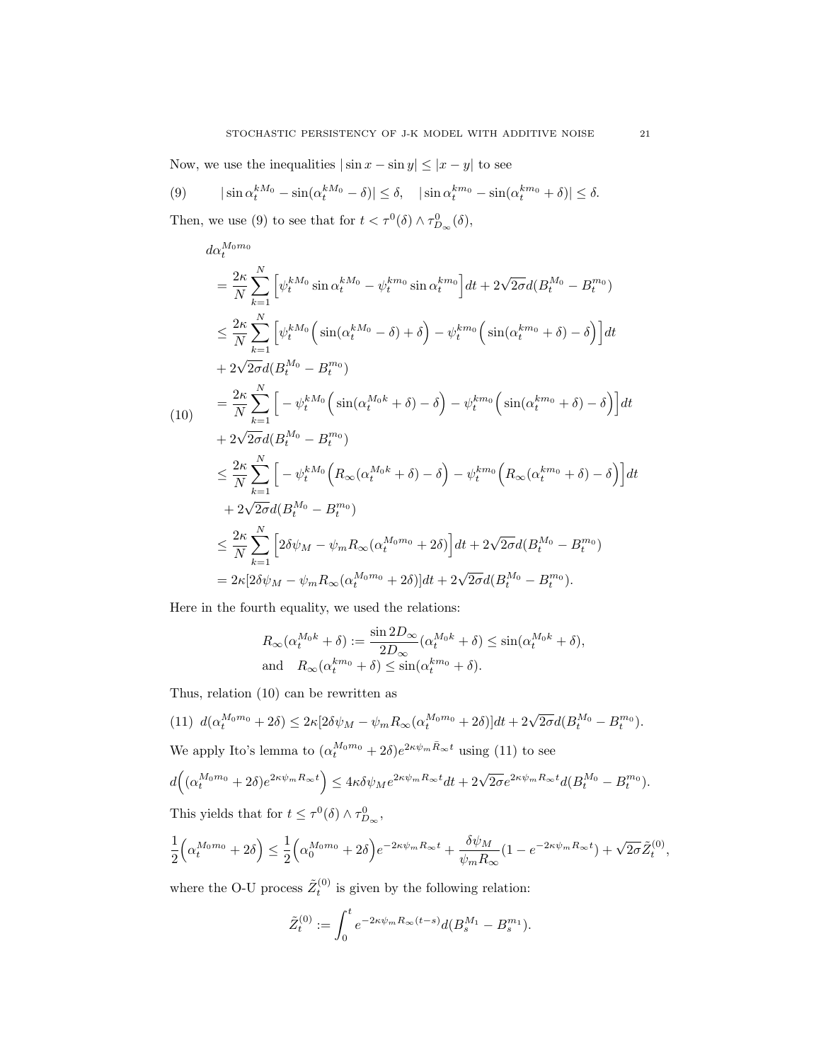Now, we use the inequalities $|\sin x - \sin y| \le |x-y|$ to see

$$
|\sin \alpha_t^{kM_0} - \sin(\alpha_t^{kM_0} - \delta)| \le \delta, \quad |\sin \alpha_t^{km_0} - \sin(\alpha_t^{km_0} + \delta)| \le \delta. \tag{9}
$$

Then, we use (9) to see that for $t < \tau^0(\delta) \wedge \tau^0_{D_\infty}(\delta)$,

$$
\begin{aligned}
& d\alpha_t^{M_0 m_0} \\
&= \frac{2\kappa}{N} \sum_{k=1}^N \Big[ \psi_t^{kM_0} \sin \alpha_t^{kM_0} - \psi_t^{km_0} \sin \alpha_t^{km_0} \Big] dt + 2\sqrt{2\sigma} d(B_t^{M_0} - B_t^{m_0}) \\
&\le \frac{2\kappa}{N} \sum_{k=1}^N \Big[ \psi_t^{kM_0} \Big( \sin(\alpha_t^{kM_0} - \delta) + \delta \Big) - \psi_t^{km_0} \Big( \sin(\alpha_t^{km_0} + \delta) - \delta \Big) \Big] dt \\
&+ 2\sqrt{2\sigma} d(B_t^{M_0} - B_t^{m_0}) \\
&= \frac{2\kappa}{N} \sum_{k=1}^N \Big[ -\psi_t^{kM_0} \Big( \sin(\alpha_t^{M_0 k} + \delta) - \delta \Big) - \psi_t^{km_0} \Big( \sin(\alpha_t^{km_0} + \delta) - \delta \Big) \Big] dt \\
&+ 2\sqrt{2\sigma} d(B_t^{M_0} - B_t^{m_0}) \\
&\le \frac{2\kappa}{N} \sum_{k=1}^N \Big[ -\psi_t^{kM_0} \Big( R_\infty(\alpha_t^{M_0 k} + \delta) - \delta \Big) - \psi_t^{km_0} \Big( R_\infty(\alpha_t^{km_0} + \delta) - \delta \Big) \Big] dt \\
&+ 2\sqrt{2\sigma} d(B_t^{M_0} - B_t^{m_0}) \\
&\le \frac{2\kappa}{N} \sum_{k=1}^N \Big[ 2\delta \psi_M - \psi_m R_\infty(\alpha_t^{M_0 m_0} + 2\delta) \Big] dt + 2\sqrt{2\sigma} d(B_t^{M_0} - B_t^{m_0}) \\
&= 2\kappa [2\delta \psi_M - \psi_m R_\infty(\alpha_t^{M_0 m_0} + 2\delta)] dt + 2\sqrt{2\sigma} d(B_t^{M_0} - B_t^{m_0}).
\end{aligned} \tag{10}
$$

Here in the fourth equality, we used the relations:

$$
\begin{aligned}
& R_\infty(\alpha_t^{M_0 k} + \delta) := \frac{\sin 2D_\infty}{2D_\infty} (\alpha_t^{M_0 k} + \delta) \le \sin(\alpha_t^{M_0 k} + \delta), \\
& \text{and} \quad R_\infty(\alpha_t^{km_0} + \delta) \le \sin(\alpha_t^{km_0} + \delta).
\end{aligned}
$$

Thus, relation (10) can be rewritten as

$$
d(\alpha_t^{M_0 m_0} + 2\delta) \le 2\kappa [2\delta \psi_M - \psi_m R_\infty(\alpha_t^{M_0 m_0} + 2\delta)] dt + 2\sqrt{2\sigma} d(B_t^{M_0} - B_t^{m_0}). \tag{11}
$$

We apply Ito's lemma to $(\alpha_t^{M_0 m_0} + 2\delta) e^{2\kappa \psi_m \bar{R}_\infty t}$ using (11) to see

$$
d\Big( (\alpha_t^{M_0 m_0} + 2\delta) e^{2\kappa \psi_m R_\infty t} \Big) \le 4\kappa \delta \psi_M e^{2\kappa \psi_m R_\infty t} dt + 2\sqrt{2\sigma} e^{2\kappa \psi_m R_\infty t} d(B_t^{M_0} - B_t^{m_0}).
$$

This yields that for $t \le \tau^0(\delta) \wedge \tau^0_{D_\infty}$,

$$
\frac{1}{2} \Big( \alpha_t^{M_0 m_0} + 2\delta \Big) \le \frac{1}{2} \Big( \alpha_0^{M_0 m_0} + 2\delta \Big) e^{-2\kappa \psi_m R_\infty t} + \frac{\delta \psi_M}{\psi_m R_\infty} (1 - e^{-2\kappa \psi_m R_\infty t}) + \sqrt{2\sigma} \tilde{Z}_t^{(0)},
$$

where the O-U process $\tilde{Z}_t^{(0)}$ is given by the following relation:

$$
\tilde{Z}_t^{(0)} := \int_0^t e^{-2\kappa \psi_m R_\infty (t-s)} d(B_s^{M_1} - B_s^{m_1}).
$$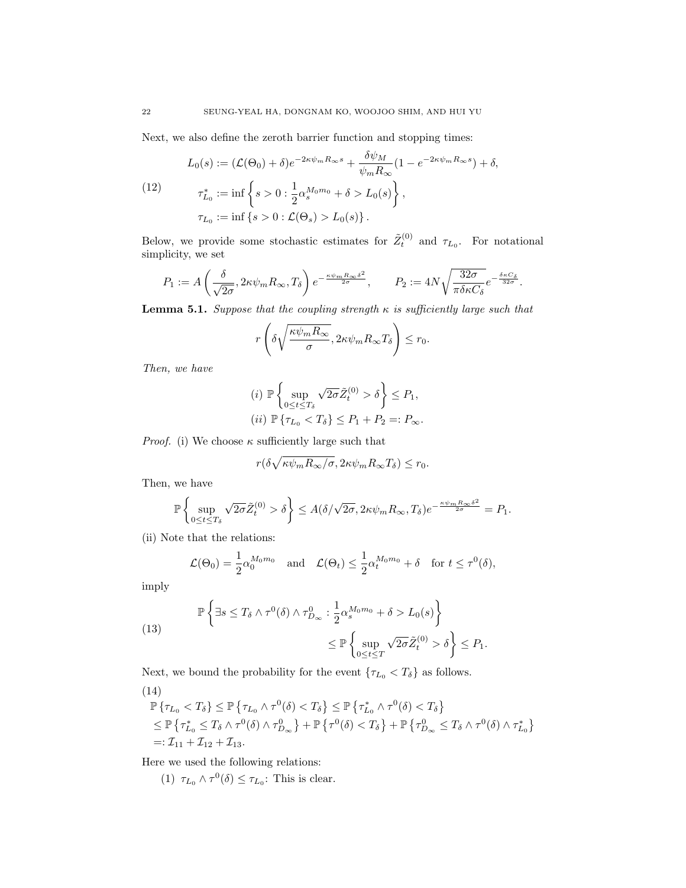Next, we also define the zeroth barrier function and stopping times:

$$
\begin{aligned}
&L_0(s) := (\mathcal{L}(\Theta_0) + \delta)e^{-2\kappa\psi_m R_\infty s} + \frac{\delta\psi_M}{\psi_m R_\infty}(1 - e^{-2\kappa\psi_m R_\infty s}) + \delta, \\
&\tau_{L_0}^* := \inf\left\{ s > 0 : \frac{1}{2}\alpha_s^{M_0 m_0} + \delta > L_0(s) \right\}, \\
&\tau_{L_0} := \inf\left\{ s > 0 : \mathcal{L}(\Theta_s) > L_0(s) \right\}.
\end{aligned} \tag{12}
$$

Below, we provide some stochastic estimates for $\tilde{Z}_t^{(0)}$ and $\tau_{L_0}$. For notational simplicity, we set

$$
P_1 := A\left(\frac{\delta}{\sqrt{2\sigma}}, 2\kappa\psi_m R_\infty, T_\delta\right) e^{-\frac{\kappa\psi_m R_\infty \delta^2}{2\sigma}}, \qquad P_2 := 4N\sqrt{\frac{32\sigma}{\pi\delta\kappa C_\delta}} e^{-\frac{\delta\kappa C_\delta}{32\sigma}}.
$$

**Lemma 5.1.** *Suppose that the coupling strength $\kappa$ is sufficiently large such that*

$$
r\left(\delta\sqrt{\frac{\kappa\psi_m R_\infty}{\sigma}}, 2\kappa\psi_m R_\infty T_\delta\right) \le r_0.
$$

*Then, we have*

$$
\begin{aligned}
&(i)\ \mathbb{P}\left\{ \sup_{0 \le t \le T_\delta} \sqrt{2\sigma}\tilde{Z}_t^{(0)} > \delta \right\} \le P_1, \\
&(ii)\ \mathbb{P}\left\{ \tau_{L_0} < T_\delta \right\} \le P_1 + P_2 =: P_\infty.
\end{aligned}
$$

*Proof.* (i) We choose $\kappa$ sufficiently large such that

$$
r(\delta\sqrt{\kappa\psi_m R_\infty/\sigma}, 2\kappa\psi_m R_\infty T_\delta) \le r_0.
$$

Then, we have

$$
\mathbb{P}\left\{ \sup_{0 \le t \le T_\delta} \sqrt{2\sigma}\tilde{Z}_t^{(0)} > \delta \right\} \le A(\delta/\sqrt{2\sigma}, 2\kappa\psi_m R_\infty, T_\delta)e^{-\frac{\kappa\psi_m R_\infty \delta^2}{2\sigma}} = P_1.
$$

(ii) Note that the relations:

$$
\mathcal{L}(\Theta_0) = \frac{1}{2}\alpha_0^{M_0 m_0} \quad \text{and} \quad \mathcal{L}(\Theta_t) \le \frac{1}{2}\alpha_t^{M_0 m_0} + \delta \quad \text{for } t \le \tau^0(\delta),
$$

imply

$$
\begin{aligned}
&\mathbb{P}\left\{ \exists s \le T_\delta \wedge \tau^0(\delta) \wedge \tau_{D_\infty}^0 : \frac{1}{2}\alpha_s^{M_0 m_0} + \delta > L_0(s) \right\} \\
&\qquad\qquad \le \mathbb{P}\left\{ \sup_{0 \le t \le T} \sqrt{2\sigma}\tilde{Z}_t^{(0)} > \delta \right\} \le P_1.
\end{aligned} \tag{13}
$$

Next, we bound the probability for the event $\{\tau_{L_0} < T_\delta\}$ as follows.

$$
\begin{aligned}
&\mathbb{P}\left\{ \tau_{L_0} < T_\delta \right\} \le \mathbb{P}\left\{ \tau_{L_0} \wedge \tau^0(\delta) < T_\delta \right\} \le \mathbb{P}\left\{ \tau_{L_0}^* \wedge \tau^0(\delta) < T_\delta \right\} \\
&\le \mathbb{P}\left\{ \tau_{L_0}^* \le T_\delta \wedge \tau^0(\delta) \wedge \tau_{D_\infty}^0 \right\} + \mathbb{P}\left\{ \tau^0(\delta) < T_\delta \right\} + \mathbb{P}\left\{ \tau_{D_\infty}^0 \le T_\delta \wedge \tau^0(\delta) \wedge \tau_{L_0}^* \right\} \\
&=: \mathcal{I}_{11} + \mathcal{I}_{12} + \mathcal{I}_{13}.
\end{aligned} \tag{14}
$$

Here we used the following relations:

(1) $\tau_{L_0} \wedge \tau^0(\delta) \le \tau_{L_0}$: This is clear.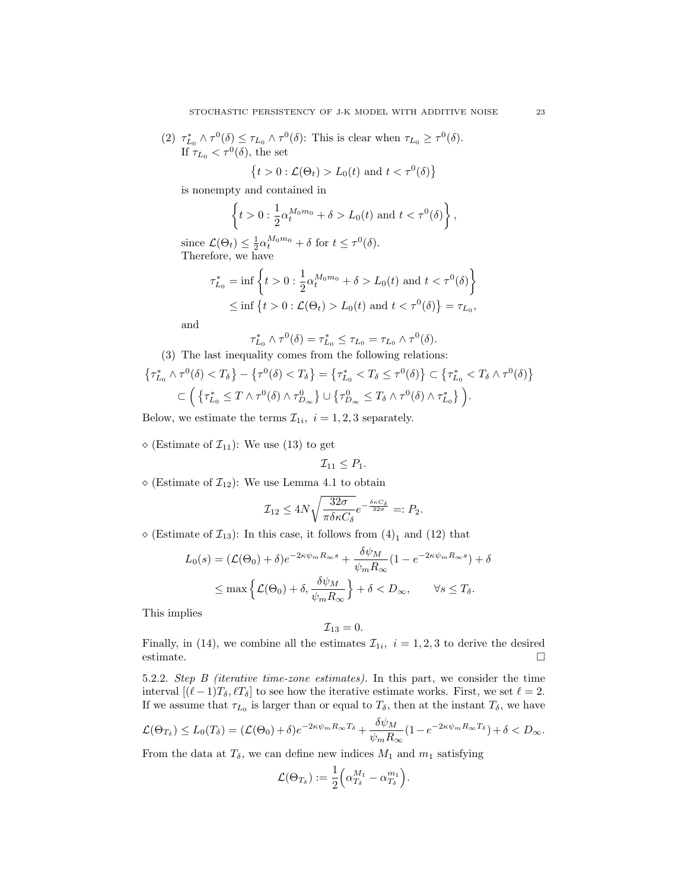(2) $\tau^*_{L_0} \wedge \tau^0(\delta) \le \tau_{L_0} \wedge \tau^0(\delta)$: This is clear when $\tau_{L_0} \ge \tau^0(\delta)$. If $\tau_{L_0} < \tau^0(\delta)$, the set

$$\left\{t > 0 : \mathcal{L}(\Theta_t) > L_0(t) \text{ and } t < \tau^0(\delta)\right\}$$

is nonempty and contained in

$$\left\{t > 0 : \frac{1}{2}\alpha_t^{M_0 m_0} + \delta > L_0(t) \text{ and } t < \tau^0(\delta)\right\},$$

since $\mathcal{L}(\Theta_t) \le \frac{1}{2}\alpha_t^{M_0 m_0} + \delta$ for $t \le \tau^0(\delta)$.
Therefore, we have

$$\begin{aligned}
\tau^*_{L_0} &= \inf\left\{t > 0 : \frac{1}{2}\alpha_t^{M_0 m_0} + \delta > L_0(t) \text{ and } t < \tau^0(\delta)\right\} \\
&\le \inf\left\{t > 0 : \mathcal{L}(\Theta_t) > L_0(t) \text{ and } t < \tau^0(\delta)\right\} = \tau_{L_0},
\end{aligned}$$

and

$$\tau^*_{L_0} \wedge \tau^0(\delta) = \tau^*_{L_0} \le \tau_{L_0} = \tau_{L_0} \wedge \tau^0(\delta).$$

(3) The last inequality comes from the following relations:

$$\begin{aligned}
\left\{\tau^*_{L_0} \wedge \tau^0(\delta) < T_\delta\right\} - \left\{\tau^0(\delta) < T_\delta\right\} &= \left\{\tau^*_{L_0} < T_\delta \le \tau^0(\delta)\right\} \subset \left\{\tau^*_{L_0} < T_\delta \wedge \tau^0(\delta)\right\} \\
&\subset \Big( \left\{\tau^*_{L_0} \le T \wedge \tau^0(\delta) \wedge \tau^0_{D_\infty}\right\} \cup \left\{\tau^0_{D_\infty} \le T_\delta \wedge \tau^0(\delta) \wedge \tau^*_{L_0}\right\} \Big).
\end{aligned}$$

Below, we estimate the terms $\mathcal{I}_{1i},\ i = 1, 2, 3$ separately.

$\diamond$ (Estimate of $\mathcal{I}_{11}$): We use (13) to get

$$\mathcal{I}_{11} \le P_1.$$

$\diamond$ (Estimate of $\mathcal{I}_{12}$): We use Lemma 4.1 to obtain

$$\mathcal{I}_{12} \le 4N\sqrt{\frac{32\sigma}{\pi\delta\kappa C_\delta}}e^{-\frac{\delta\kappa C_\delta}{32\sigma}} =: P_2.$$

$\diamond$ (Estimate of $\mathcal{I}_{13}$): In this case, it follows from $(4)_1$ and (12) that

$$\begin{aligned}
L_0(s) &= (\mathcal{L}(\Theta_0) + \delta)e^{-2\kappa\psi_m R_\infty s} + \frac{\delta\psi_M}{\psi_m R_\infty}(1 - e^{-2\kappa\psi_m R_\infty s}) + \delta \\
&\le \max\Big\{\mathcal{L}(\Theta_0) + \delta, \frac{\delta\psi_M}{\psi_m R_\infty}\Big\} + \delta < D_\infty, \qquad \forall s \le T_\delta.
\end{aligned}$$

This implies

$$\mathcal{I}_{13} = 0.$$

Finally, in (14), we combine all the estimates $\mathcal{I}_{1i},\ i = 1, 2, 3$ to derive the desired estimate. $\square$

5.2.2. *Step B (iterative time-zone estimates).* In this part, we consider the time interval $[(\ell-1)T_\delta, \ell T_\delta]$ to see how the iterative estimate works. First, we set $\ell = 2$. If we assume that $\tau_{L_0}$ is larger than or equal to $T_\delta$, then at the instant $T_\delta$, we have

$$\mathcal{L}(\Theta_{T_\delta}) \le L_0(T_\delta) = (\mathcal{L}(\Theta_0) + \delta)e^{-2\kappa\psi_m R_\infty T_\delta} + \frac{\delta\psi_M}{\psi_m R_\infty}(1 - e^{-2\kappa\psi_m R_\infty T_\delta}) + \delta < D_\infty.$$

From the data at $T_\delta$, we can define new indices $M_1$ and $m_1$ satisfying

$$\mathcal{L}(\Theta_{T_\delta}) := \frac{1}{2}\Big(\alpha_{T_\delta}^{M_1} - \alpha_{T_\delta}^{m_1}\Big).$$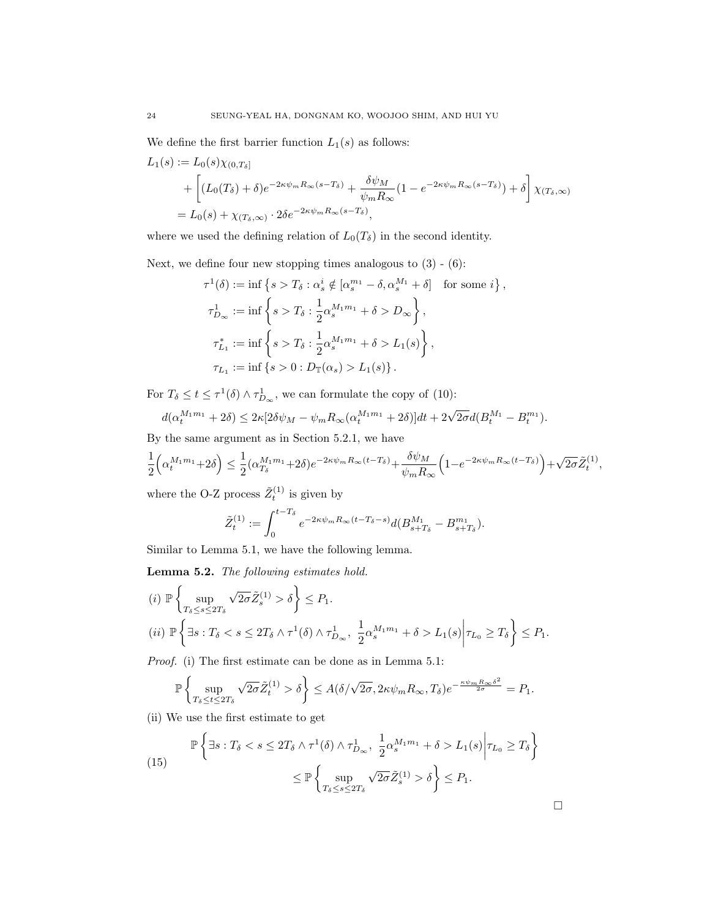We define the first barrier function $L_1(s)$ as follows:

$$
\begin{aligned}
L_1(s) &:= L_0(s)\chi_{(0,T_\delta]} \\
&\quad + \left[(L_0(T_\delta)+\delta)e^{-2\kappa\psi_m R_\infty (s-T_\delta)} + \frac{\delta\psi_M}{\psi_m R_\infty}(1-e^{-2\kappa\psi_m R_\infty(s-T_\delta)}) + \delta\right]\chi_{(T_\delta,\infty)} \\
&= L_0(s) + \chi_{(T_\delta,\infty)}\cdot 2\delta e^{-2\kappa\psi_m R_\infty(s-T_\delta)},
\end{aligned}
$$

where we used the defining relation of $L_0(T_\delta)$ in the second identity.

Next, we define four new stopping times analogous to (3) - (6):

$$
\begin{aligned}
\tau^1(\delta) &:= \inf\left\{s > T_\delta : \alpha_s^i \notin [\alpha_s^{m_1}-\delta, \alpha_s^{M_1}+\delta] \quad \text{for some } i\right\}, \\
\tau^1_{D_\infty} &:= \inf\left\{s > T_\delta : \frac{1}{2}\alpha_s^{M_1 m_1} + \delta > D_\infty\right\}, \\
\tau^*_{L_1} &:= \inf\left\{s > T_\delta : \frac{1}{2}\alpha_s^{M_1 m_1} + \delta > L_1(s)\right\}, \\
\tau_{L_1} &:= \inf\left\{s > 0 : D_{\mathbb{T}}(\alpha_s) > L_1(s)\right\}.
\end{aligned}
$$

For $T_\delta \le t \le \tau^1(\delta)\wedge\tau^1_{D_\infty}$, we can formulate the copy of (10):

$$
d(\alpha_t^{M_1 m_1} + 2\delta) \le 2\kappa[2\delta\psi_M - \psi_m R_\infty(\alpha_t^{M_1 m_1}+2\delta)]dt + 2\sqrt{2\sigma}d(B_t^{M_1} - B_t^{m_1}).
$$

By the same argument as in Section 5.2.1, we have

$$
\frac{1}{2}\Big(\alpha_t^{M_1 m_1} + 2\delta\Big) \le \frac{1}{2}(\alpha_{T_\delta}^{M_1 m_1} + 2\delta)e^{-2\kappa\psi_m R_\infty(t-T_\delta)} + \frac{\delta\psi_M}{\psi_m R_\infty}\Big(1-e^{-2\kappa\psi_m R_\infty(t-T_\delta)}\Big) + \sqrt{2\sigma}\tilde{Z}_t^{(1)},
$$

where the O-Z process $\tilde{Z}_t^{(1)}$ is given by

$$
\tilde{Z}_t^{(1)} := \int_0^{t-T_\delta} e^{-2\kappa\psi_m R_\infty(t-T_\delta-s)} d(B^{M_1}_{s+T_\delta} - B^{m_1}_{s+T_\delta}).
$$

Similar to Lemma 5.1, we have the following lemma.

**Lemma 5.2.** *The following estimates hold.*

*(i)* $\mathbb{P}\left\{\sup\limits_{T_\delta\le s\le 2T_\delta} \sqrt{2\sigma}\tilde{Z}_s^{(1)} > \delta\right\} \le P_1.$

*(ii)* $\mathbb{P}\left\{\exists s : T_\delta < s \le 2T_\delta\wedge\tau^1(\delta)\wedge\tau^1_{D_\infty},\ \frac{1}{2}\alpha_s^{M_1 m_1} + \delta > L_1(s) \middle| \tau_{L_0} \ge T_\delta\right\} \le P_1.$

*Proof.* (i) The first estimate can be done as in Lemma 5.1:

$$
\mathbb{P}\left\{\sup_{T_\delta\le t\le 2T_\delta}\sqrt{2\sigma}\tilde{Z}_t^{(1)} > \delta\right\} \le A(\delta/\sqrt{2\sigma}, 2\kappa\psi_m R_\infty, T_\delta)e^{-\frac{\kappa\psi_m R_\infty\delta^2}{2\sigma}} = P_1.
$$

(ii) We use the first estimate to get

$$
\begin{aligned}
&\mathbb{P}\left\{\exists s : T_\delta < s \le 2T_\delta\wedge\tau^1(\delta)\wedge\tau^1_{D_\infty},\ \frac{1}{2}\alpha_s^{M_1 m_1} + \delta > L_1(s)\middle|\tau_{L_0}\ge T_\delta\right\} \\
&\qquad\le \mathbb{P}\left\{\sup_{T_\delta\le s\le 2T_\delta}\sqrt{2\sigma}\tilde{Z}_s^{(1)} > \delta\right\} \le P_1.
\end{aligned}
\tag{15}
$$

$\square$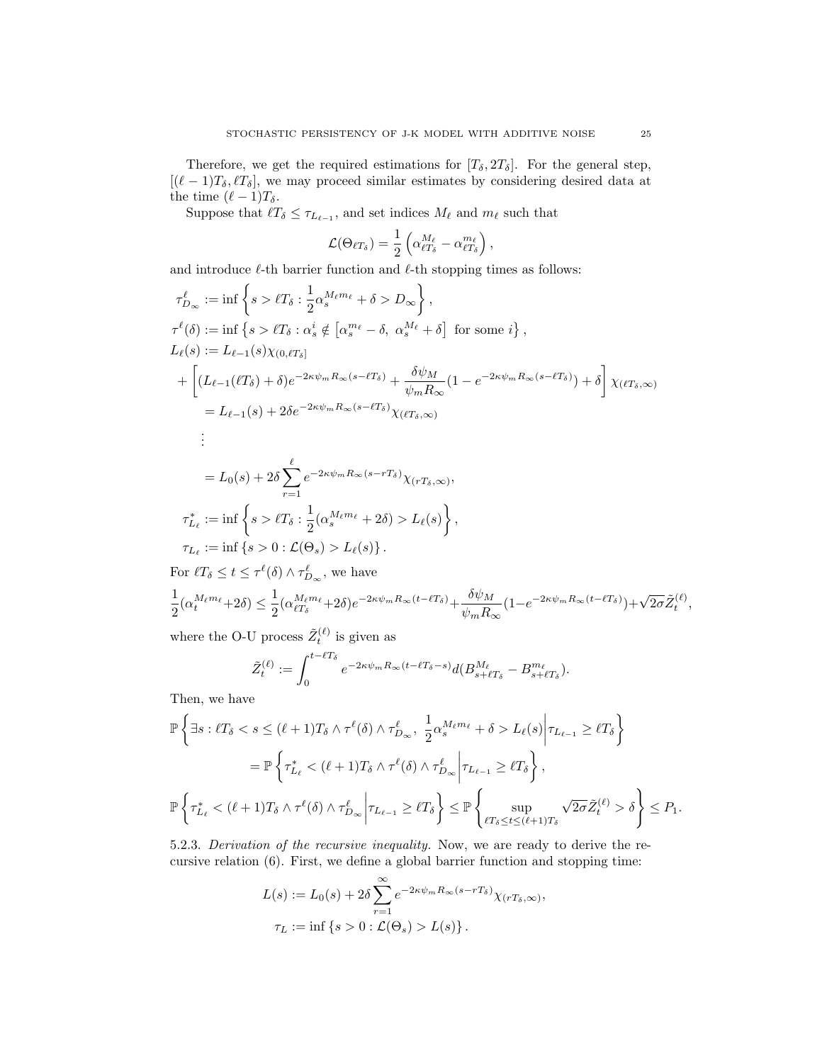Therefore, we get the required estimations for $[T_\delta, 2T_\delta]$. For the general step, $[(\ell-1)T_\delta, \ell T_\delta]$, we may proceed similar estimates by considering desired data at the time $(\ell-1)T_\delta$.

Suppose that $\ell T_\delta \le \tau_{L_{\ell-1}}$, and set indices $M_\ell$ and $m_\ell$ such that

$$\mathcal{L}(\Theta_{\ell T_\delta}) = \frac{1}{2}\left(\alpha_{\ell T_\delta}^{M_\ell} - \alpha_{\ell T_\delta}^{m_\ell}\right),$$

and introduce $\ell$-th barrier function and $\ell$-th stopping times as follows:

$$\begin{aligned}
\tau_{D_\infty}^\ell &:= \inf\left\{ s > \ell T_\delta : \frac{1}{2}\alpha_s^{M_\ell m_\ell} + \delta > D_\infty \right\}, \\
\tau^\ell(\delta) &:= \inf\left\{ s > \ell T_\delta : \alpha_s^i \notin \left[\alpha_s^{m_\ell} - \delta,\ \alpha_s^{M_\ell} + \delta\right] \text{ for some } i \right\}, \\
L_\ell(s) &:= L_{\ell-1}(s)\chi_{(0,\ell T_\delta]} \\
&+ \left[ (L_{\ell-1}(\ell T_\delta) + \delta) e^{-2\kappa\psi_m R_\infty (s-\ell T_\delta)} + \frac{\delta \psi_M}{\psi_m R_\infty}(1 - e^{-2\kappa\psi_m R_\infty (s-\ell T_\delta)}) + \delta \right] \chi_{(\ell T_\delta,\infty)} \\
&= L_{\ell-1}(s) + 2\delta e^{-2\kappa\psi_m R_\infty (s-\ell T_\delta)}\chi_{(\ell T_\delta,\infty)} \\
&\ \ \vdots \\
&= L_0(s) + 2\delta \sum_{r=1}^{\ell} e^{-2\kappa\psi_m R_\infty (s-rT_\delta)}\chi_{(rT_\delta,\infty)}, \\
\tau_{L_\ell}^* &:= \inf\left\{ s > \ell T_\delta : \frac{1}{2}(\alpha_s^{M_\ell m_\ell} + 2\delta) > L_\ell(s) \right\}, \\
\tau_{L_\ell} &:= \inf\left\{ s > 0 : \mathcal{L}(\Theta_s) > L_\ell(s) \right\}.
\end{aligned}$$

For $\ell T_\delta \le t \le \tau^\ell(\delta) \wedge \tau_{D_\infty}^\ell$, we have

$$\frac{1}{2}(\alpha_t^{M_\ell m_\ell} + 2\delta) \le \frac{1}{2}(\alpha_{\ell T_\delta}^{M_\ell m_\ell} + 2\delta) e^{-2\kappa\psi_m R_\infty (t-\ell T_\delta)} + \frac{\delta\psi_M}{\psi_m R_\infty}(1 - e^{-2\kappa\psi_m R_\infty (t-\ell T_\delta)}) + \sqrt{2\sigma}\tilde{Z}_t^{(\ell)},$$

where the O-U process $\tilde{Z}_t^{(\ell)}$ is given as

$$\tilde{Z}_t^{(\ell)} := \int_0^{t-\ell T_\delta} e^{-2\kappa\psi_m R_\infty (t-\ell T_\delta - s)} d(B_{s+\ell T_\delta}^{M_\ell} - B_{s+\ell T_\delta}^{m_\ell}).$$

Then, we have

$$\begin{aligned}
\mathbb{P}&\left\{ \exists s : \ell T_\delta < s \le (\ell+1)T_\delta \wedge \tau^\ell(\delta) \wedge \tau_{D_\infty}^\ell,\ \frac{1}{2}\alpha_s^{M_\ell m_\ell} + \delta > L_\ell(s) \middle| \tau_{L_{\ell-1}} \ge \ell T_\delta \right\} \\
&= \mathbb{P}\left\{ \tau_{L_\ell}^* < (\ell+1)T_\delta \wedge \tau^\ell(\delta) \wedge \tau_{D_\infty}^\ell \middle| \tau_{L_{\ell-1}} \ge \ell T_\delta \right\}, \\
\mathbb{P}&\left\{ \tau_{L_\ell}^* < (\ell+1)T_\delta \wedge \tau^\ell(\delta) \wedge \tau_{D_\infty}^\ell \middle| \tau_{L_{\ell-1}} \ge \ell T_\delta \right\} \le \mathbb{P}\left\{ \sup_{\ell T_\delta \le t \le (\ell+1)T_\delta} \sqrt{2\sigma}\tilde{Z}_t^{(\ell)} > \delta \right\} \le P_1.
\end{aligned}$$

5.2.3. *Derivation of the recursive inequality.* Now, we are ready to derive the recursive relation (6). First, we define a global barrier function and stopping time:

$$\begin{aligned}
L(s) &:= L_0(s) + 2\delta \sum_{r=1}^{\infty} e^{-2\kappa\psi_m R_\infty (s-rT_\delta)}\chi_{(rT_\delta,\infty)}, \\
\tau_L &:= \inf\left\{ s > 0 : \mathcal{L}(\Theta_s) > L(s) \right\}.
\end{aligned}$$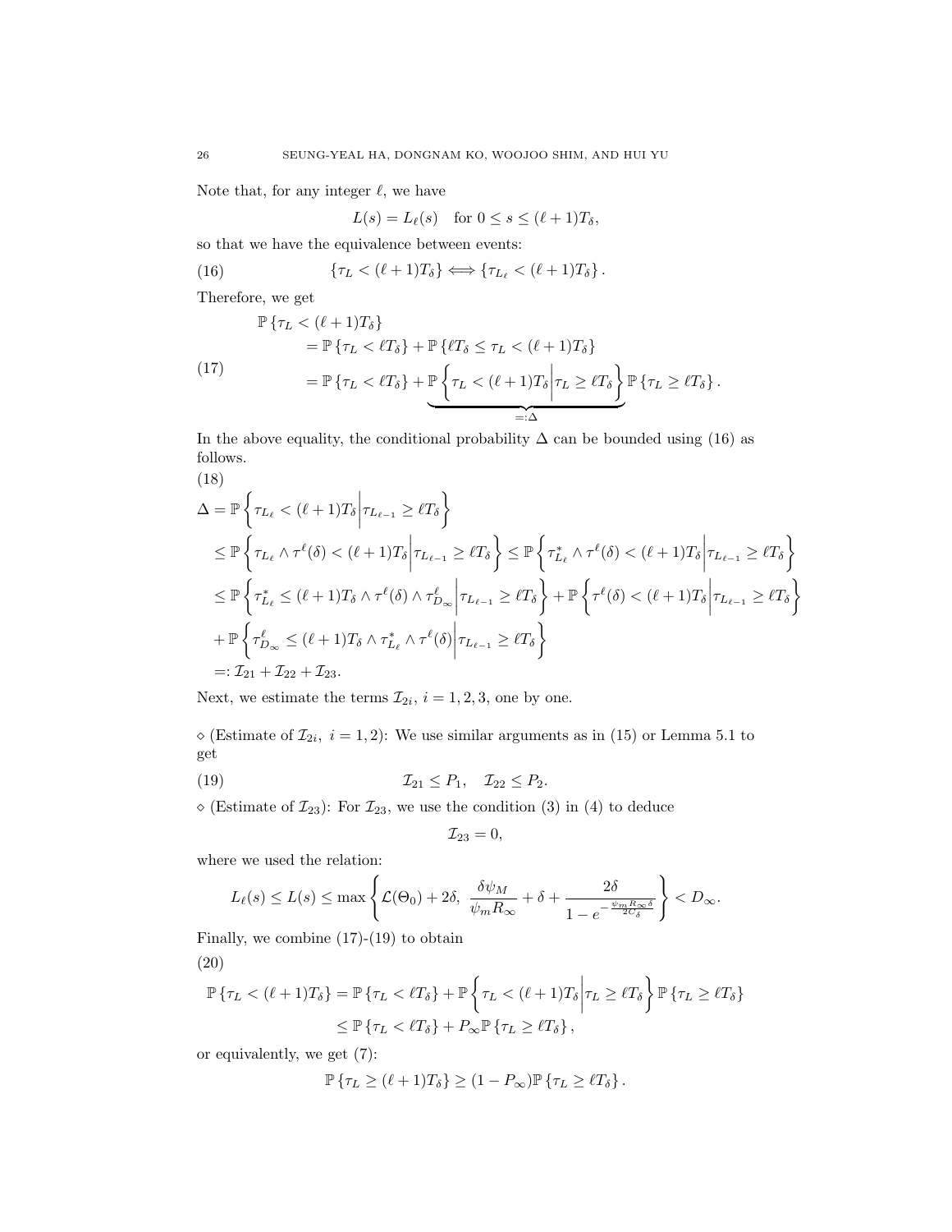Note that, for any integer $\ell$, we have

$$L(s) = L_\ell(s) \quad \text{for } 0 \le s \le (\ell+1)T_\delta,$$

so that we have the equivalence between events:

$$\{\tau_L < (\ell+1)T_\delta\} \Longleftrightarrow \{\tau_{L_\ell} < (\ell+1)T_\delta\}. \tag{16}$$

Therefore, we get

$$\begin{aligned}
&\mathbb{P}\{\tau_L < (\ell+1)T_\delta\} \\
&\quad = \mathbb{P}\{\tau_L < \ell T_\delta\} + \mathbb{P}\{\ell T_\delta \le \tau_L < (\ell+1)T_\delta\} \\
&\quad = \mathbb{P}\{\tau_L < \ell T_\delta\} + \underbrace{\mathbb{P}\left\{\tau_L < (\ell+1)T_\delta \middle| \tau_L \ge \ell T_\delta\right\}}_{=:\Delta} \mathbb{P}\{\tau_L \ge \ell T_\delta\}.
\end{aligned} \tag{17}$$

In the above equality, the conditional probability $\Delta$ can be bounded using (16) as follows.

$$\begin{aligned}
\Delta &= \mathbb{P}\left\{\tau_{L_\ell} < (\ell+1)T_\delta \middle| \tau_{L_{\ell-1}} \ge \ell T_\delta\right\} \\
&\le \mathbb{P}\left\{\tau_{L_\ell} \wedge \tau^\ell(\delta) < (\ell+1)T_\delta \middle| \tau_{L_{\ell-1}} \ge \ell T_\delta\right\} \le \mathbb{P}\left\{\tau^*_{L_\ell} \wedge \tau^\ell(\delta) < (\ell+1)T_\delta \middle| \tau_{L_{\ell-1}} \ge \ell T_\delta\right\} \\
&\le \mathbb{P}\left\{\tau^*_{L_\ell} \le (\ell+1)T_\delta \wedge \tau^\ell(\delta) \wedge \tau^\ell_{D_\infty} \middle| \tau_{L_{\ell-1}} \ge \ell T_\delta\right\} + \mathbb{P}\left\{\tau^\ell(\delta) < (\ell+1)T_\delta \middle| \tau_{L_{\ell-1}} \ge \ell T_\delta\right\} \\
&\quad + \mathbb{P}\left\{\tau^\ell_{D_\infty} \le (\ell+1)T_\delta \wedge \tau^*_{L_\ell} \wedge \tau^\ell(\delta) \middle| \tau_{L_{\ell-1}} \ge \ell T_\delta\right\} \\
&=: \mathcal{I}_{21} + \mathcal{I}_{22} + \mathcal{I}_{23}.
\end{aligned} \tag{18}$$

Next, we estimate the terms $\mathcal{I}_{2i}$, $i = 1, 2, 3$, one by one.

$\diamond$ (Estimate of $\mathcal{I}_{2i},\ i = 1, 2$): We use similar arguments as in (15) or Lemma 5.1 to get

$$\mathcal{I}_{21} \le P_1, \quad \mathcal{I}_{22} \le P_2. \tag{19}$$

$\diamond$ (Estimate of $\mathcal{I}_{23}$): For $\mathcal{I}_{23}$, we use the condition (3) in (4) to deduce

$$\mathcal{I}_{23} = 0,$$

where we used the relation:

$$L_\ell(s) \le L(s) \le \max\left\{\mathcal{L}(\Theta_0) + 2\delta,\ \frac{\delta\psi_M}{\psi_m R_\infty} + \delta + \frac{2\delta}{1 - e^{-\frac{\psi_m R_\infty \delta}{2C_\delta}}}\right\} < D_\infty.$$

Finally, we combine (17)-(19) to obtain

$$\begin{aligned}
\mathbb{P}\{\tau_L < (\ell+1)T_\delta\} &= \mathbb{P}\{\tau_L < \ell T_\delta\} + \mathbb{P}\left\{\tau_L < (\ell+1)T_\delta \middle| \tau_L \ge \ell T_\delta\right\} \mathbb{P}\{\tau_L \ge \ell T_\delta\} \\
&\le \mathbb{P}\{\tau_L < \ell T_\delta\} + P_\infty \mathbb{P}\{\tau_L \ge \ell T_\delta\},
\end{aligned} \tag{20}$$

or equivalently, we get (7):

$$\mathbb{P}\{\tau_L \ge (\ell+1)T_\delta\} \ge (1 - P_\infty)\mathbb{P}\{\tau_L \ge \ell T_\delta\}.$$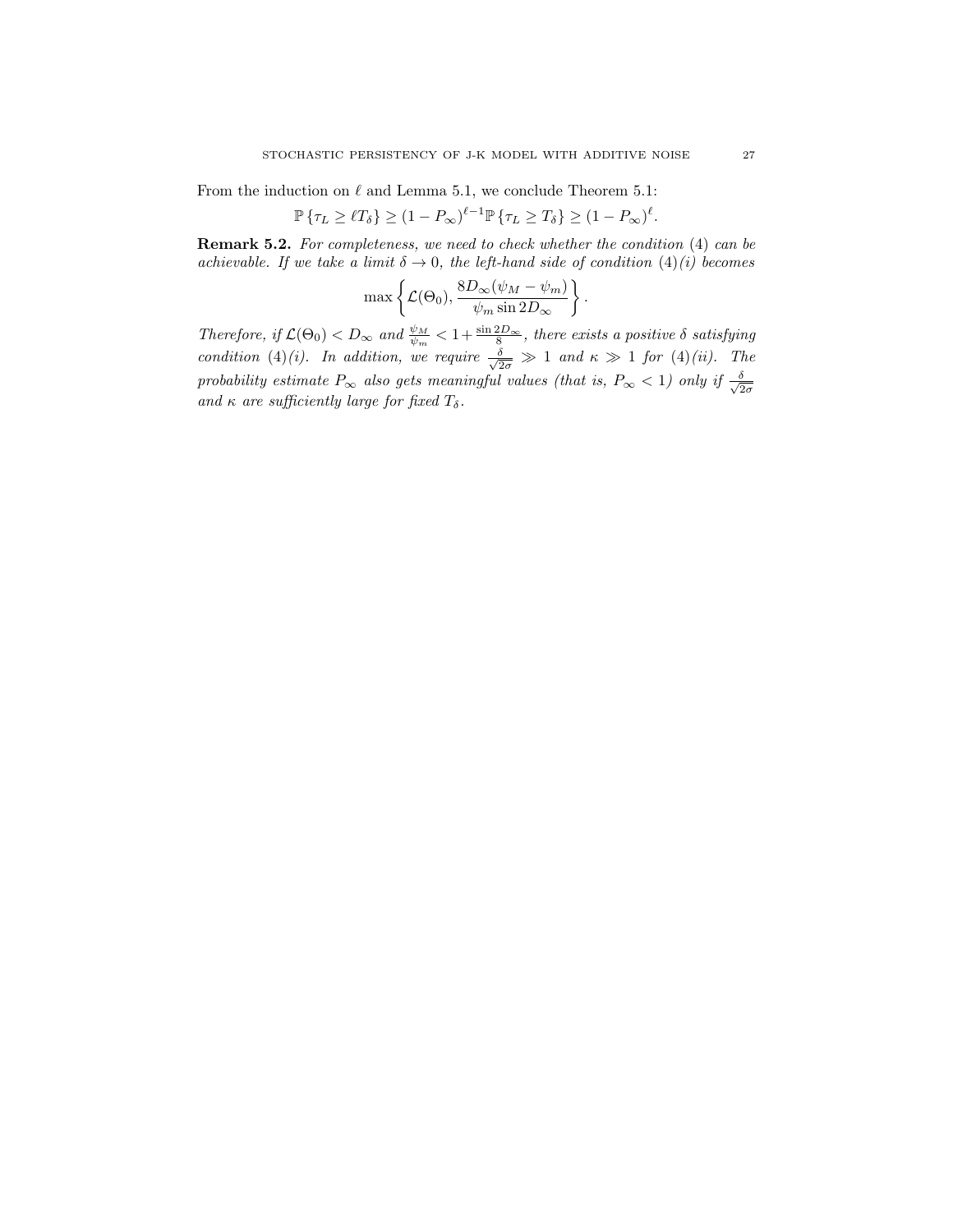From the induction on $\ell$ and Lemma 5.1, we conclude Theorem 5.1:

$$\mathbb{P}\left\{\tau_L \geq \ell T_\delta\right\} \geq (1 - P_\infty)^{\ell-1}\mathbb{P}\left\{\tau_L \geq T_\delta\right\} \geq (1 - P_\infty)^{\ell}.$$

**Remark 5.2.** *For completeness, we need to check whether the condition* (4) *can be achievable. If we take a limit $\delta \to 0$, the left-hand side of condition* (4)*(i) becomes*

$$\max\left\{\mathcal{L}(\Theta_0), \frac{8D_\infty(\psi_M - \psi_m)}{\psi_m \sin 2D_\infty}\right\}.$$

*Therefore, if $\mathcal{L}(\Theta_0) < D_\infty$ and $\frac{\psi_M}{\psi_m} < 1 + \frac{\sin 2D_\infty}{8}$, there exists a positive $\delta$ satisfying condition* (4)*(i). In addition, we require $\frac{\delta}{\sqrt{2\sigma}} \gg 1$ and $\kappa \gg 1$ for* (4)*(ii). The probability estimate $P_\infty$ also gets meaningful values (that is, $P_\infty < 1$) only if $\frac{\delta}{\sqrt{2\sigma}}$ and $\kappa$ are sufficiently large for fixed $T_\delta$.*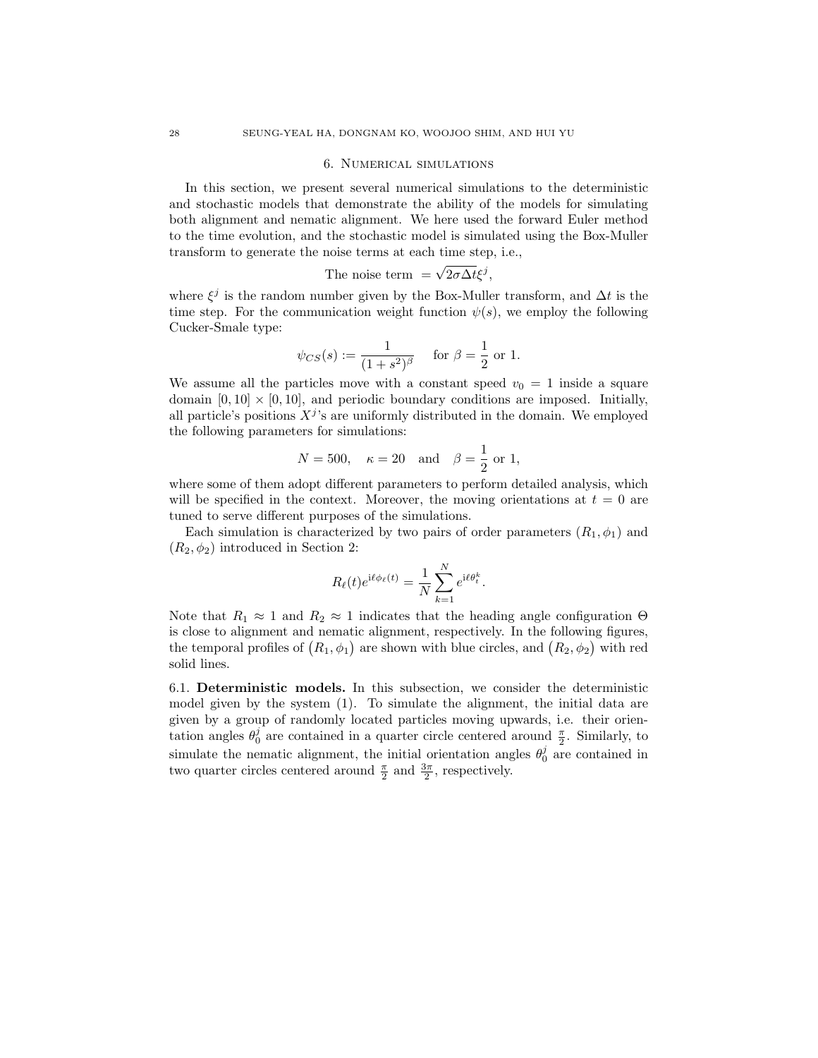## 6. Numerical simulations

In this section, we present several numerical simulations to the deterministic and stochastic models that demonstrate the ability of the models for simulating both alignment and nematic alignment. We here used the forward Euler method to the time evolution, and the stochastic model is simulated using the Box-Muller transform to generate the noise terms at each time step, i.e.,

$$\text{The noise term } = \sqrt{2\sigma\Delta t}\xi^j,$$

where $\xi^j$ is the random number given by the Box-Muller transform, and $\Delta t$ is the time step. For the communication weight function $\psi(s)$, we employ the following Cucker-Smale type:

$$\psi_{CS}(s) := \frac{1}{(1+s^2)^\beta} \quad \text{for } \beta = \frac{1}{2} \text{ or } 1.$$

We assume all the particles move with a constant speed $v_0 = 1$ inside a square domain $[0, 10] \times [0, 10]$, and periodic boundary conditions are imposed. Initially, all particle's positions $X^j$'s are uniformly distributed in the domain. We employed the following parameters for simulations:

$$N = 500, \quad \kappa = 20 \quad \text{and} \quad \beta = \frac{1}{2} \text{ or } 1,$$

where some of them adopt different parameters to perform detailed analysis, which will be specified in the context. Moreover, the moving orientations at $t = 0$ are tuned to serve different purposes of the simulations.

Each simulation is characterized by two pairs of order parameters $(R_1, \phi_1)$ and $(R_2, \phi_2)$ introduced in Section 2:

$$R_\ell(t)e^{\mathrm{i}\ell\phi_\ell(t)} = \frac{1}{N}\sum_{k=1}^{N} e^{\mathrm{i}\ell\theta_t^k}.$$

Note that $R_1 \approx 1$ and $R_2 \approx 1$ indicates that the heading angle configuration $\Theta$ is close to alignment and nematic alignment, respectively. In the following figures, the temporal profiles of $\big(R_1, \phi_1\big)$ are shown with blue circles, and $\big(R_2, \phi_2\big)$ with red solid lines.

6.1. **Deterministic models.** In this subsection, we consider the deterministic model given by the system (1). To simulate the alignment, the initial data are given by a group of randomly located particles moving upwards, i.e. their orientation angles $\theta_0^j$ are contained in a quarter circle centered around $\frac{\pi}{2}$. Similarly, to simulate the nematic alignment, the initial orientation angles $\theta_0^j$ are contained in two quarter circles centered around $\frac{\pi}{2}$ and $\frac{3\pi}{2}$, respectively.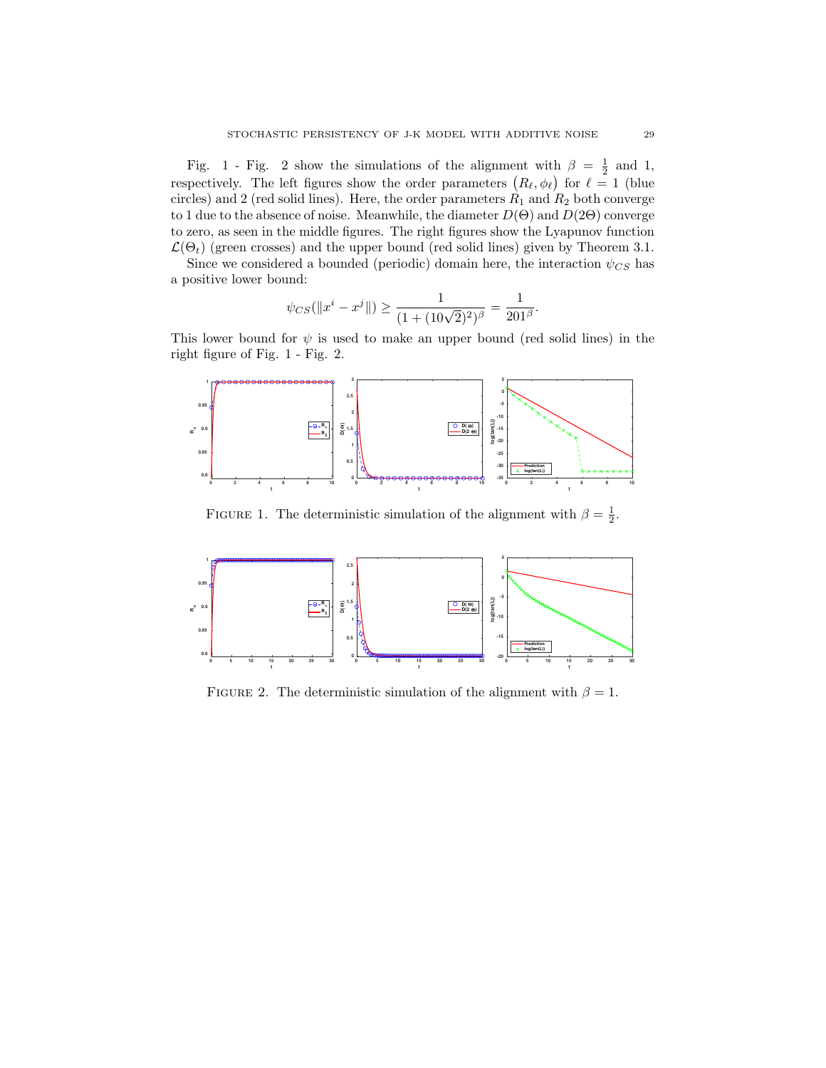Fig. 1 - Fig. 2 show the simulations of the alignment with $\beta = \frac{1}{2}$ and 1, respectively. The left figures show the order parameters $(R_\ell, \phi_\ell)$ for $\ell = 1$ (blue circles) and 2 (red solid lines). Here, the order parameters $R_1$ and $R_2$ both converge to 1 due to the absence of noise. Meanwhile, the diameter $D(\Theta)$ and $D(2\Theta)$ converge to zero, as seen in the middle figures. The right figures show the Lyapunov function $\mathcal{L}(\Theta_t)$ (green crosses) and the upper bound (red solid lines) given by Theorem 3.1.

Since we considered a bounded (periodic) domain here, the interaction $\psi_{CS}$ has a positive lower bound:

$$\psi_{CS}(\|x^i - x^j\|) \geq \frac{1}{(1 + (10\sqrt{2})^2)^\beta} = \frac{1}{201^\beta}.$$

This lower bound for $\psi$ is used to make an upper bound (red solid lines) in the right figure of Fig. 1 - Fig. 2.

FIGURE 1. The deterministic simulation of the alignment with $\beta = \frac{1}{2}$.

FIGURE 2. The deterministic simulation of the alignment with $\beta = 1$.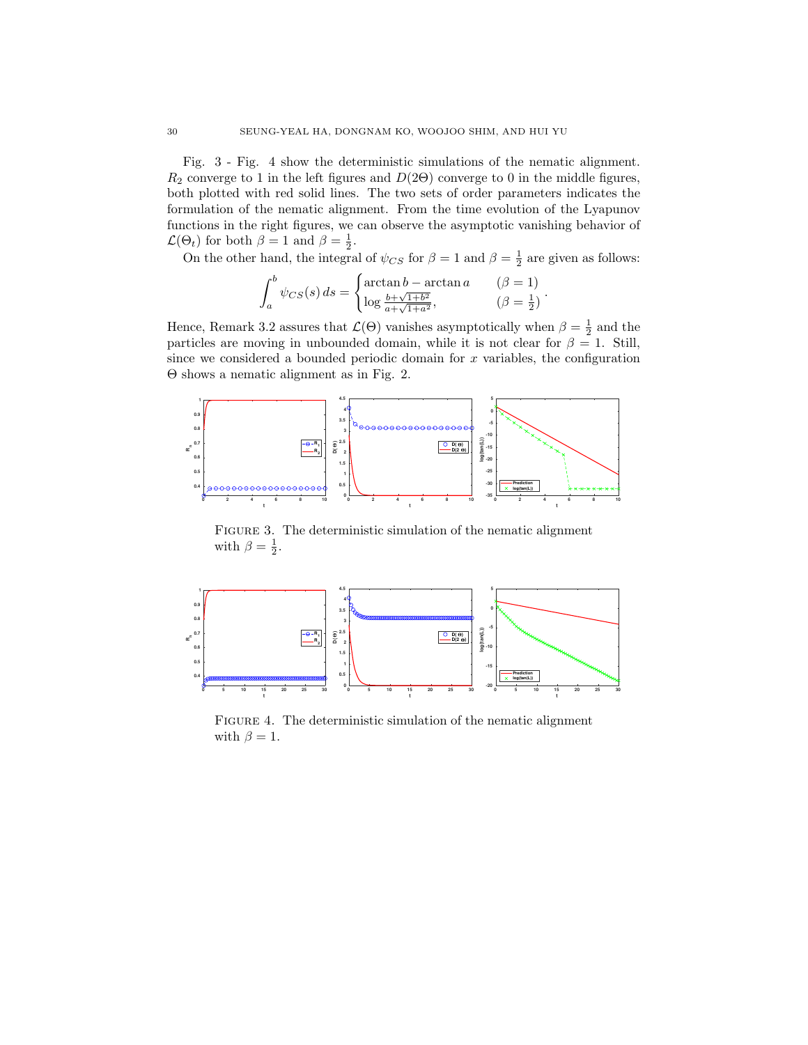Fig. 3 - Fig. 4 show the deterministic simulations of the nematic alignment. $R_2$ converge to 1 in the left figures and $D(2\Theta)$ converge to 0 in the middle figures, both plotted with red solid lines. The two sets of order parameters indicates the formulation of the nematic alignment. From the time evolution of the Lyapunov functions in the right figures, we can observe the asymptotic vanishing behavior of $\mathcal{L}(\Theta_t)$ for both $\beta = 1$ and $\beta = \frac{1}{2}$.

On the other hand, the integral of $\psi_{CS}$ for $\beta = 1$ and $\beta = \frac{1}{2}$ are given as follows:

$$\int_a^b \psi_{CS}(s)\, ds = \begin{cases} \arctan b - \arctan a & (\beta = 1) \\ \log \frac{b + \sqrt{1+b^2}}{a+\sqrt{1+a^2}}, & (\beta = \frac{1}{2}) \end{cases}.$$

Hence, Remark 3.2 assures that $\mathcal{L}(\Theta)$ vanishes asymptotically when $\beta = \frac{1}{2}$ and the particles are moving in unbounded domain, while it is not clear for $\beta = 1$. Still, since we considered a bounded periodic domain for $x$ variables, the configuration $\Theta$ shows a nematic alignment as in Fig. 2.

Figure 3. The deterministic simulation of the nematic alignment with $\beta = \frac{1}{2}$.

Figure 4. The deterministic simulation of the nematic alignment with $\beta = 1$.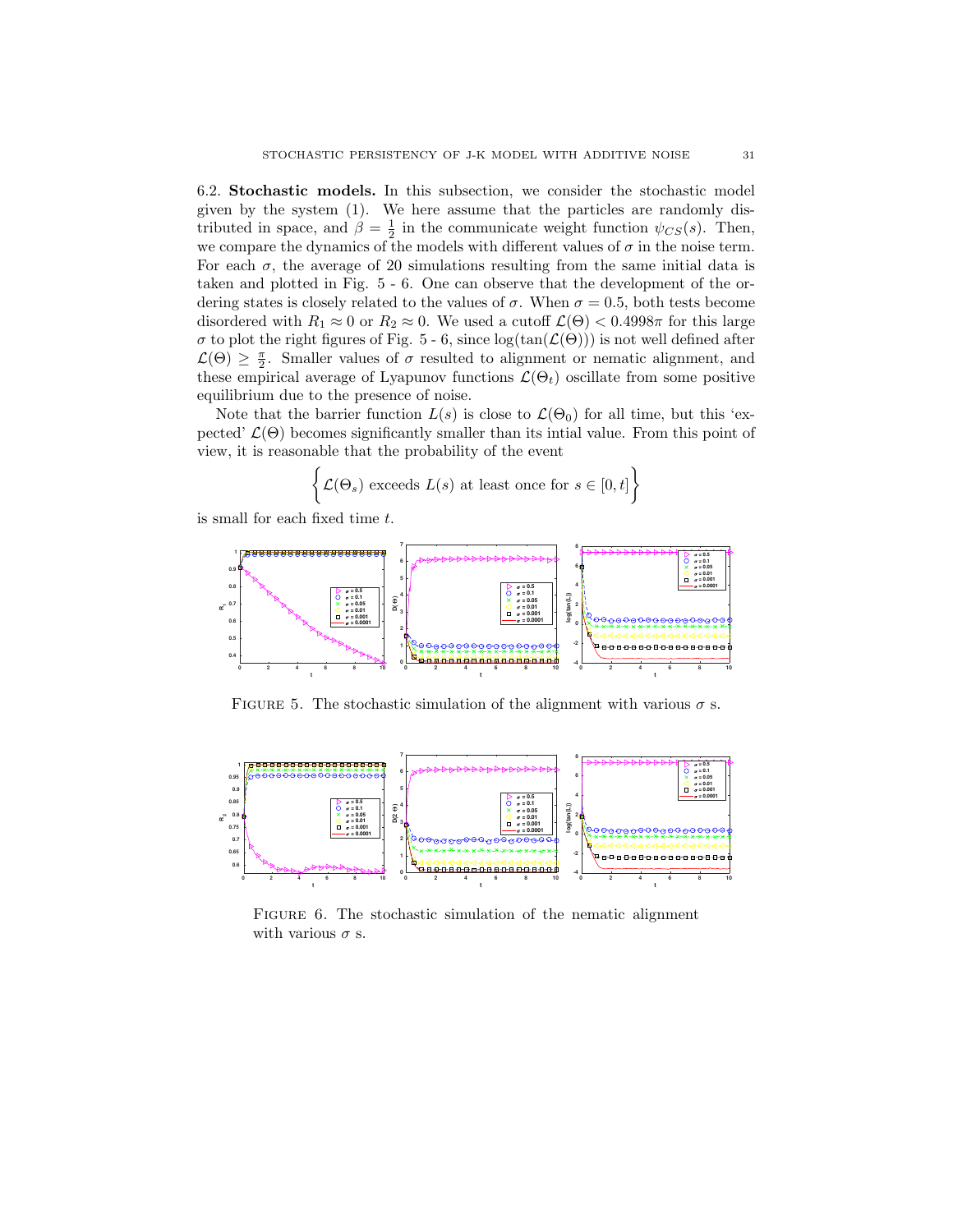6.2. **Stochastic models.** In this subsection, we consider the stochastic model given by the system (1). We here assume that the particles are randomly distributed in space, and $\beta = \frac{1}{2}$ in the communicate weight function $\psi_{CS}(s)$. Then, we compare the dynamics of the models with different values of $\sigma$ in the noise term. For each $\sigma$, the average of 20 simulations resulting from the same initial data is taken and plotted in Fig. 5 - 6. One can observe that the development of the ordering states is closely related to the values of $\sigma$. When $\sigma = 0.5$, both tests become disordered with $R_1 \approx 0$ or $R_2 \approx 0$. We used a cutoff $\mathcal{L}(\Theta) < 0.4998\pi$ for this large $\sigma$ to plot the right figures of Fig. 5 - 6, since $\log(\tan(\mathcal{L}(\Theta)))$ is not well defined after $\mathcal{L}(\Theta) \geq \frac{\pi}{2}$. Smaller values of $\sigma$ resulted to alignment or nematic alignment, and these empirical average of Lyapunov functions $\mathcal{L}(\Theta_t)$ oscillate from some positive equilibrium due to the presence of noise.

Note that the barrier function $L(s)$ is close to $\mathcal{L}(\Theta_0)$ for all time, but this 'expected' $\mathcal{L}(\Theta)$ becomes significantly smaller than its intial value. From this point of view, it is reasonable that the probability of the event

$$\left\{ \mathcal{L}(\Theta_s) \text{ exceeds } L(s) \text{ at least once for } s \in [0,t] \right\}$$

is small for each fixed time $t$.

FIGURE 5. The stochastic simulation of the alignment with various $\sigma$ s.

FIGURE 6. The stochastic simulation of the nematic alignment with various $\sigma$ s.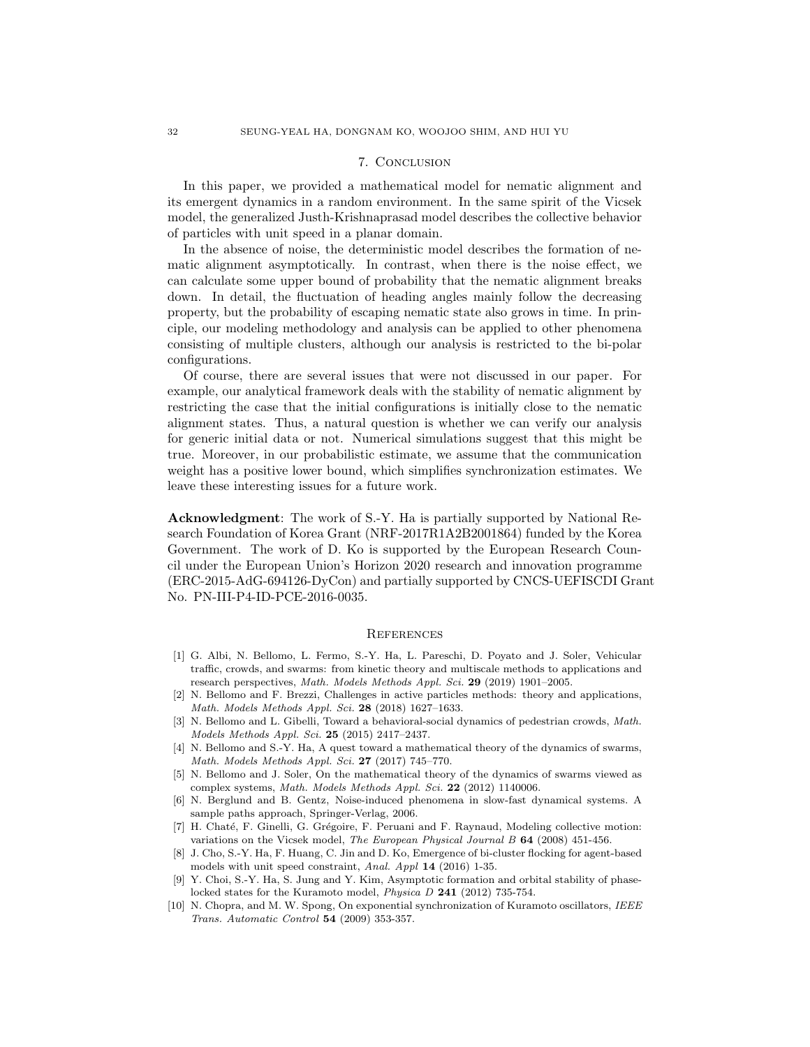## 7. Conclusion

In this paper, we provided a mathematical model for nematic alignment and its emergent dynamics in a random environment. In the same spirit of the Vicsek model, the generalized Justh-Krishnaprasad model describes the collective behavior of particles with unit speed in a planar domain.

In the absence of noise, the deterministic model describes the formation of nematic alignment asymptotically. In contrast, when there is the noise effect, we can calculate some upper bound of probability that the nematic alignment breaks down. In detail, the fluctuation of heading angles mainly follow the decreasing property, but the probability of escaping nematic state also grows in time. In principle, our modeling methodology and analysis can be applied to other phenomena consisting of multiple clusters, although our analysis is restricted to the bi-polar configurations.

Of course, there are several issues that were not discussed in our paper. For example, our analytical framework deals with the stability of nematic alignment by restricting the case that the initial configurations is initially close to the nematic alignment states. Thus, a natural question is whether we can verify our analysis for generic initial data or not. Numerical simulations suggest that this might be true. Moreover, in our probabilistic estimate, we assume that the communication weight has a positive lower bound, which simplifies synchronization estimates. We leave these interesting issues for a future work.

**Acknowledgment**: The work of S.-Y. Ha is partially supported by National Research Foundation of Korea Grant (NRF-2017R1A2B2001864) funded by the Korea Government. The work of D. Ko is supported by the European Research Council under the European Union's Horizon 2020 research and innovation programme (ERC-2015-AdG-694126-DyCon) and partially supported by CNCS-UEFISCDI Grant No. PN-III-P4-ID-PCE-2016-0035.

## References

[1] G. Albi, N. Bellomo, L. Fermo, S.-Y. Ha, L. Pareschi, D. Poyato and J. Soler, Vehicular traffic, crowds, and swarms: from kinetic theory and multiscale methods to applications and research perspectives, *Math. Models Methods Appl. Sci.* **29** (2019) 1901–2005.

[2] N. Bellomo and F. Brezzi, Challenges in active particles methods: theory and applications, *Math. Models Methods Appl. Sci.* **28** (2018) 1627–1633.

[3] N. Bellomo and L. Gibelli, Toward a behavioral-social dynamics of pedestrian crowds, *Math. Models Methods Appl. Sci.* **25** (2015) 2417–2437.

[4] N. Bellomo and S.-Y. Ha, A quest toward a mathematical theory of the dynamics of swarms, *Math. Models Methods Appl. Sci.* **27** (2017) 745–770.

[5] N. Bellomo and J. Soler, On the mathematical theory of the dynamics of swarms viewed as complex systems, *Math. Models Methods Appl. Sci.* **22** (2012) 1140006.

[6] N. Berglund and B. Gentz, Noise-induced phenomena in slow-fast dynamical systems. A sample paths approach, Springer-Verlag, 2006.

[7] H. Chaté, F. Ginelli, G. Grégoire, F. Peruani and F. Raynaud, Modeling collective motion: variations on the Vicsek model, *The European Physical Journal B* **64** (2008) 451-456.

[8] J. Cho, S.-Y. Ha, F. Huang, C. Jin and D. Ko, Emergence of bi-cluster flocking for agent-based models with unit speed constraint, *Anal. Appl* **14** (2016) 1-35.

[9] Y. Choi, S.-Y. Ha, S. Jung and Y. Kim, Asymptotic formation and orbital stability of phase-locked states for the Kuramoto model, *Physica D* **241** (2012) 735-754.

[10] N. Chopra, and M. W. Spong, On exponential synchronization of Kuramoto oscillators, *IEEE Trans. Automatic Control* **54** (2009) 353-357.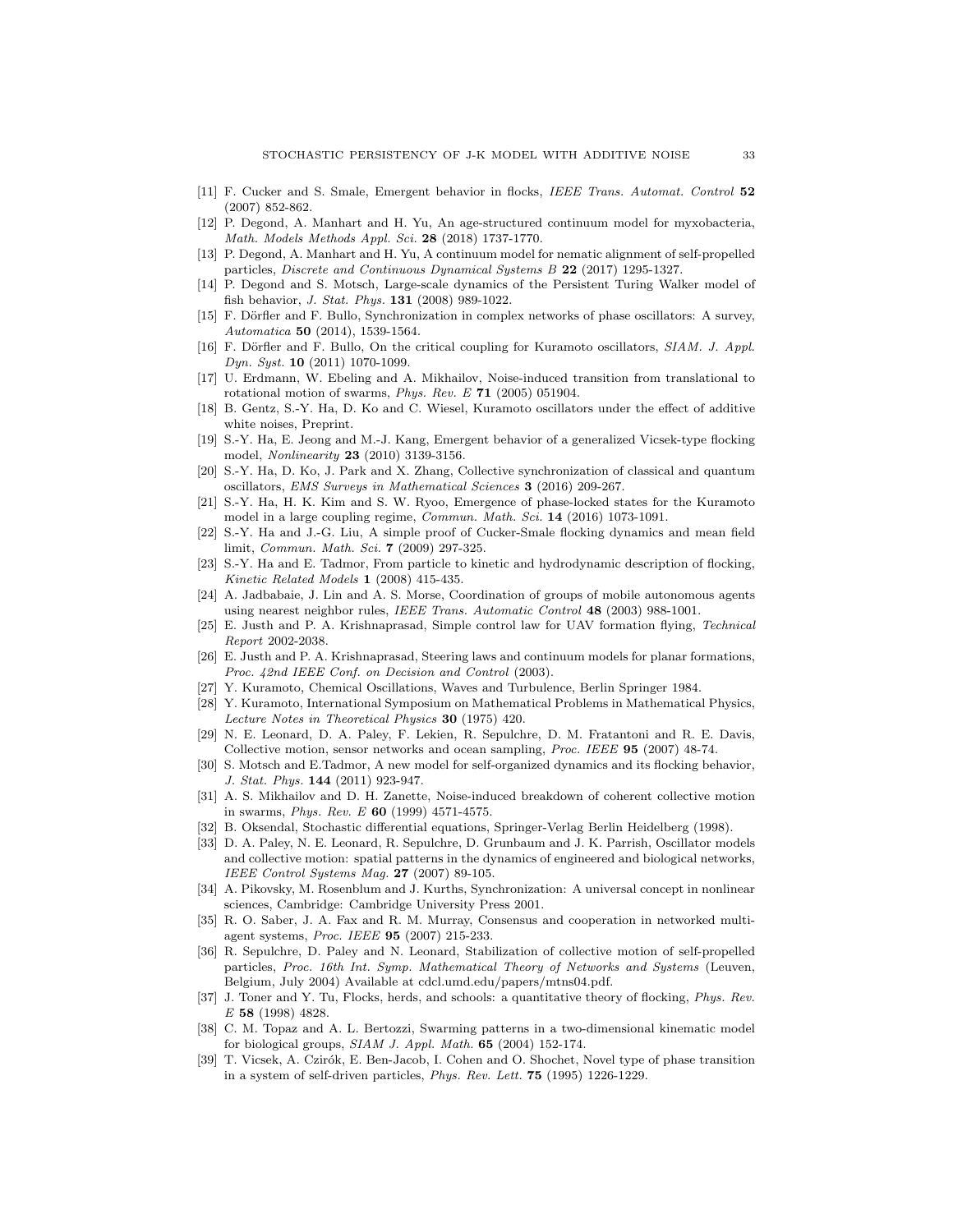[11] F. Cucker and S. Smale, Emergent behavior in flocks, *IEEE Trans. Automat. Control* **52** (2007) 852-862.

[12] P. Degond, A. Manhart and H. Yu, An age-structured continuum model for myxobacteria, *Math. Models Methods Appl. Sci.* **28** (2018) 1737-1770.

[13] P. Degond, A. Manhart and H. Yu, A continuum model for nematic alignment of self-propelled particles, *Discrete and Continuous Dynamical Systems B* **22** (2017) 1295-1327.

[14] P. Degond and S. Motsch, Large-scale dynamics of the Persistent Turing Walker model of fish behavior, *J. Stat. Phys.* **131** (2008) 989-1022.

[15] F. Dörfler and F. Bullo, Synchronization in complex networks of phase oscillators: A survey, *Automatica* **50** (2014), 1539-1564.

[16] F. Dörfler and F. Bullo, On the critical coupling for Kuramoto oscillators, *SIAM. J. Appl. Dyn. Syst.* **10** (2011) 1070-1099.

[17] U. Erdmann, W. Ebeling and A. Mikhailov, Noise-induced transition from translational to rotational motion of swarms, *Phys. Rev. E* **71** (2005) 051904.

[18] B. Gentz, S.-Y. Ha, D. Ko and C. Wiesel, Kuramoto oscillators under the effect of additive white noises, Preprint.

[19] S.-Y. Ha, E. Jeong and M.-J. Kang, Emergent behavior of a generalized Vicsek-type flocking model, *Nonlinearity* **23** (2010) 3139-3156.

[20] S.-Y. Ha, D. Ko, J. Park and X. Zhang, Collective synchronization of classical and quantum oscillators, *EMS Surveys in Mathematical Sciences* **3** (2016) 209-267.

[21] S.-Y. Ha, H. K. Kim and S. W. Ryoo, Emergence of phase-locked states for the Kuramoto model in a large coupling regime, *Commun. Math. Sci.* **14** (2016) 1073-1091.

[22] S.-Y. Ha and J.-G. Liu, A simple proof of Cucker-Smale flocking dynamics and mean field limit, *Commun. Math. Sci.* **7** (2009) 297-325.

[23] S.-Y. Ha and E. Tadmor, From particle to kinetic and hydrodynamic description of flocking, *Kinetic Related Models* **1** (2008) 415-435.

[24] A. Jadbabaie, J. Lin and A. S. Morse, Coordination of groups of mobile autonomous agents using nearest neighbor rules, *IEEE Trans. Automatic Control* **48** (2003) 988-1001.

[25] E. Justh and P. A. Krishnaprasad, Simple control law for UAV formation flying, *Technical Report* 2002-2038.

[26] E. Justh and P. A. Krishnaprasad, Steering laws and continuum models for planar formations, *Proc. 42nd IEEE Conf. on Decision and Control* (2003).

[27] Y. Kuramoto, Chemical Oscillations, Waves and Turbulence, Berlin Springer 1984.

[28] Y. Kuramoto, International Symposium on Mathematical Problems in Mathematical Physics, *Lecture Notes in Theoretical Physics* **30** (1975) 420.

[29] N. E. Leonard, D. A. Paley, F. Lekien, R. Sepulchre, D. M. Fratantoni and R. E. Davis, Collective motion, sensor networks and ocean sampling, *Proc. IEEE* **95** (2007) 48-74.

[30] S. Motsch and E.Tadmor, A new model for self-organized dynamics and its flocking behavior, *J. Stat. Phys.* **144** (2011) 923-947.

[31] A. S. Mikhailov and D. H. Zanette, Noise-induced breakdown of coherent collective motion in swarms, *Phys. Rev. E* **60** (1999) 4571-4575.

[32] B. Oksendal, Stochastic differential equations, Springer-Verlag Berlin Heidelberg (1998).

[33] D. A. Paley, N. E. Leonard, R. Sepulchre, D. Grunbaum and J. K. Parrish, Oscillator models and collective motion: spatial patterns in the dynamics of engineered and biological networks, *IEEE Control Systems Mag.* **27** (2007) 89-105.

[34] A. Pikovsky, M. Rosenblum and J. Kurths, Synchronization: A universal concept in nonlinear sciences, Cambridge: Cambridge University Press 2001.

[35] R. O. Saber, J. A. Fax and R. M. Murray, Consensus and cooperation in networked multi-agent systems, *Proc. IEEE* **95** (2007) 215-233.

[36] R. Sepulchre, D. Paley and N. Leonard, Stabilization of collective motion of self-propelled particles, *Proc. 16th Int. Symp. Mathematical Theory of Networks and Systems* (Leuven, Belgium, July 2004) Available at cdcl.umd.edu/papers/mtns04.pdf.

[37] J. Toner and Y. Tu, Flocks, herds, and schools: a quantitative theory of flocking, *Phys. Rev. E* **58** (1998) 4828.

[38] C. M. Topaz and A. L. Bertozzi, Swarming patterns in a two-dimensional kinematic model for biological groups, *SIAM J. Appl. Math.* **65** (2004) 152-174.

[39] T. Vicsek, A. Czirók, E. Ben-Jacob, I. Cohen and O. Shochet, Novel type of phase transition in a system of self-driven particles, *Phys. Rev. Lett.* **75** (1995) 1226-1229.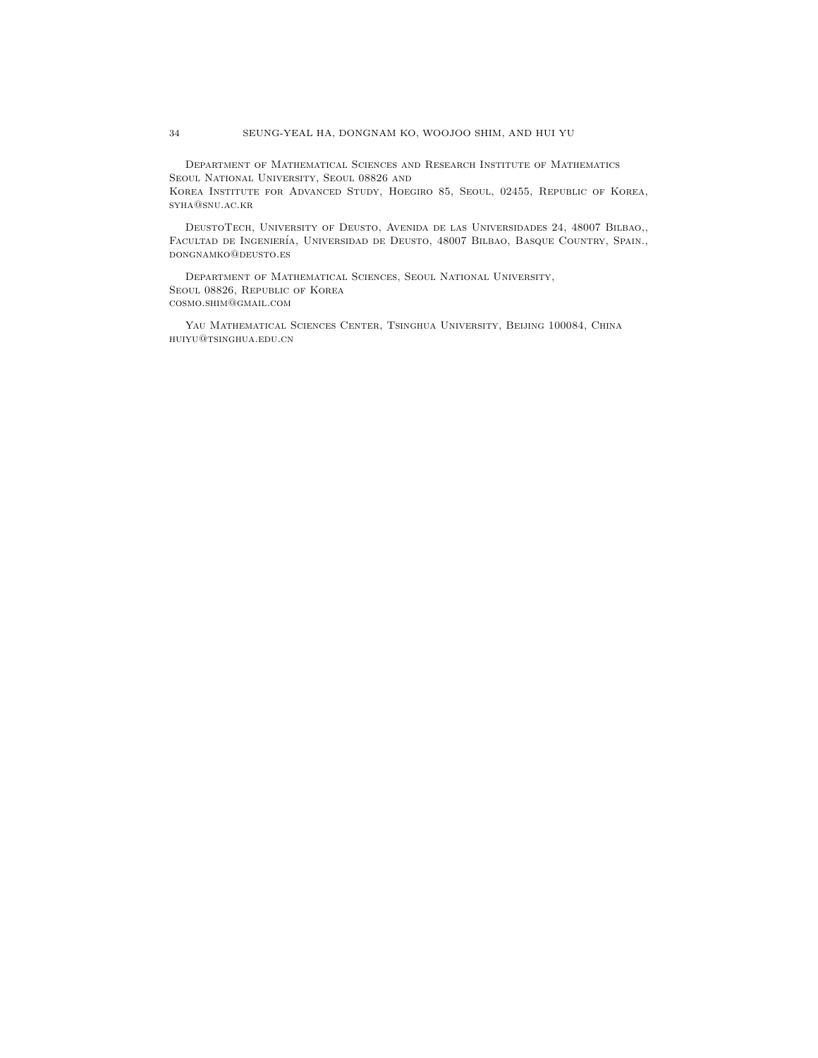Department of Mathematical Sciences and Research Institute of Mathematics Seoul National University, Seoul 08826 and
Korea Institute for Advanced Study, Hoegiro 85, Seoul, 02455, Republic of Korea,
syha@snu.ac.kr

DeustoTech, University of Deusto, Avenida de las Universidades 24, 48007 Bilbao,, Facultad de Ingeniería, Universidad de Deusto, 48007 Bilbao, Basque Country, Spain.,
dongnamko@deusto.es

Department of Mathematical Sciences, Seoul National University,
Seoul 08826, Republic of Korea
cosmo.shim@gmail.com

Yau Mathematical Sciences Center, Tsinghua University, Beijing 100084, China
huiyu@tsinghua.edu.cn